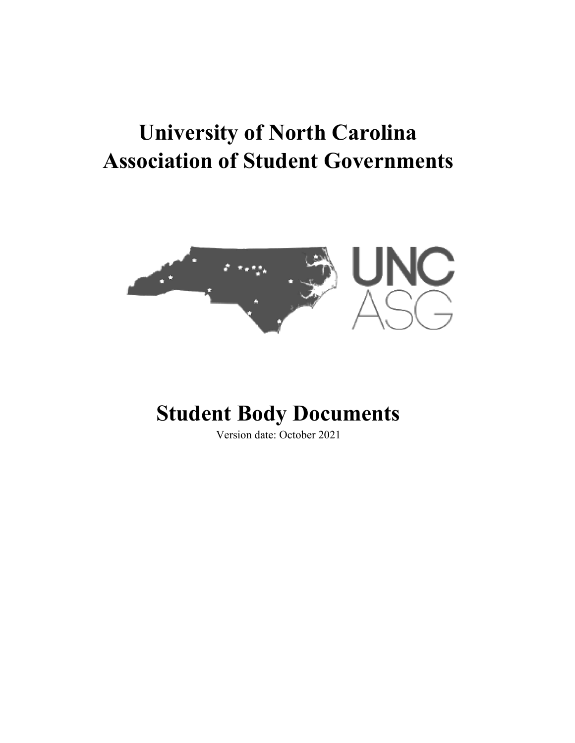# University of North Carolina Association of Student Governments

# Student Body Documents

Version date: October 2021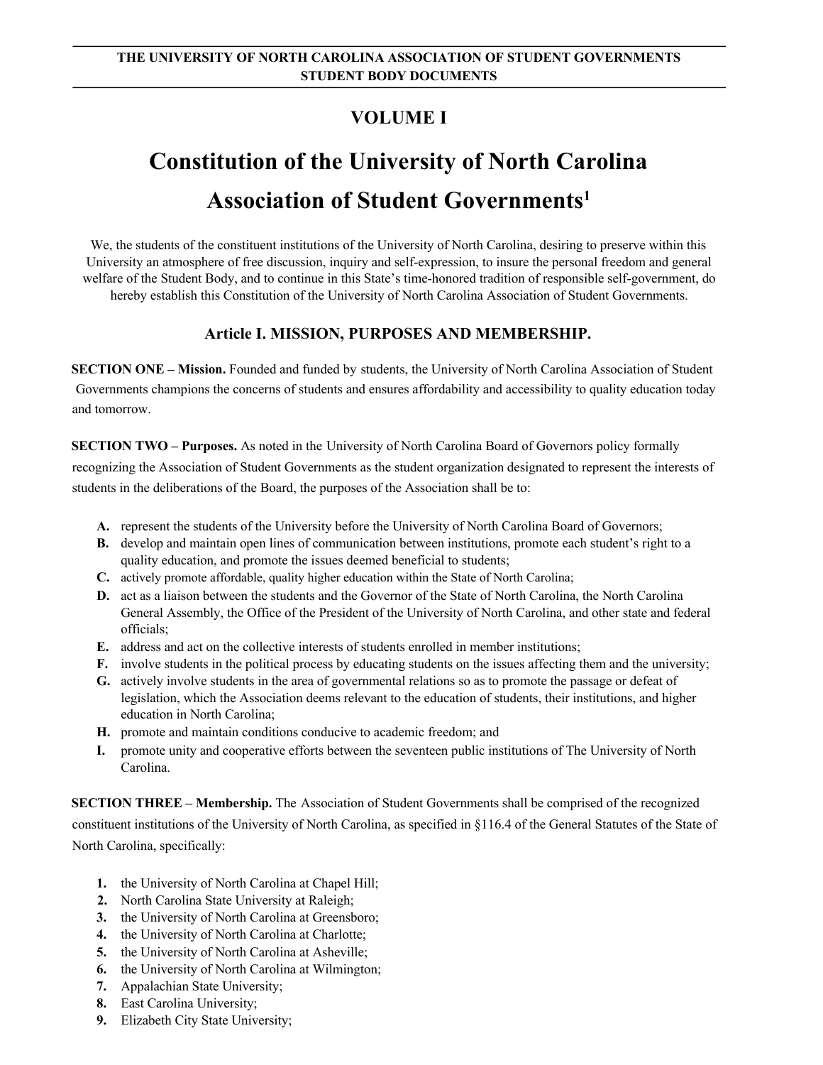THE UNIVERSITY OF NORTH CAROLINA ASSOCIATION OF STUDENT GOVERNMENTS
STUDENT BODY DOCUMENTS

## VOLUME I

# Constitution of the University of North Carolina Association of Student Governments[1]

We, the students of the constituent institutions of the University of North Carolina, desiring to preserve within this University an atmosphere of free discussion, inquiry and self-expression, to insure the personal freedom and general welfare of the Student Body, and to continue in this State's time-honored tradition of responsible self-government, do hereby establish this Constitution of the University of North Carolina Association of Student Governments.

### Article I. MISSION, PURPOSES AND MEMBERSHIP.

**SECTION ONE – Mission.** Founded and funded by students, the University of North Carolina Association of Student Governments champions the concerns of students and ensures affordability and accessibility to quality education today and tomorrow.

**SECTION TWO – Purposes.** As noted in the University of North Carolina Board of Governors policy formally recognizing the Association of Student Governments as the student organization designated to represent the interests of students in the deliberations of the Board, the purposes of the Association shall be to:

- **A.** represent the students of the University before the University of North Carolina Board of Governors;
- **B.** develop and maintain open lines of communication between institutions, promote each student's right to a quality education, and promote the issues deemed beneficial to students;
- **C.** actively promote affordable, quality higher education within the State of North Carolina;
- **D.** act as a liaison between the students and the Governor of the State of North Carolina, the North Carolina General Assembly, the Office of the President of the University of North Carolina, and other state and federal officials;
- **E.** address and act on the collective interests of students enrolled in member institutions;
- **F.** involve students in the political process by educating students on the issues affecting them and the university;
- **G.** actively involve students in the area of governmental relations so as to promote the passage or defeat of legislation, which the Association deems relevant to the education of students, their institutions, and higher education in North Carolina;
- **H.** promote and maintain conditions conducive to academic freedom; and
- **I.** promote unity and cooperative efforts between the seventeen public institutions of The University of North Carolina.

**SECTION THREE – Membership.** The Association of Student Governments shall be comprised of the recognized constituent institutions of the University of North Carolina, as specified in §116.4 of the General Statutes of the State of North Carolina, specifically:

1. the University of North Carolina at Chapel Hill;
2. North Carolina State University at Raleigh;
3. the University of North Carolina at Greensboro;
4. the University of North Carolina at Charlotte;
5. the University of North Carolina at Asheville;
6. the University of North Carolina at Wilmington;
7. Appalachian State University;
8. East Carolina University;
9. Elizabeth City State University;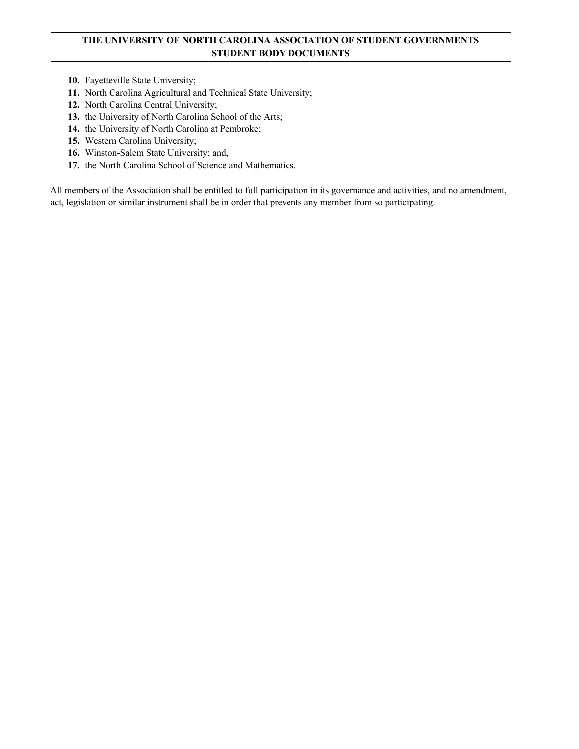10. Fayetteville State University;
11. North Carolina Agricultural and Technical State University;
12. North Carolina Central University;
13. the University of North Carolina School of the Arts;
14. the University of North Carolina at Pembroke;
15. Western Carolina University;
16. Winston-Salem State University; and,
17. the North Carolina School of Science and Mathematics.

All members of the Association shall be entitled to full participation in its governance and activities, and no amendment, act, legislation or similar instrument shall be in order that prevents any member from so participating.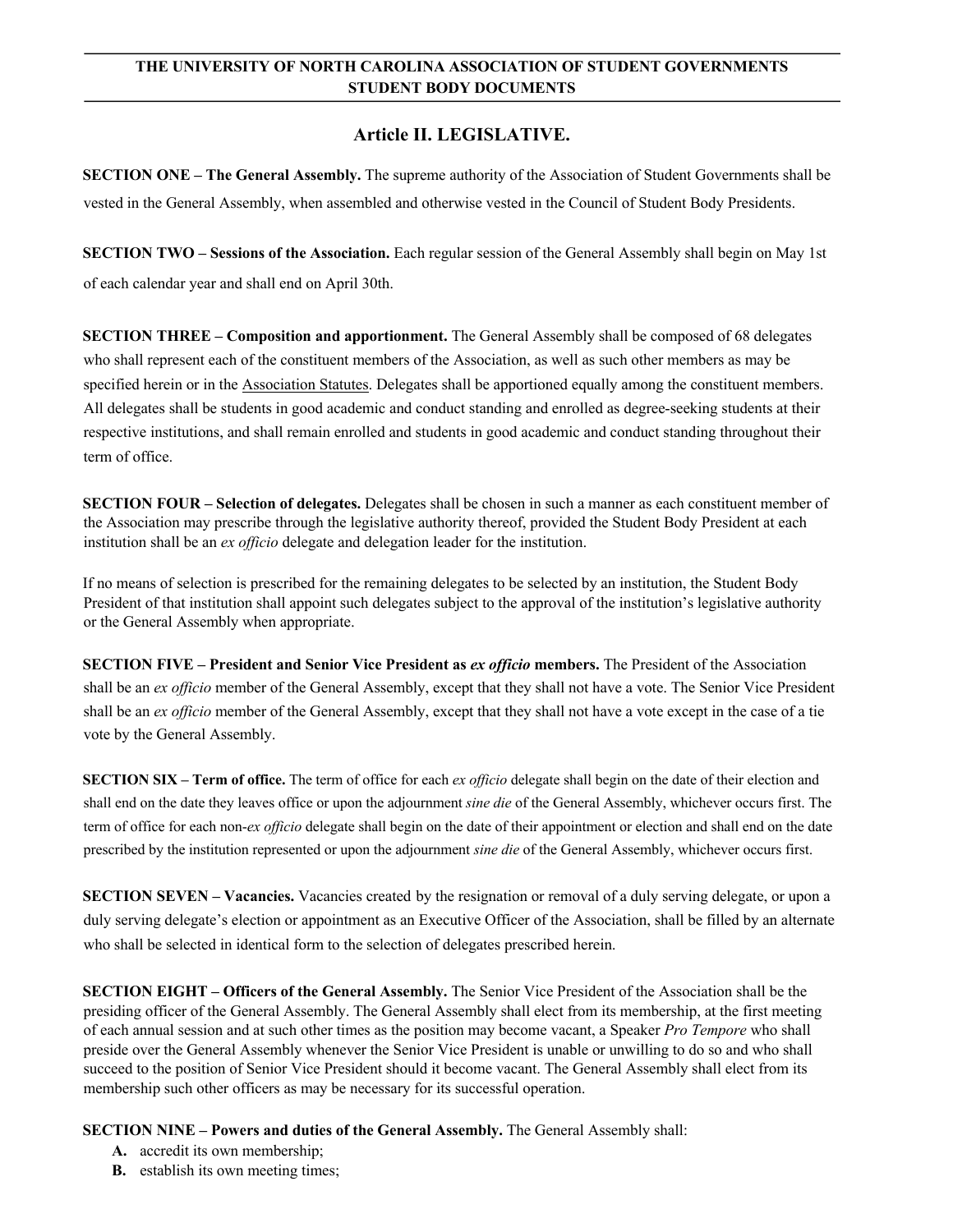## Article II. LEGISLATIVE.

**SECTION ONE – The General Assembly.** The supreme authority of the Association of Student Governments shall be vested in the General Assembly, when assembled and otherwise vested in the Council of Student Body Presidents.

**SECTION TWO – Sessions of the Association.** Each regular session of the General Assembly shall begin on May 1st of each calendar year and shall end on April 30th.

**SECTION THREE – Composition and apportionment.** The General Assembly shall be composed of 68 delegates who shall represent each of the constituent members of the Association, as well as such other members as may be specified herein or in the Association Statutes. Delegates shall be apportioned equally among the constituent members. All delegates shall be students in good academic and conduct standing and enrolled as degree-seeking students at their respective institutions, and shall remain enrolled and students in good academic and conduct standing throughout their term of office.

**SECTION FOUR – Selection of delegates.** Delegates shall be chosen in such a manner as each constituent member of the Association may prescribe through the legislative authority thereof, provided the Student Body President at each institution shall be an *ex officio* delegate and delegation leader for the institution.

If no means of selection is prescribed for the remaining delegates to be selected by an institution, the Student Body President of that institution shall appoint such delegates subject to the approval of the institution's legislative authority or the General Assembly when appropriate.

**SECTION FIVE – President and Senior Vice President as *ex officio* members.** The President of the Association shall be an *ex officio* member of the General Assembly, except that they shall not have a vote. The Senior Vice President shall be an *ex officio* member of the General Assembly, except that they shall not have a vote except in the case of a tie vote by the General Assembly.

**SECTION SIX – Term of office.** The term of office for each *ex officio* delegate shall begin on the date of their election and shall end on the date they leaves office or upon the adjournment *sine die* of the General Assembly, whichever occurs first. The term of office for each non-*ex officio* delegate shall begin on the date of their appointment or election and shall end on the date prescribed by the institution represented or upon the adjournment *sine die* of the General Assembly, whichever occurs first.

**SECTION SEVEN – Vacancies.** Vacancies created by the resignation or removal of a duly serving delegate, or upon a duly serving delegate's election or appointment as an Executive Officer of the Association, shall be filled by an alternate who shall be selected in identical form to the selection of delegates prescribed herein.

**SECTION EIGHT – Officers of the General Assembly.** The Senior Vice President of the Association shall be the presiding officer of the General Assembly. The General Assembly shall elect from its membership, at the first meeting of each annual session and at such other times as the position may become vacant, a Speaker *Pro Tempore* who shall preside over the General Assembly whenever the Senior Vice President is unable or unwilling to do so and who shall succeed to the position of Senior Vice President should it become vacant. The General Assembly shall elect from its membership such other officers as may be necessary for its successful operation.

**SECTION NINE – Powers and duties of the General Assembly.** The General Assembly shall:

- **A.** accredit its own membership;
- **B.** establish its own meeting times;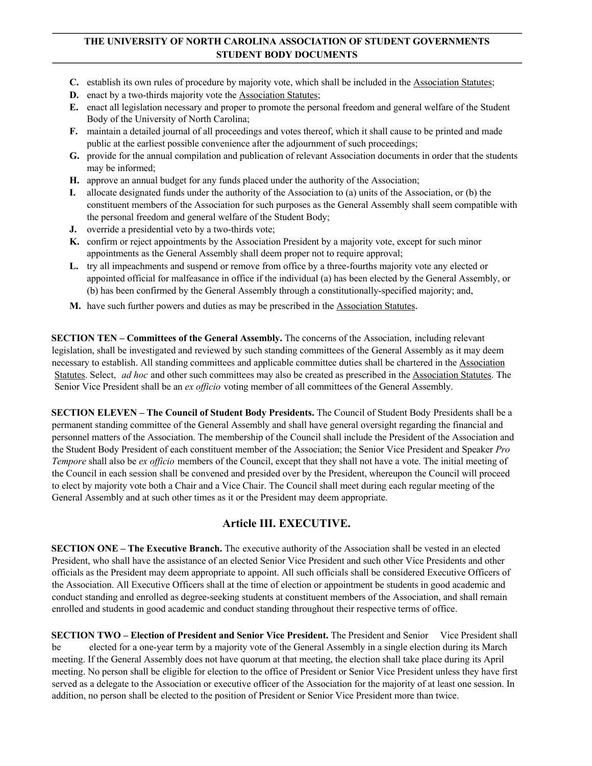- **C.** establish its own rules of procedure by majority vote, which shall be included in the Association Statutes;
- **D.** enact by a two-thirds majority vote the Association Statutes;
- **E.** enact all legislation necessary and proper to promote the personal freedom and general welfare of the Student Body of the University of North Carolina;
- **F.** maintain a detailed journal of all proceedings and votes thereof, which it shall cause to be printed and made public at the earliest possible convenience after the adjournment of such proceedings;
- **G.** provide for the annual compilation and publication of relevant Association documents in order that the students may be informed;
- **H.** approve an annual budget for any funds placed under the authority of the Association;
- **I.** allocate designated funds under the authority of the Association to (a) units of the Association, or (b) the constituent members of the Association for such purposes as the General Assembly shall seem compatible with the personal freedom and general welfare of the Student Body;
- **J.** override a presidential veto by a two-thirds vote;
- **K.** confirm or reject appointments by the Association President by a majority vote, except for such minor appointments as the General Assembly shall deem proper not to require approval;
- **L.** try all impeachments and suspend or remove from office by a three-fourths majority vote any elected or appointed official for malfeasance in office if the individual (a) has been elected by the General Assembly, or (b) has been confirmed by the General Assembly through a constitutionally-specified majority; and,
- **M.** have such further powers and duties as may be prescribed in the Association Statutes.

**SECTION TEN – Committees of the General Assembly.** The concerns of the Association, including relevant legislation, shall be investigated and reviewed by such standing committees of the General Assembly as it may deem necessary to establish. All standing committees and applicable committee duties shall be chartered in the Association Statutes. Select, *ad hoc* and other such committees may also be created as prescribed in the Association Statutes. The Senior Vice President shall be an *ex officio* voting member of all committees of the General Assembly.

**SECTION ELEVEN – The Council of Student Body Presidents.** The Council of Student Body Presidents shall be a permanent standing committee of the General Assembly and shall have general oversight regarding the financial and personnel matters of the Association. The membership of the Council shall include the President of the Association and the Student Body President of each constituent member of the Association; the Senior Vice President and Speaker *Pro Tempore* shall also be *ex officio* members of the Council, except that they shall not have a vote. The initial meeting of the Council in each session shall be convened and presided over by the President, whereupon the Council will proceed to elect by majority vote both a Chair and a Vice Chair. The Council shall meet during each regular meeting of the General Assembly and at such other times as it or the President may deem appropriate.

## Article III. EXECUTIVE.

**SECTION ONE – The Executive Branch.** The executive authority of the Association shall be vested in an elected President, who shall have the assistance of an elected Senior Vice President and such other Vice Presidents and other officials as the President may deem appropriate to appoint. All such officials shall be considered Executive Officers of the Association. All Executive Officers shall at the time of election or appointment be students in good academic and conduct standing and enrolled as degree-seeking students at constituent members of the Association, and shall remain enrolled and students in good academic and conduct standing throughout their respective terms of office.

**SECTION TWO – Election of President and Senior Vice President.** The President and Senior Vice President shall be elected for a one-year term by a majority vote of the General Assembly in a single election during its March meeting. If the General Assembly does not have quorum at that meeting, the election shall take place during its April meeting. No person shall be eligible for election to the office of President or Senior Vice President unless they have first served as a delegate to the Association or executive officer of the Association for the majority of at least one session. In addition, no person shall be elected to the position of President or Senior Vice President more than twice.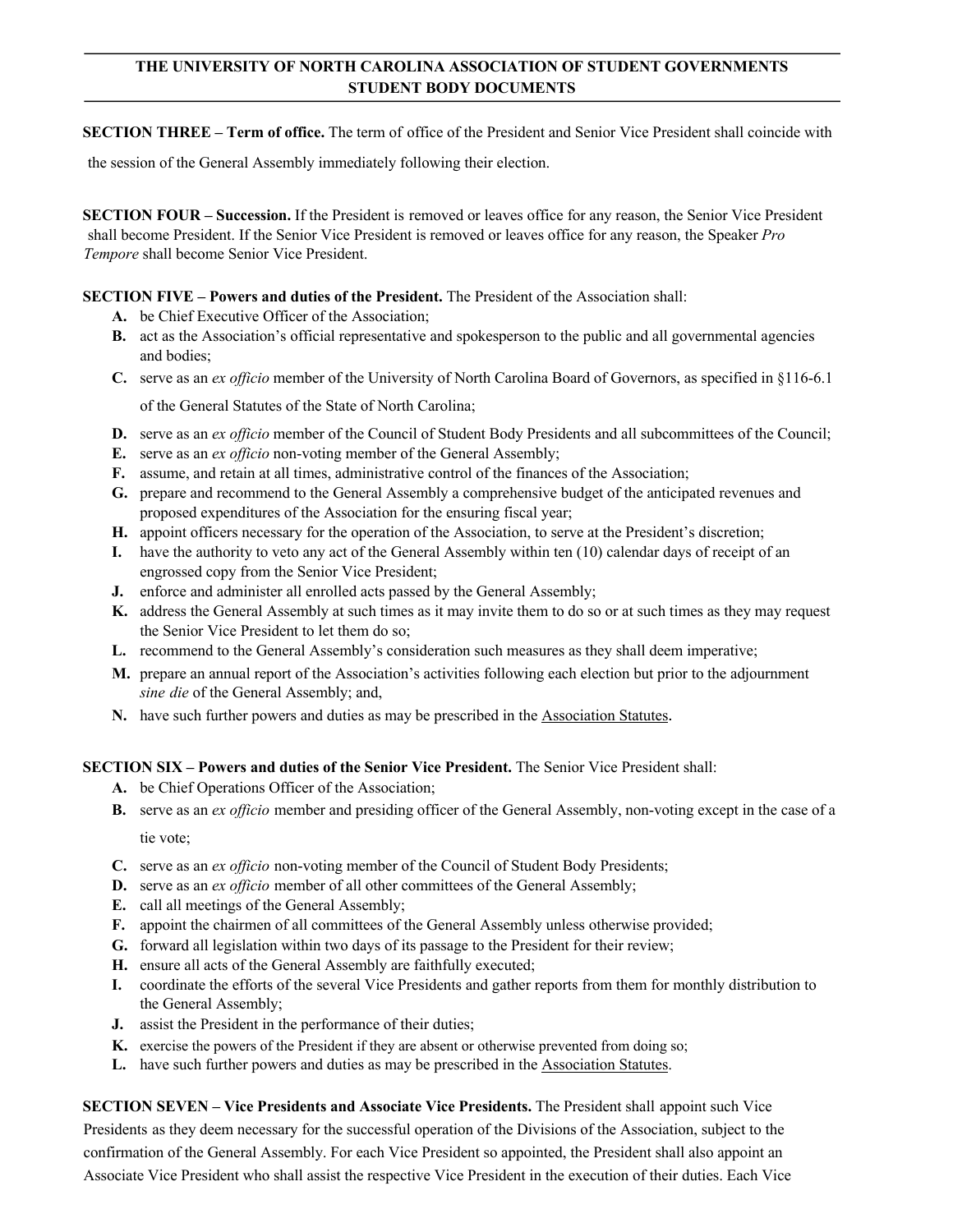**SECTION THREE – Term of office.** The term of office of the President and Senior Vice President shall coincide with the session of the General Assembly immediately following their election.

**SECTION FOUR – Succession.** If the President is removed or leaves office for any reason, the Senior Vice President shall become President. If the Senior Vice President is removed or leaves office for any reason, the Speaker *Pro Tempore* shall become Senior Vice President.

**SECTION FIVE – Powers and duties of the President.** The President of the Association shall:

- **A.** be Chief Executive Officer of the Association;
- **B.** act as the Association's official representative and spokesperson to the public and all governmental agencies and bodies;
- **C.** serve as an *ex officio* member of the University of North Carolina Board of Governors, as specified in §116-6.1 of the General Statutes of the State of North Carolina;
- **D.** serve as an *ex officio* member of the Council of Student Body Presidents and all subcommittees of the Council;
- **E.** serve as an *ex officio* non-voting member of the General Assembly;
- **F.** assume, and retain at all times, administrative control of the finances of the Association;
- **G.** prepare and recommend to the General Assembly a comprehensive budget of the anticipated revenues and proposed expenditures of the Association for the ensuring fiscal year;
- **H.** appoint officers necessary for the operation of the Association, to serve at the President's discretion;
- **I.** have the authority to veto any act of the General Assembly within ten (10) calendar days of receipt of an engrossed copy from the Senior Vice President;
- **J.** enforce and administer all enrolled acts passed by the General Assembly;
- **K.** address the General Assembly at such times as it may invite them to do so or at such times as they may request the Senior Vice President to let them do so;
- **L.** recommend to the General Assembly's consideration such measures as they shall deem imperative;
- **M.** prepare an annual report of the Association's activities following each election but prior to the adjournment *sine die* of the General Assembly; and,
- **N.** have such further powers and duties as may be prescribed in the Association Statutes.

**SECTION SIX – Powers and duties of the Senior Vice President.** The Senior Vice President shall:

- **A.** be Chief Operations Officer of the Association;
- **B.** serve as an *ex officio* member and presiding officer of the General Assembly, non-voting except in the case of a tie vote;
- **C.** serve as an *ex officio* non-voting member of the Council of Student Body Presidents;
- **D.** serve as an *ex officio* member of all other committees of the General Assembly;
- **E.** call all meetings of the General Assembly;
- **F.** appoint the chairmen of all committees of the General Assembly unless otherwise provided;
- **G.** forward all legislation within two days of its passage to the President for their review;
- **H.** ensure all acts of the General Assembly are faithfully executed;
- **I.** coordinate the efforts of the several Vice Presidents and gather reports from them for monthly distribution to the General Assembly;
- **J.** assist the President in the performance of their duties;
- **K.** exercise the powers of the President if they are absent or otherwise prevented from doing so;
- **L.** have such further powers and duties as may be prescribed in the Association Statutes.

**SECTION SEVEN – Vice Presidents and Associate Vice Presidents.** The President shall appoint such Vice Presidents as they deem necessary for the successful operation of the Divisions of the Association, subject to the confirmation of the General Assembly. For each Vice President so appointed, the President shall also appoint an Associate Vice President who shall assist the respective Vice President in the execution of their duties. Each Vice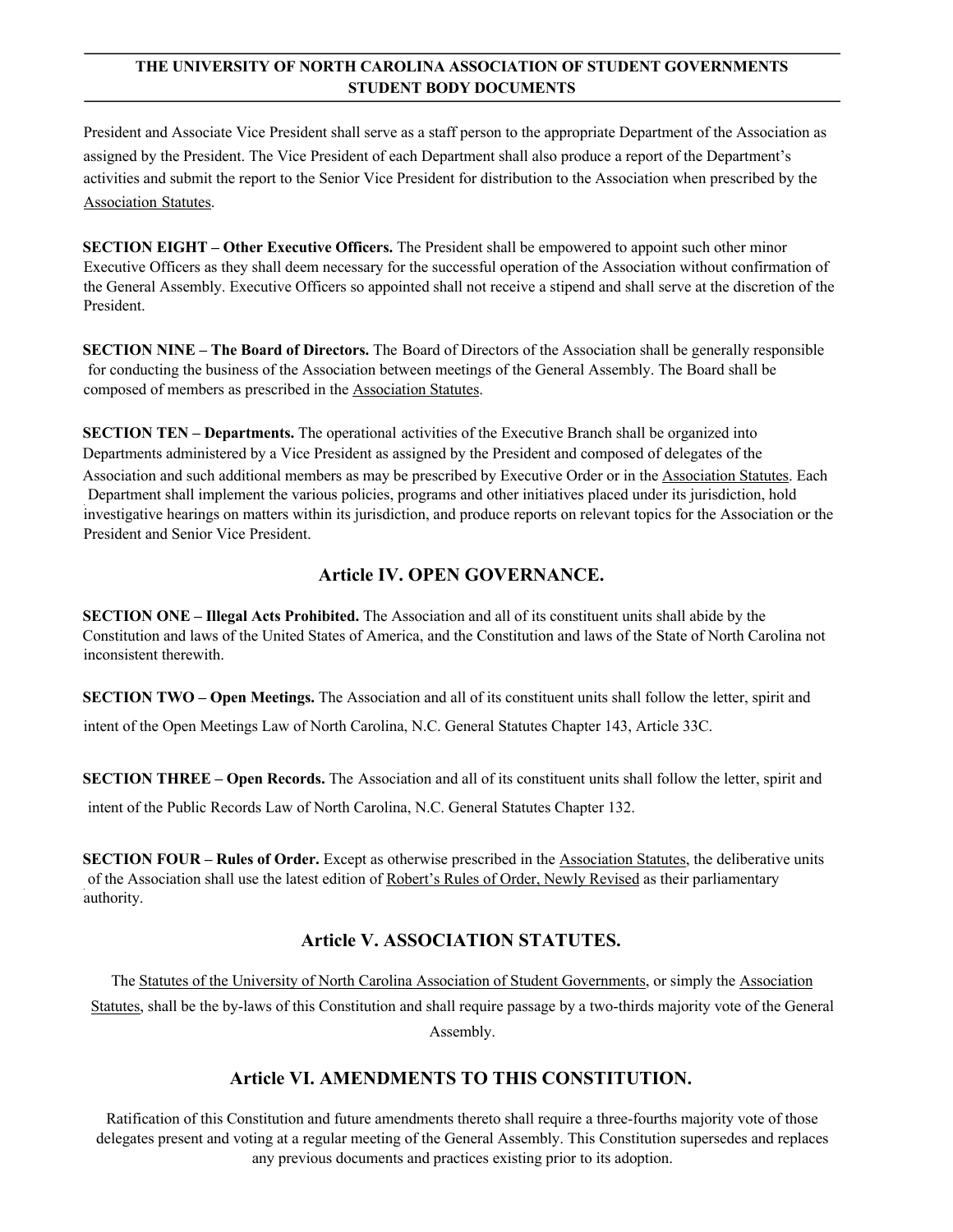President and Associate Vice President shall serve as a staff person to the appropriate Department of the Association as assigned by the President. The Vice President of each Department shall also produce a report of the Department's activities and submit the report to the Senior Vice President for distribution to the Association when prescribed by the Association Statutes.

**SECTION EIGHT – Other Executive Officers.** The President shall be empowered to appoint such other minor Executive Officers as they shall deem necessary for the successful operation of the Association without confirmation of the General Assembly. Executive Officers so appointed shall not receive a stipend and shall serve at the discretion of the President.

**SECTION NINE – The Board of Directors.** The Board of Directors of the Association shall be generally responsible for conducting the business of the Association between meetings of the General Assembly. The Board shall be composed of members as prescribed in the Association Statutes.

**SECTION TEN – Departments.** The operational activities of the Executive Branch shall be organized into Departments administered by a Vice President as assigned by the President and composed of delegates of the Association and such additional members as may be prescribed by Executive Order or in the Association Statutes. Each Department shall implement the various policies, programs and other initiatives placed under its jurisdiction, hold investigative hearings on matters within its jurisdiction, and produce reports on relevant topics for the Association or the President and Senior Vice President.

## Article IV. OPEN GOVERNANCE.

**SECTION ONE – Illegal Acts Prohibited.** The Association and all of its constituent units shall abide by the Constitution and laws of the United States of America, and the Constitution and laws of the State of North Carolina not inconsistent therewith.

**SECTION TWO – Open Meetings.** The Association and all of its constituent units shall follow the letter, spirit and intent of the Open Meetings Law of North Carolina, N.C. General Statutes Chapter 143, Article 33C.

**SECTION THREE – Open Records.** The Association and all of its constituent units shall follow the letter, spirit and intent of the Public Records Law of North Carolina, N.C. General Statutes Chapter 132.

**SECTION FOUR – Rules of Order.** Except as otherwise prescribed in the Association Statutes, the deliberative units of the Association shall use the latest edition of Robert's Rules of Order, Newly Revised as their parliamentary authority.

## Article V. ASSOCIATION STATUTES.

The Statutes of the University of North Carolina Association of Student Governments, or simply the Association Statutes, shall be the by-laws of this Constitution and shall require passage by a two-thirds majority vote of the General Assembly.

## Article VI. AMENDMENTS TO THIS CONSTITUTION.

Ratification of this Constitution and future amendments thereto shall require a three-fourths majority vote of those delegates present and voting at a regular meeting of the General Assembly. This Constitution supersedes and replaces any previous documents and practices existing prior to its adoption.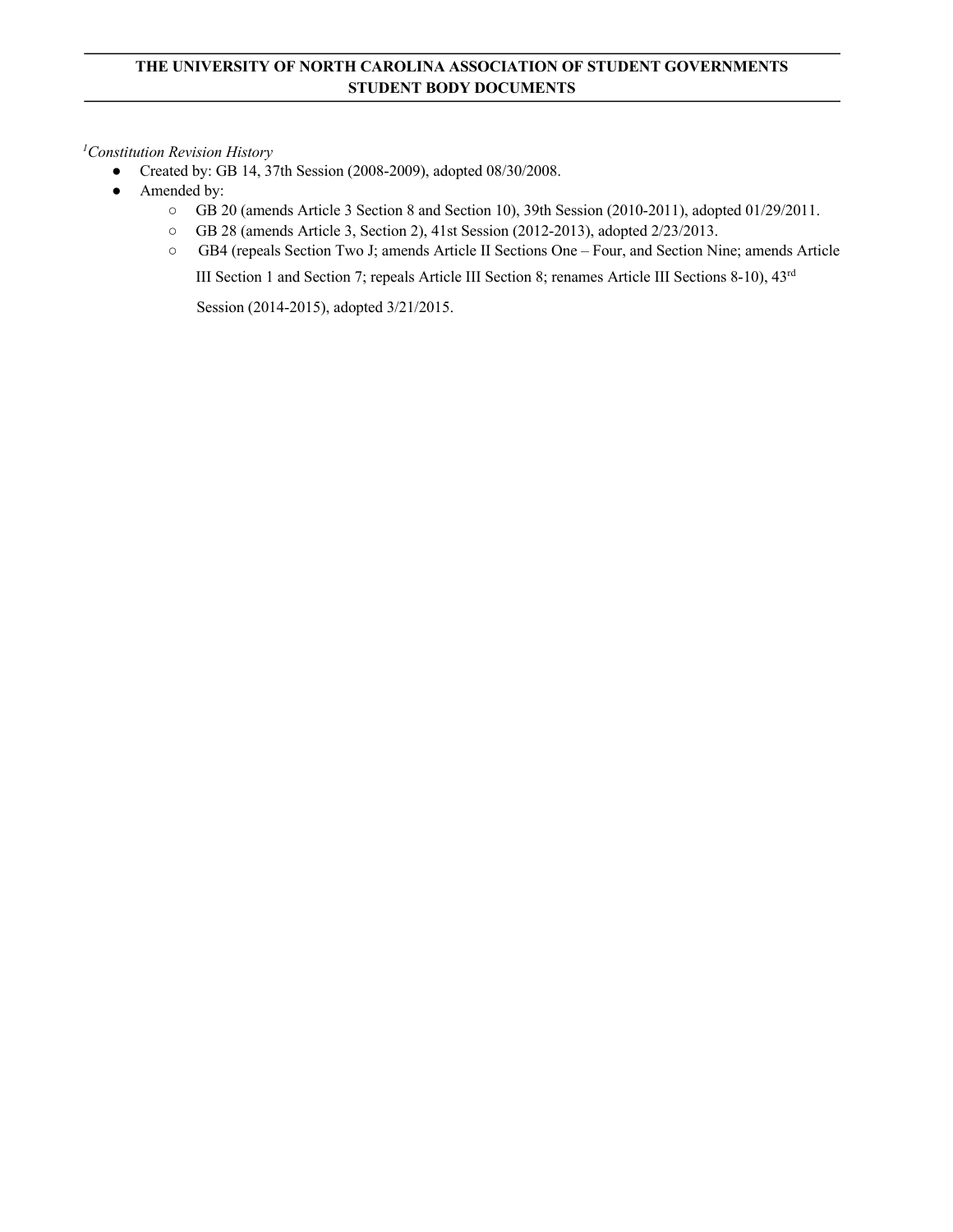[1]*Constitution Revision History*

- Created by: GB 14, 37th Session (2008-2009), adopted 08/30/2008.
- Amended by:
  - GB 20 (amends Article 3 Section 8 and Section 10), 39th Session (2010-2011), adopted 01/29/2011.
  - GB 28 (amends Article 3, Section 2), 41st Session (2012-2013), adopted 2/23/2013.
  - GB4 (repeals Section Two J; amends Article II Sections One – Four, and Section Nine; amends Article III Section 1 and Section 7; repeals Article III Section 8; renames Article III Sections 8-10), 43rd Session (2014-2015), adopted 3/21/2015.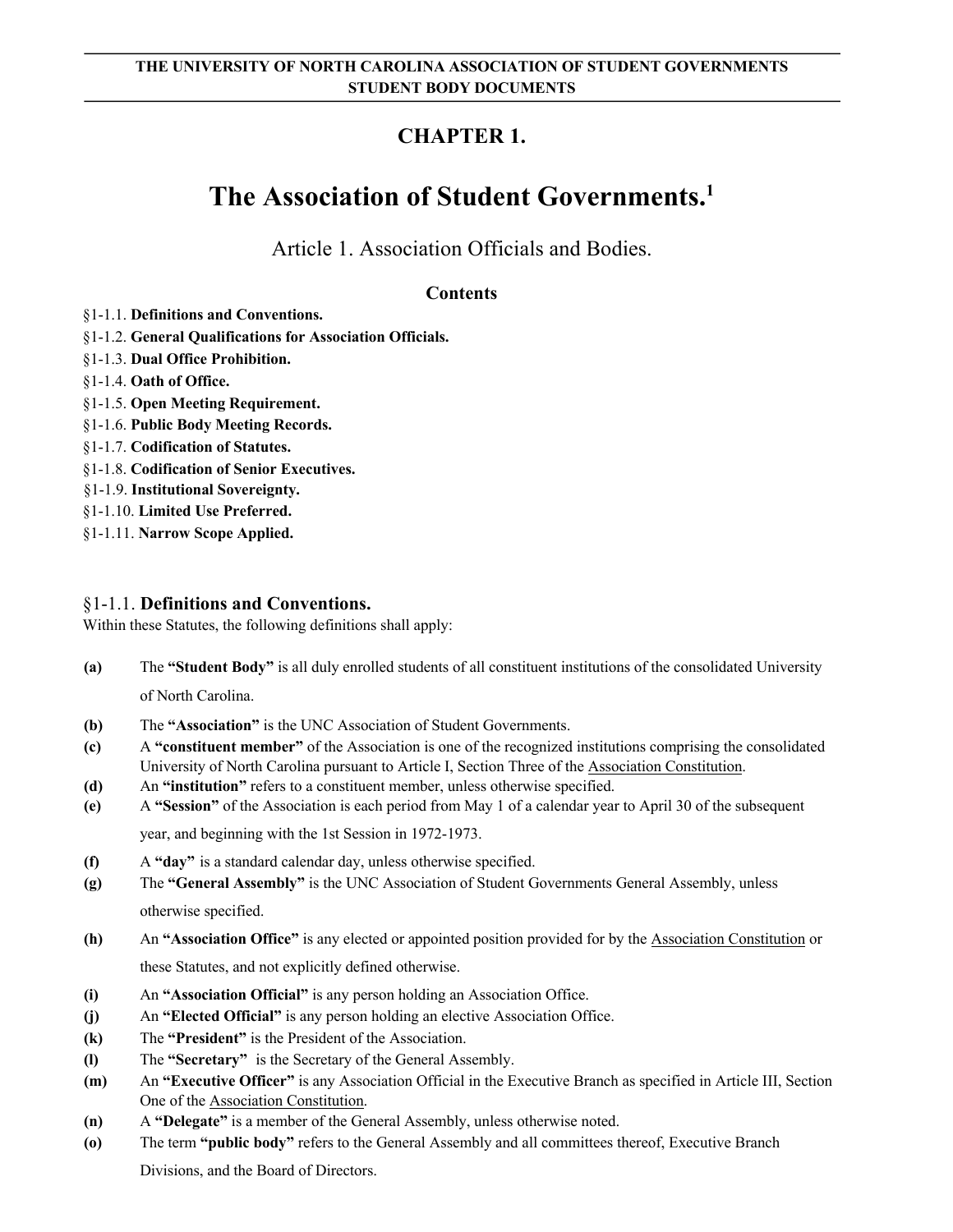# CHAPTER 1.

# The Association of Student Governments.[1]

## Article 1. Association Officials and Bodies.

### Contents

§1-1.1. **Definitions and Conventions.**
§1-1.2. **General Qualifications for Association Officials.**
§1-1.3. **Dual Office Prohibition.**
§1-1.4. **Oath of Office.**
§1-1.5. **Open Meeting Requirement.**
§1-1.6. **Public Body Meeting Records.**
§1-1.7. **Codification of Statutes.**
§1-1.8. **Codification of Senior Executives.**
§1-1.9. **Institutional Sovereignty.**
§1-1.10. **Limited Use Preferred.**
§1-1.11. **Narrow Scope Applied.**

### §1-1.1. Definitions and Conventions.

Within these Statutes, the following definitions shall apply:

**(a)** The **"Student Body"** is all duly enrolled students of all constituent institutions of the consolidated University of North Carolina.

**(b)** The **"Association"** is the UNC Association of Student Governments.

**(c)** A **"constituent member"** of the Association is one of the recognized institutions comprising the consolidated University of North Carolina pursuant to Article I, Section Three of the Association Constitution.

**(d)** An **"institution"** refers to a constituent member, unless otherwise specified.

**(e)** A **"Session"** of the Association is each period from May 1 of a calendar year to April 30 of the subsequent year, and beginning with the 1st Session in 1972-1973.

**(f)** A **"day"** is a standard calendar day, unless otherwise specified.

**(g)** The **"General Assembly"** is the UNC Association of Student Governments General Assembly, unless otherwise specified.

**(h)** An **"Association Office"** is any elected or appointed position provided for by the Association Constitution or these Statutes, and not explicitly defined otherwise.

**(i)** An **"Association Official"** is any person holding an Association Office.

**(j)** An **"Elected Official"** is any person holding an elective Association Office.

**(k)** The **"President"** is the President of the Association.

**(l)** The **"Secretary"** is the Secretary of the General Assembly.

**(m)** An **"Executive Officer"** is any Association Official in the Executive Branch as specified in Article III, Section One of the Association Constitution.

**(n)** A **"Delegate"** is a member of the General Assembly, unless otherwise noted.

**(o)** The term **"public body"** refers to the General Assembly and all committees thereof, Executive Branch Divisions, and the Board of Directors.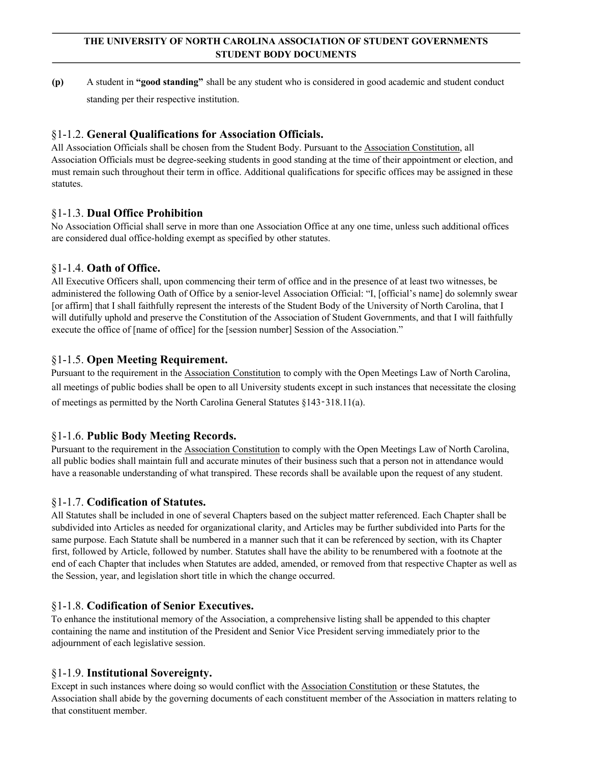**(p)** A student in **"good standing"** shall be any student who is considered in good academic and student conduct standing per their respective institution.

### §1-1.2. **General Qualifications for Association Officials.**

All Association Officials shall be chosen from the Student Body. Pursuant to the Association Constitution, all Association Officials must be degree-seeking students in good standing at the time of their appointment or election, and must remain such throughout their term in office. Additional qualifications for specific offices may be assigned in these statutes.

### §1-1.3. **Dual Office Prohibition**

No Association Official shall serve in more than one Association Office at any one time, unless such additional offices are considered dual office-holding exempt as specified by other statutes.

### §1-1.4. **Oath of Office.**

All Executive Officers shall, upon commencing their term of office and in the presence of at least two witnesses, be administered the following Oath of Office by a senior-level Association Official: "I, [official's name] do solemnly swear [or affirm] that I shall faithfully represent the interests of the Student Body of the University of North Carolina, that I will dutifully uphold and preserve the Constitution of the Association of Student Governments, and that I will faithfully execute the office of [name of office] for the [session number] Session of the Association."

### §1-1.5. **Open Meeting Requirement.**

Pursuant to the requirement in the Association Constitution to comply with the Open Meetings Law of North Carolina, all meetings of public bodies shall be open to all University students except in such instances that necessitate the closing of meetings as permitted by the North Carolina General Statutes §143-318.11(a).

### §1-1.6. **Public Body Meeting Records.**

Pursuant to the requirement in the Association Constitution to comply with the Open Meetings Law of North Carolina, all public bodies shall maintain full and accurate minutes of their business such that a person not in attendance would have a reasonable understanding of what transpired. These records shall be available upon the request of any student.

### §1-1.7. **Codification of Statutes.**

All Statutes shall be included in one of several Chapters based on the subject matter referenced. Each Chapter shall be subdivided into Articles as needed for organizational clarity, and Articles may be further subdivided into Parts for the same purpose. Each Statute shall be numbered in a manner such that it can be referenced by section, with its Chapter first, followed by Article, followed by number. Statutes shall have the ability to be renumbered with a footnote at the end of each Chapter that includes when Statutes are added, amended, or removed from that respective Chapter as well as the Session, year, and legislation short title in which the change occurred.

### §1-1.8. **Codification of Senior Executives.**

To enhance the institutional memory of the Association, a comprehensive listing shall be appended to this chapter containing the name and institution of the President and Senior Vice President serving immediately prior to the adjournment of each legislative session.

### §1-1.9. **Institutional Sovereignty.**

Except in such instances where doing so would conflict with the Association Constitution or these Statutes, the Association shall abide by the governing documents of each constituent member of the Association in matters relating to that constituent member.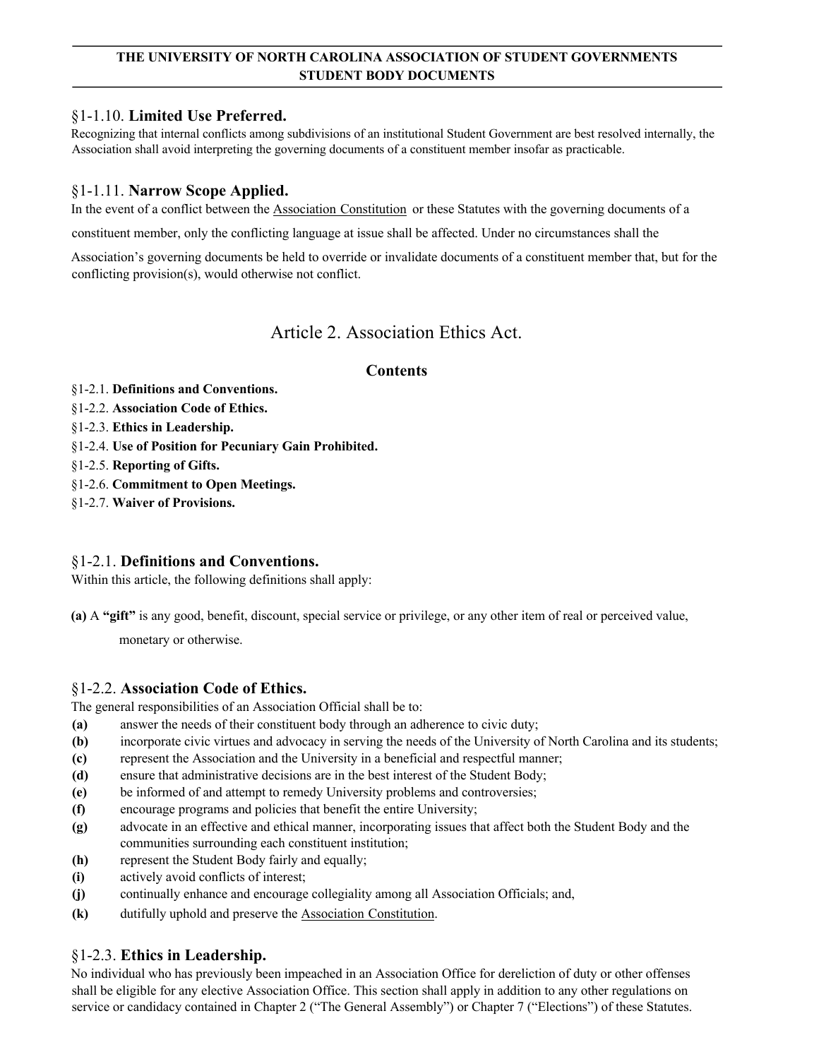### §1-1.10. **Limited Use Preferred.**

Recognizing that internal conflicts among subdivisions of an institutional Student Government are best resolved internally, the Association shall avoid interpreting the governing documents of a constituent member insofar as practicable.

### §1-1.11. **Narrow Scope Applied.**

In the event of a conflict between the Association Constitution or these Statutes with the governing documents of a constituent member, only the conflicting language at issue shall be affected. Under no circumstances shall the Association's governing documents be held to override or invalidate documents of a constituent member that, but for the conflicting provision(s), would otherwise not conflict.

## Article 2. Association Ethics Act.

### Contents

§1-2.1. **Definitions and Conventions.**
§1-2.2. **Association Code of Ethics.**
§1-2.3. **Ethics in Leadership.**
§1-2.4. **Use of Position for Pecuniary Gain Prohibited.**
§1-2.5. **Reporting of Gifts.**
§1-2.6. **Commitment to Open Meetings.**
§1-2.7. **Waiver of Provisions.**

### §1-2.1. **Definitions and Conventions.**

Within this article, the following definitions shall apply:

**(a)** A **"gift"** is any good, benefit, discount, special service or privilege, or any other item of real or perceived value, monetary or otherwise.

### §1-2.2. **Association Code of Ethics.**

The general responsibilities of an Association Official shall be to:

**(a)** answer the needs of their constituent body through an adherence to civic duty;
**(b)** incorporate civic virtues and advocacy in serving the needs of the University of North Carolina and its students;
**(c)** represent the Association and the University in a beneficial and respectful manner;
**(d)** ensure that administrative decisions are in the best interest of the Student Body;
**(e)** be informed of and attempt to remedy University problems and controversies;
**(f)** encourage programs and policies that benefit the entire University;
**(g)** advocate in an effective and ethical manner, incorporating issues that affect both the Student Body and the communities surrounding each constituent institution;
**(h)** represent the Student Body fairly and equally;
**(i)** actively avoid conflicts of interest;
**(j)** continually enhance and encourage collegiality among all Association Officials; and,
**(k)** dutifully uphold and preserve the Association Constitution.

### §1-2.3. **Ethics in Leadership.**

No individual who has previously been impeached in an Association Office for dereliction of duty or other offenses shall be eligible for any elective Association Office. This section shall apply in addition to any other regulations on service or candidacy contained in Chapter 2 ("The General Assembly") or Chapter 7 ("Elections") of these Statutes.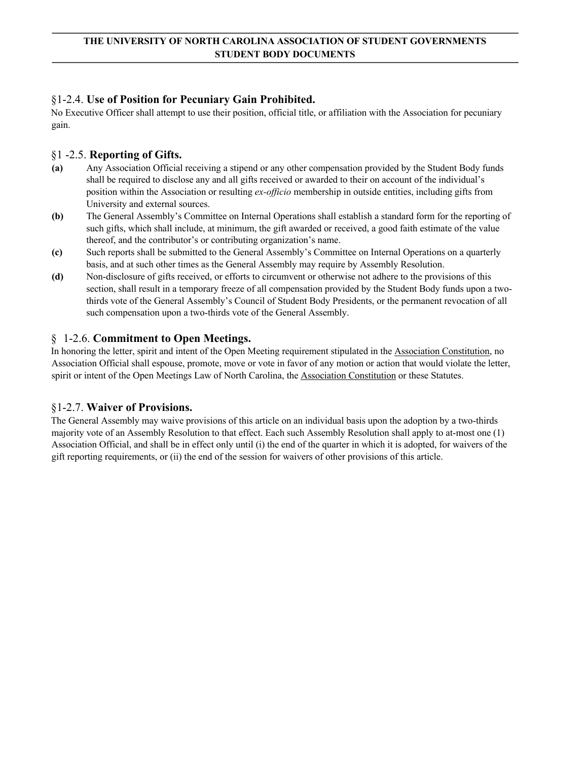### §1-2.4. **Use of Position for Pecuniary Gain Prohibited.**

No Executive Officer shall attempt to use their position, official title, or affiliation with the Association for pecuniary gain.

### §1 -2.5. **Reporting of Gifts.**

**(a)** Any Association Official receiving a stipend or any other compensation provided by the Student Body funds shall be required to disclose any and all gifts received or awarded to their on account of the individual's position within the Association or resulting *ex-officio* membership in outside entities, including gifts from University and external sources.

**(b)** The General Assembly's Committee on Internal Operations shall establish a standard form for the reporting of such gifts, which shall include, at minimum, the gift awarded or received, a good faith estimate of the value thereof, and the contributor's or contributing organization's name.

**(c)** Such reports shall be submitted to the General Assembly's Committee on Internal Operations on a quarterly basis, and at such other times as the General Assembly may require by Assembly Resolution.

**(d)** Non-disclosure of gifts received, or efforts to circumvent or otherwise not adhere to the provisions of this section, shall result in a temporary freeze of all compensation provided by the Student Body funds upon a two-thirds vote of the General Assembly's Council of Student Body Presidents, or the permanent revocation of all such compensation upon a two-thirds vote of the General Assembly.

### § 1-2.6. **Commitment to Open Meetings.**

In honoring the letter, spirit and intent of the Open Meeting requirement stipulated in the Association Constitution, no Association Official shall espouse, promote, move or vote in favor of any motion or action that would violate the letter, spirit or intent of the Open Meetings Law of North Carolina, the Association Constitution or these Statutes.

### §1-2.7. **Waiver of Provisions.**

The General Assembly may waive provisions of this article on an individual basis upon the adoption by a two-thirds majority vote of an Assembly Resolution to that effect. Each such Assembly Resolution shall apply to at-most one (1) Association Official, and shall be in effect only until (i) the end of the quarter in which it is adopted, for waivers of the gift reporting requirements, or (ii) the end of the session for waivers of other provisions of this article.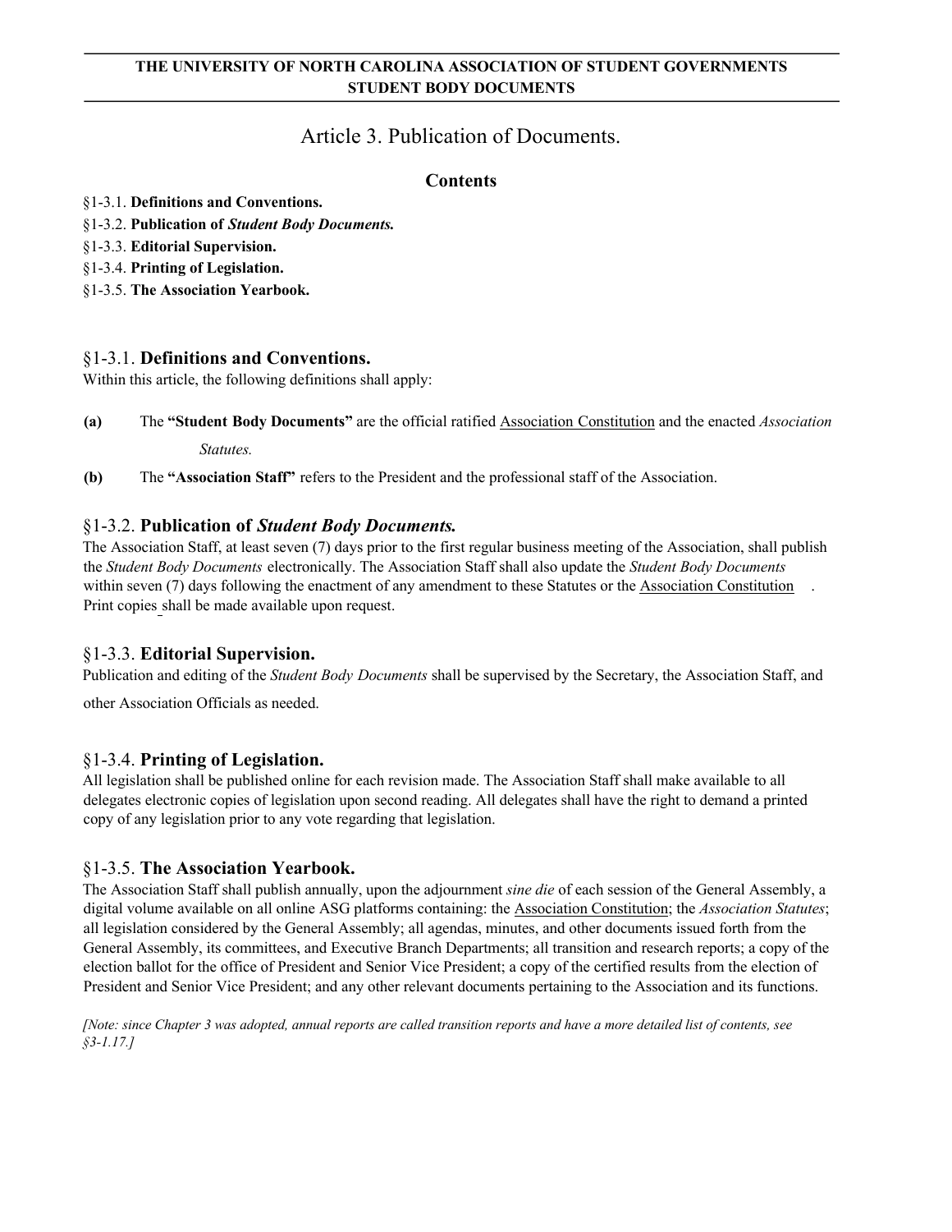# Article 3. Publication of Documents.

## Contents

§1-3.1. **Definitions and Conventions.**
§1-3.2. **Publication of *Student Body Documents.***
§1-3.3. **Editorial Supervision.**
§1-3.4. **Printing of Legislation.**
§1-3.5. **The Association Yearbook.**

### §1-3.1. Definitions and Conventions.

Within this article, the following definitions shall apply:

**(a)** The **"Student Body Documents"** are the official ratified Association Constitution and the enacted *Association Statutes.*

**(b)** The **"Association Staff"** refers to the President and the professional staff of the Association.

### §1-3.2. Publication of *Student Body Documents.*

The Association Staff, at least seven (7) days prior to the first regular business meeting of the Association, shall publish the *Student Body Documents* electronically. The Association Staff shall also update the *Student Body Documents* within seven (7) days following the enactment of any amendment to these Statutes or the Association Constitution. Print copies shall be made available upon request.

### §1-3.3. Editorial Supervision.

Publication and editing of the *Student Body Documents* shall be supervised by the Secretary, the Association Staff, and other Association Officials as needed.

### §1-3.4. Printing of Legislation.

All legislation shall be published online for each revision made. The Association Staff shall make available to all delegates electronic copies of legislation upon second reading. All delegates shall have the right to demand a printed copy of any legislation prior to any vote regarding that legislation.

### §1-3.5. The Association Yearbook.

The Association Staff shall publish annually, upon the adjournment *sine die* of each session of the General Assembly, a digital volume available on all online ASG platforms containing: the Association Constitution; the *Association Statutes*; all legislation considered by the General Assembly; all agendas, minutes, and other documents issued forth from the General Assembly, its committees, and Executive Branch Departments; all transition and research reports; a copy of the election ballot for the office of President and Senior Vice President; a copy of the certified results from the election of President and Senior Vice President; and any other relevant documents pertaining to the Association and its functions.

*[Note: since Chapter 3 was adopted, annual reports are called transition reports and have a more detailed list of contents, see §3-1.17.]*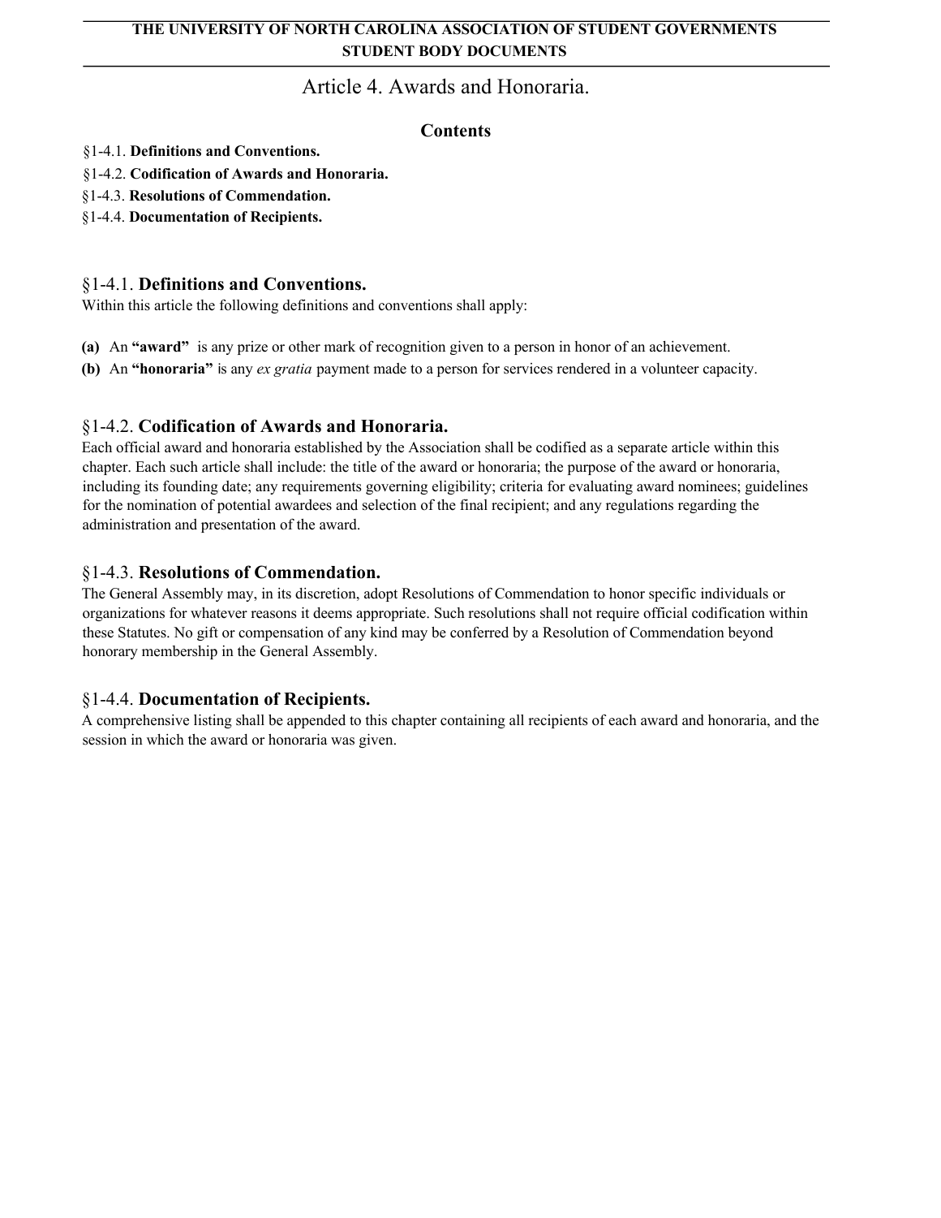# Article 4. Awards and Honoraria.

## Contents

§1-4.1. **Definitions and Conventions.**
§1-4.2. **Codification of Awards and Honoraria.**
§1-4.3. **Resolutions of Commendation.**
§1-4.4. **Documentation of Recipients.**

## §1-4.1. Definitions and Conventions.

Within this article the following definitions and conventions shall apply:

**(a)** An **"award"** is any prize or other mark of recognition given to a person in honor of an achievement.

**(b)** An **"honoraria"** is any *ex gratia* payment made to a person for services rendered in a volunteer capacity.

## §1-4.2. Codification of Awards and Honoraria.

Each official award and honoraria established by the Association shall be codified as a separate article within this chapter. Each such article shall include: the title of the award or honoraria; the purpose of the award or honoraria, including its founding date; any requirements governing eligibility; criteria for evaluating award nominees; guidelines for the nomination of potential awardees and selection of the final recipient; and any regulations regarding the administration and presentation of the award.

## §1-4.3. Resolutions of Commendation.

The General Assembly may, in its discretion, adopt Resolutions of Commendation to honor specific individuals or organizations for whatever reasons it deems appropriate. Such resolutions shall not require official codification within these Statutes. No gift or compensation of any kind may be conferred by a Resolution of Commendation beyond honorary membership in the General Assembly.

## §1-4.4. Documentation of Recipients.

A comprehensive listing shall be appended to this chapter containing all recipients of each award and honoraria, and the session in which the award or honoraria was given.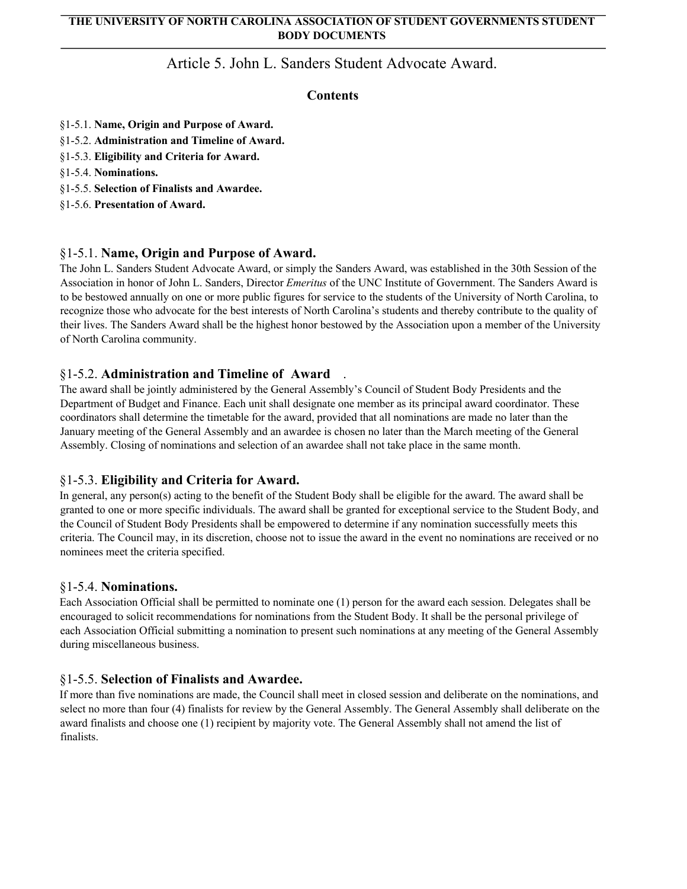# Article 5. John L. Sanders Student Advocate Award.

**Contents**

§1-5.1. **Name, Origin and Purpose of Award.**
§1-5.2. **Administration and Timeline of Award.**
§1-5.3. **Eligibility and Criteria for Award.**
§1-5.4. **Nominations.**
§1-5.5. **Selection of Finalists and Awardee.**
§1-5.6. **Presentation of Award.**

## §1-5.1. Name, Origin and Purpose of Award.

The John L. Sanders Student Advocate Award, or simply the Sanders Award, was established in the 30th Session of the Association in honor of John L. Sanders, Director *Emeritus* of the UNC Institute of Government. The Sanders Award is to be bestowed annually on one or more public figures for service to the students of the University of North Carolina, to recognize those who advocate for the best interests of North Carolina's students and thereby contribute to the quality of their lives. The Sanders Award shall be the highest honor bestowed by the Association upon a member of the University of North Carolina community.

## §1-5.2. Administration and Timeline of Award.

The award shall be jointly administered by the General Assembly's Council of Student Body Presidents and the Department of Budget and Finance. Each unit shall designate one member as its principal award coordinator. These coordinators shall determine the timetable for the award, provided that all nominations are made no later than the January meeting of the General Assembly and an awardee is chosen no later than the March meeting of the General Assembly. Closing of nominations and selection of an awardee shall not take place in the same month.

## §1-5.3. Eligibility and Criteria for Award.

In general, any person(s) acting to the benefit of the Student Body shall be eligible for the award. The award shall be granted to one or more specific individuals. The award shall be granted for exceptional service to the Student Body, and the Council of Student Body Presidents shall be empowered to determine if any nomination successfully meets this criteria. The Council may, in its discretion, choose not to issue the award in the event no nominations are received or no nominees meet the criteria specified.

## §1-5.4. Nominations.

Each Association Official shall be permitted to nominate one (1) person for the award each session. Delegates shall be encouraged to solicit recommendations for nominations from the Student Body. It shall be the personal privilege of each Association Official submitting a nomination to present such nominations at any meeting of the General Assembly during miscellaneous business.

## §1-5.5. Selection of Finalists and Awardee.

If more than five nominations are made, the Council shall meet in closed session and deliberate on the nominations, and select no more than four (4) finalists for review by the General Assembly. The General Assembly shall deliberate on the award finalists and choose one (1) recipient by majority vote. The General Assembly shall not amend the list of finalists.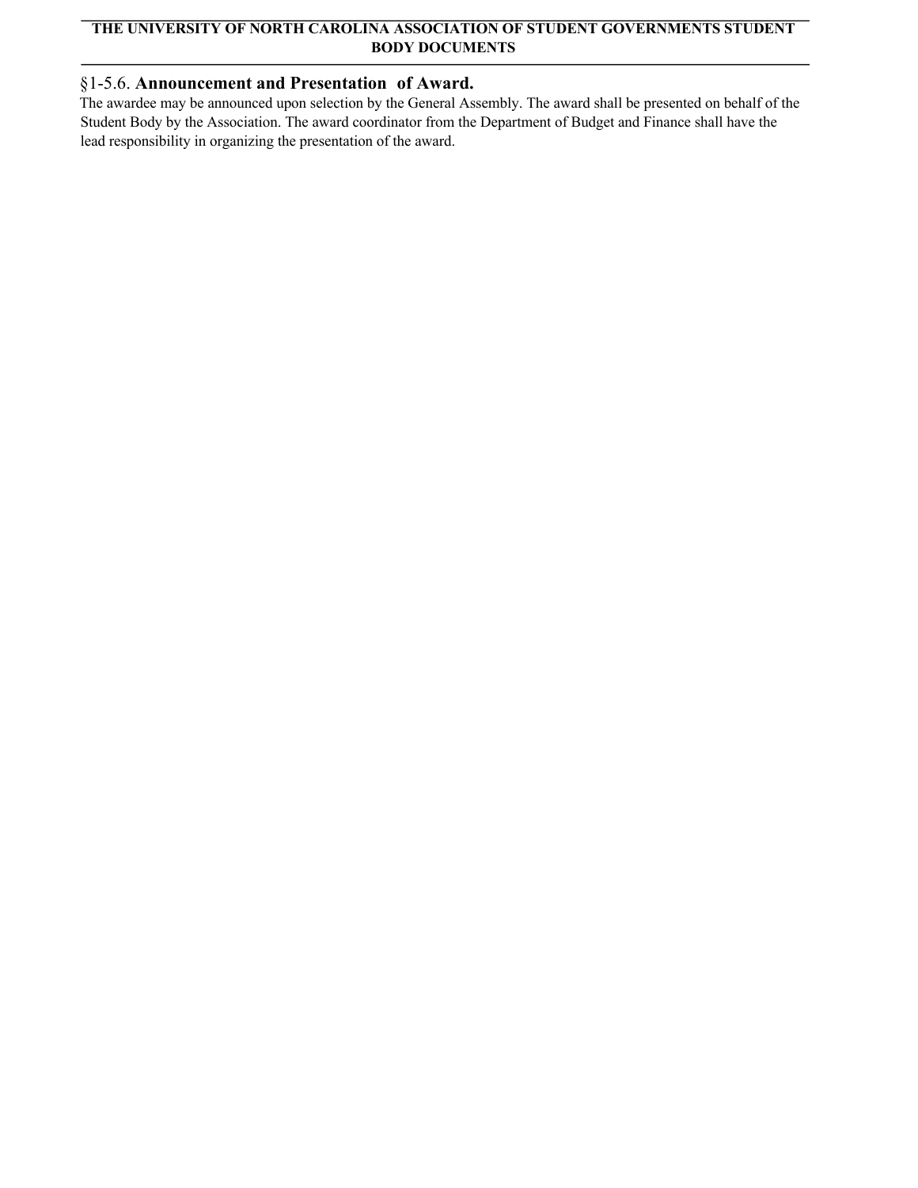### §1-5.6. **Announcement and Presentation of Award.**

The awardee may be announced upon selection by the General Assembly. The award shall be presented on behalf of the Student Body by the Association. The award coordinator from the Department of Budget and Finance shall have the lead responsibility in organizing the presentation of the award.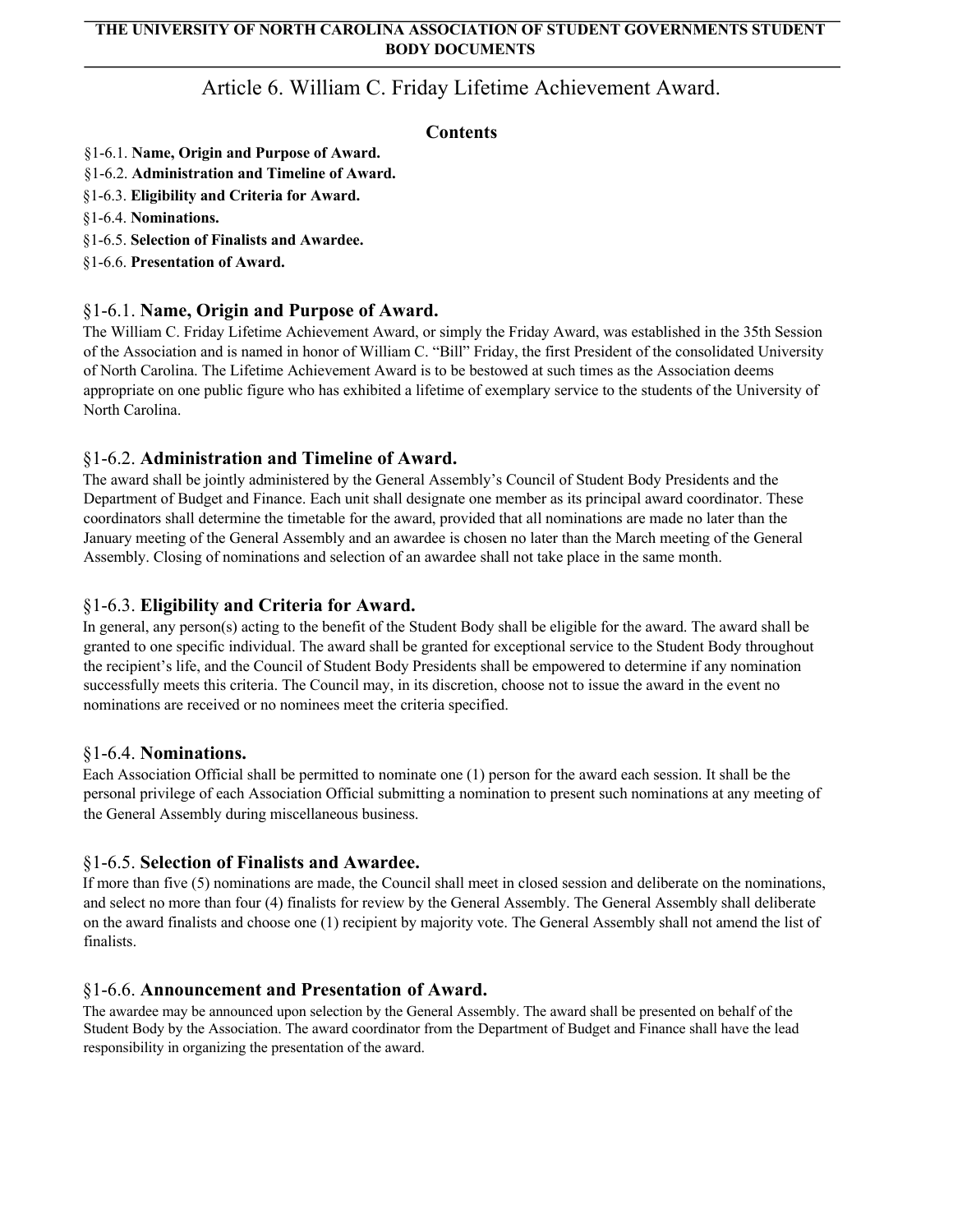# Article 6. William C. Friday Lifetime Achievement Award.

**Contents**

§1-6.1. **Name, Origin and Purpose of Award.**
§1-6.2. **Administration and Timeline of Award.**
§1-6.3. **Eligibility and Criteria for Award.**
§1-6.4. **Nominations.**
§1-6.5. **Selection of Finalists and Awardee.**
§1-6.6. **Presentation of Award.**

## §1-6.1. Name, Origin and Purpose of Award.

The William C. Friday Lifetime Achievement Award, or simply the Friday Award, was established in the 35th Session of the Association and is named in honor of William C. "Bill" Friday, the first President of the consolidated University of North Carolina. The Lifetime Achievement Award is to be bestowed at such times as the Association deems appropriate on one public figure who has exhibited a lifetime of exemplary service to the students of the University of North Carolina.

## §1-6.2. Administration and Timeline of Award.

The award shall be jointly administered by the General Assembly's Council of Student Body Presidents and the Department of Budget and Finance. Each unit shall designate one member as its principal award coordinator. These coordinators shall determine the timetable for the award, provided that all nominations are made no later than the January meeting of the General Assembly and an awardee is chosen no later than the March meeting of the General Assembly. Closing of nominations and selection of an awardee shall not take place in the same month.

## §1-6.3. Eligibility and Criteria for Award.

In general, any person(s) acting to the benefit of the Student Body shall be eligible for the award. The award shall be granted to one specific individual. The award shall be granted for exceptional service to the Student Body throughout the recipient's life, and the Council of Student Body Presidents shall be empowered to determine if any nomination successfully meets this criteria. The Council may, in its discretion, choose not to issue the award in the event no nominations are received or no nominees meet the criteria specified.

## §1-6.4. Nominations.

Each Association Official shall be permitted to nominate one (1) person for the award each session. It shall be the personal privilege of each Association Official submitting a nomination to present such nominations at any meeting of the General Assembly during miscellaneous business.

## §1-6.5. Selection of Finalists and Awardee.

If more than five (5) nominations are made, the Council shall meet in closed session and deliberate on the nominations, and select no more than four (4) finalists for review by the General Assembly. The General Assembly shall deliberate on the award finalists and choose one (1) recipient by majority vote. The General Assembly shall not amend the list of finalists.

## §1-6.6. Announcement and Presentation of Award.

The awardee may be announced upon selection by the General Assembly. The award shall be presented on behalf of the Student Body by the Association. The award coordinator from the Department of Budget and Finance shall have the lead responsibility in organizing the presentation of the award.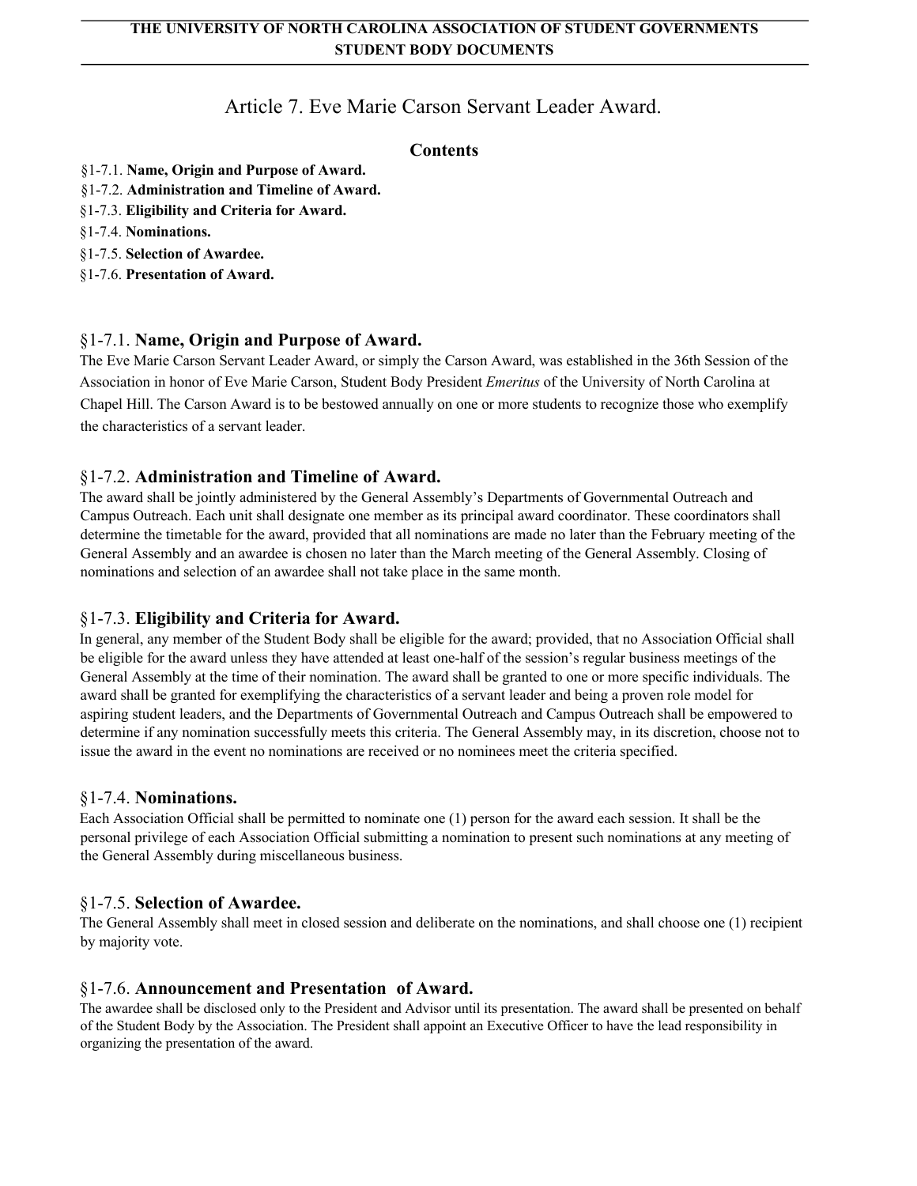# Article 7. Eve Marie Carson Servant Leader Award.

## Contents

§1-7.1. **Name, Origin and Purpose of Award.**
§1-7.2. **Administration and Timeline of Award.**
§1-7.3. **Eligibility and Criteria for Award.**
§1-7.4. **Nominations.**
§1-7.5. **Selection of Awardee.**
§1-7.6. **Presentation of Award.**

## §1-7.1. Name, Origin and Purpose of Award.

The Eve Marie Carson Servant Leader Award, or simply the Carson Award, was established in the 36th Session of the Association in honor of Eve Marie Carson, Student Body President *Emeritus* of the University of North Carolina at Chapel Hill. The Carson Award is to be bestowed annually on one or more students to recognize those who exemplify the characteristics of a servant leader.

## §1-7.2. Administration and Timeline of Award.

The award shall be jointly administered by the General Assembly's Departments of Governmental Outreach and Campus Outreach. Each unit shall designate one member as its principal award coordinator. These coordinators shall determine the timetable for the award, provided that all nominations are made no later than the February meeting of the General Assembly and an awardee is chosen no later than the March meeting of the General Assembly. Closing of nominations and selection of an awardee shall not take place in the same month.

## §1-7.3. Eligibility and Criteria for Award.

In general, any member of the Student Body shall be eligible for the award; provided, that no Association Official shall be eligible for the award unless they have attended at least one-half of the session's regular business meetings of the General Assembly at the time of their nomination. The award shall be granted to one or more specific individuals. The award shall be granted for exemplifying the characteristics of a servant leader and being a proven role model for aspiring student leaders, and the Departments of Governmental Outreach and Campus Outreach shall be empowered to determine if any nomination successfully meets this criteria. The General Assembly may, in its discretion, choose not to issue the award in the event no nominations are received or no nominees meet the criteria specified.

## §1-7.4. Nominations.

Each Association Official shall be permitted to nominate one (1) person for the award each session. It shall be the personal privilege of each Association Official submitting a nomination to present such nominations at any meeting of the General Assembly during miscellaneous business.

## §1-7.5. Selection of Awardee.

The General Assembly shall meet in closed session and deliberate on the nominations, and shall choose one (1) recipient by majority vote.

## §1-7.6. Announcement and Presentation of Award.

The awardee shall be disclosed only to the President and Advisor until its presentation. The award shall be presented on behalf of the Student Body by the Association. The President shall appoint an Executive Officer to have the lead responsibility in organizing the presentation of the award.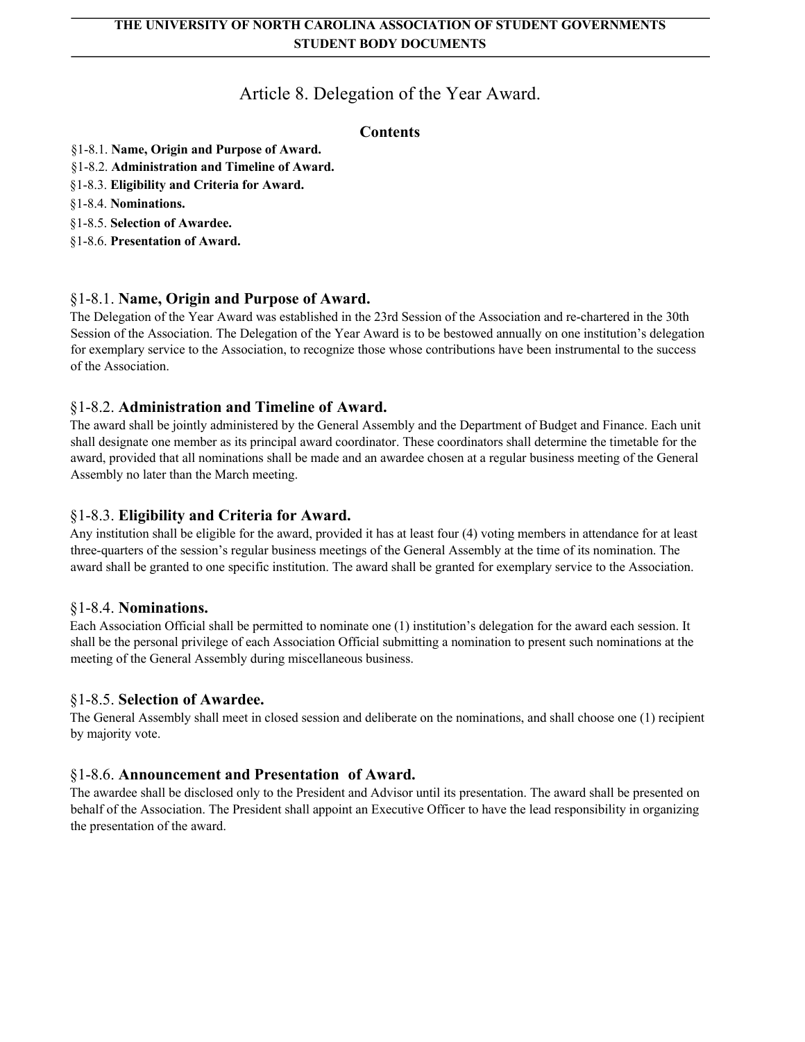# Article 8. Delegation of the Year Award.

### Contents

§1-8.1. **Name, Origin and Purpose of Award.**
§1-8.2. **Administration and Timeline of Award.**
§1-8.3. **Eligibility and Criteria for Award.**
§1-8.4. **Nominations.**
§1-8.5. **Selection of Awardee.**
§1-8.6. **Presentation of Award.**

## §1-8.1. Name, Origin and Purpose of Award.

The Delegation of the Year Award was established in the 23rd Session of the Association and re-chartered in the 30th Session of the Association. The Delegation of the Year Award is to be bestowed annually on one institution's delegation for exemplary service to the Association, to recognize those whose contributions have been instrumental to the success of the Association.

## §1-8.2. Administration and Timeline of Award.

The award shall be jointly administered by the General Assembly and the Department of Budget and Finance. Each unit shall designate one member as its principal award coordinator. These coordinators shall determine the timetable for the award, provided that all nominations shall be made and an awardee chosen at a regular business meeting of the General Assembly no later than the March meeting.

## §1-8.3. Eligibility and Criteria for Award.

Any institution shall be eligible for the award, provided it has at least four (4) voting members in attendance for at least three-quarters of the session's regular business meetings of the General Assembly at the time of its nomination. The award shall be granted to one specific institution. The award shall be granted for exemplary service to the Association.

## §1-8.4. Nominations.

Each Association Official shall be permitted to nominate one (1) institution's delegation for the award each session. It shall be the personal privilege of each Association Official submitting a nomination to present such nominations at the meeting of the General Assembly during miscellaneous business.

## §1-8.5. Selection of Awardee.

The General Assembly shall meet in closed session and deliberate on the nominations, and shall choose one (1) recipient by majority vote.

## §1-8.6. Announcement and Presentation of Award.

The awardee shall be disclosed only to the President and Advisor until its presentation. The award shall be presented on behalf of the Association. The President shall appoint an Executive Officer to have the lead responsibility in organizing the presentation of the award.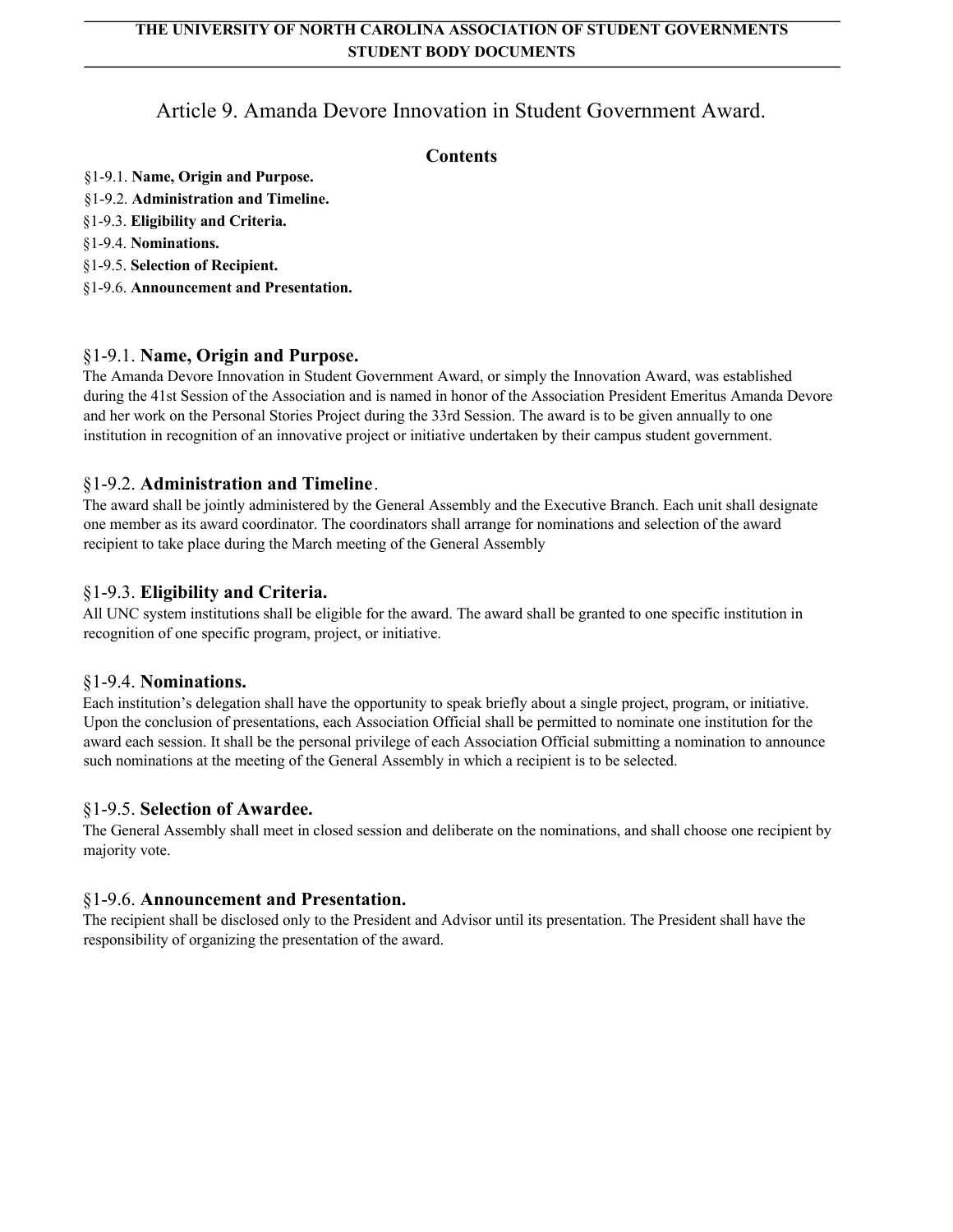# Article 9. Amanda Devore Innovation in Student Government Award.

## Contents

§1-9.1. **Name, Origin and Purpose.**
§1-9.2. **Administration and Timeline.**
§1-9.3. **Eligibility and Criteria.**
§1-9.4. **Nominations.**
§1-9.5. **Selection of Recipient.**
§1-9.6. **Announcement and Presentation.**

### §1-9.1. Name, Origin and Purpose.

The Amanda Devore Innovation in Student Government Award, or simply the Innovation Award, was established during the 41st Session of the Association and is named in honor of the Association President Emeritus Amanda Devore and her work on the Personal Stories Project during the 33rd Session. The award is to be given annually to one institution in recognition of an innovative project or initiative undertaken by their campus student government.

### §1-9.2. Administration and Timeline.

The award shall be jointly administered by the General Assembly and the Executive Branch. Each unit shall designate one member as its award coordinator. The coordinators shall arrange for nominations and selection of the award recipient to take place during the March meeting of the General Assembly

### §1-9.3. Eligibility and Criteria.

All UNC system institutions shall be eligible for the award. The award shall be granted to one specific institution in recognition of one specific program, project, or initiative.

### §1-9.4. Nominations.

Each institution's delegation shall have the opportunity to speak briefly about a single project, program, or initiative. Upon the conclusion of presentations, each Association Official shall be permitted to nominate one institution for the award each session. It shall be the personal privilege of each Association Official submitting a nomination to announce such nominations at the meeting of the General Assembly in which a recipient is to be selected.

### §1-9.5. Selection of Awardee.

The General Assembly shall meet in closed session and deliberate on the nominations, and shall choose one recipient by majority vote.

### §1-9.6. Announcement and Presentation.

The recipient shall be disclosed only to the President and Advisor until its presentation. The President shall have the responsibility of organizing the presentation of the award.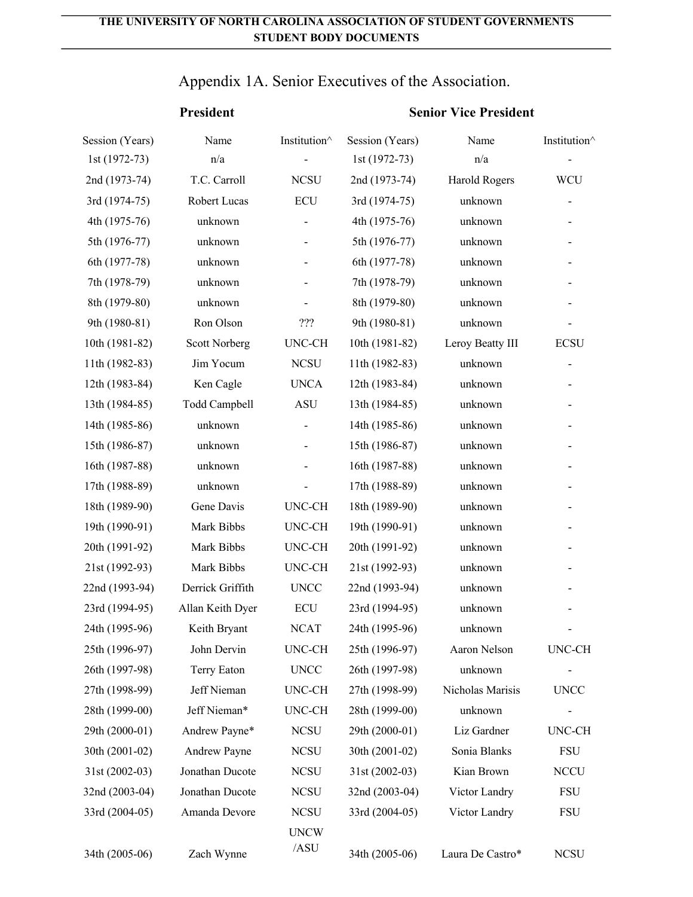## Appendix 1A. Senior Executives of the Association.

| President | | | Senior Vice President | | |
|---|---|---|---|---|---|
| Session (Years) | Name | Institution^ | Session (Years) | Name | Institution^ |
| 1st (1972-73) | n/a | - | 1st (1972-73) | n/a | - |
| 2nd (1973-74) | T.C. Carroll | NCSU | 2nd (1973-74) | Harold Rogers | WCU |
| 3rd (1974-75) | Robert Lucas | ECU | 3rd (1974-75) | unknown | - |
| 4th (1975-76) | unknown | - | 4th (1975-76) | unknown | - |
| 5th (1976-77) | unknown | - | 5th (1976-77) | unknown | - |
| 6th (1977-78) | unknown | - | 6th (1977-78) | unknown | - |
| 7th (1978-79) | unknown | - | 7th (1978-79) | unknown | - |
| 8th (1979-80) | unknown | - | 8th (1979-80) | unknown | - |
| 9th (1980-81) | Ron Olson | ??? | 9th (1980-81) | unknown | - |
| 10th (1981-82) | Scott Norberg | UNC-CH | 10th (1981-82) | Leroy Beatty III | ECSU |
| 11th (1982-83) | Jim Yocum | NCSU | 11th (1982-83) | unknown | - |
| 12th (1983-84) | Ken Cagle | UNCA | 12th (1983-84) | unknown | - |
| 13th (1984-85) | Todd Campbell | ASU | 13th (1984-85) | unknown | - |
| 14th (1985-86) | unknown | - | 14th (1985-86) | unknown | - |
| 15th (1986-87) | unknown | - | 15th (1986-87) | unknown | - |
| 16th (1987-88) | unknown | - | 16th (1987-88) | unknown | - |
| 17th (1988-89) | unknown | - | 17th (1988-89) | unknown | - |
| 18th (1989-90) | Gene Davis | UNC-CH | 18th (1989-90) | unknown | - |
| 19th (1990-91) | Mark Bibbs | UNC-CH | 19th (1990-91) | unknown | - |
| 20th (1991-92) | Mark Bibbs | UNC-CH | 20th (1991-92) | unknown | - |
| 21st (1992-93) | Mark Bibbs | UNC-CH | 21st (1992-93) | unknown | - |
| 22nd (1993-94) | Derrick Griffith | UNCC | 22nd (1993-94) | unknown | - |
| 23rd (1994-95) | Allan Keith Dyer | ECU | 23rd (1994-95) | unknown | - |
| 24th (1995-96) | Keith Bryant | NCAT | 24th (1995-96) | unknown | - |
| 25th (1996-97) | John Dervin | UNC-CH | 25th (1996-97) | Aaron Nelson | UNC-CH |
| 26th (1997-98) | Terry Eaton | UNCC | 26th (1997-98) | unknown | - |
| 27th (1998-99) | Jeff Nieman | UNC-CH | 27th (1998-99) | Nicholas Marisis | UNCC |
| 28th (1999-00) | Jeff Nieman* | UNC-CH | 28th (1999-00) | unknown | - |
| 29th (2000-01) | Andrew Payne* | NCSU | 29th (2000-01) | Liz Gardner | UNC-CH |
| 30th (2001-02) | Andrew Payne | NCSU | 30th (2001-02) | Sonia Blanks | FSU |
| 31st (2002-03) | Jonathan Ducote | NCSU | 31st (2002-03) | Kian Brown | NCCU |
| 32nd (2003-04) | Jonathan Ducote | NCSU | 32nd (2003-04) | Victor Landry | FSU |
| 33rd (2004-05) | Amanda Devore | NCSU | 33rd (2004-05) | Victor Landry | FSU |
| 34th (2005-06) | Zach Wynne | UNCW /ASU | 34th (2005-06) | Laura De Castro* | NCSU |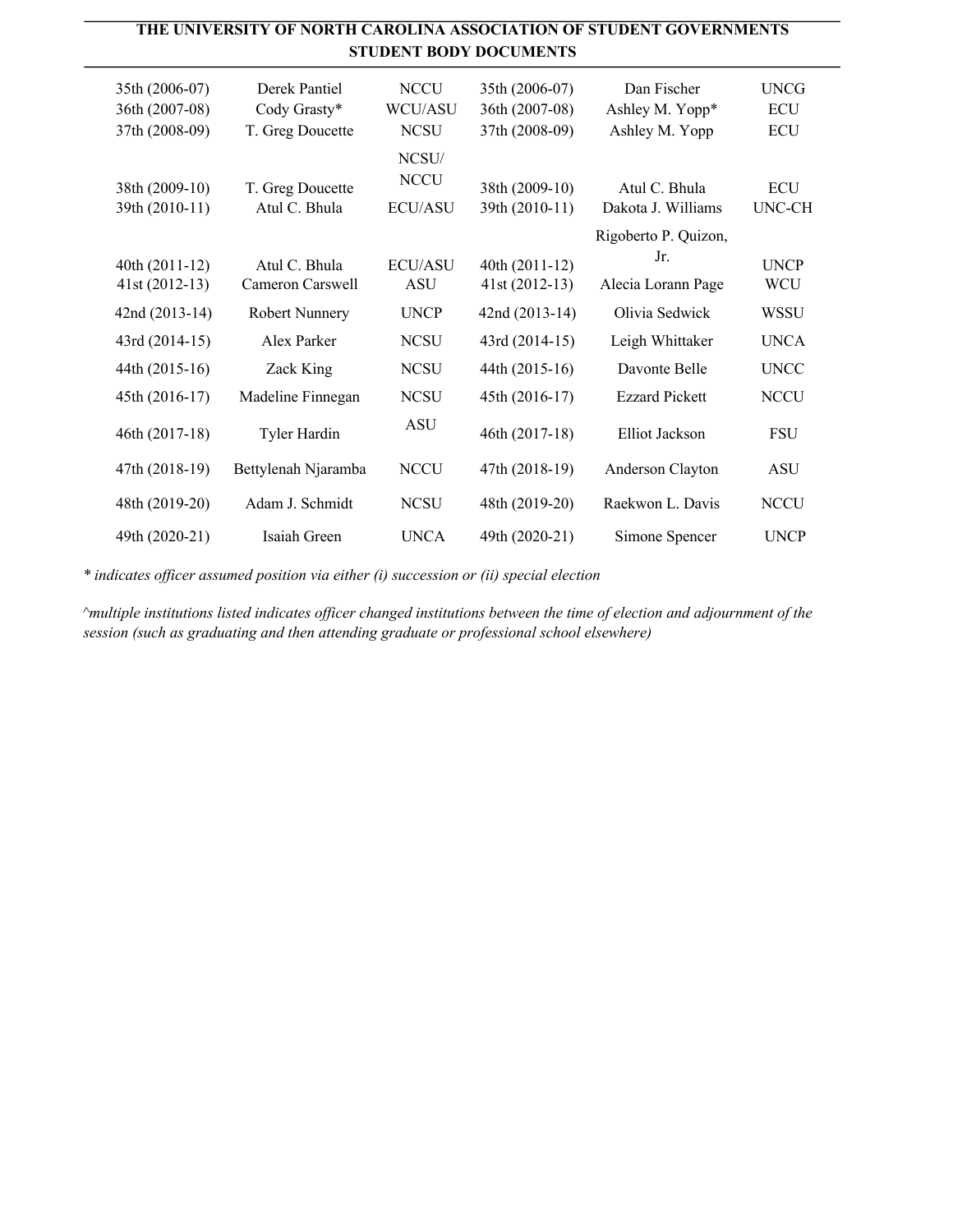| | | | | | |
|---|---|---|---|---|---|
| 35th (2006-07) | Derek Pantiel | NCCU | 35th (2006-07) | Dan Fischer | UNCG |
| 36th (2007-08) | Cody Grasty* | WCU/ASU | 36th (2007-08) | Ashley M. Yopp* | ECU |
| 37th (2008-09) | T. Greg Doucette | NCSU | 37th (2008-09) | Ashley M. Yopp | ECU |
| 38th (2009-10) | T. Greg Doucette | NCSU/ NCCU | 38th (2009-10) | Atul C. Bhula | ECU |
| 39th (2010-11) | Atul C. Bhula | ECU/ASU | 39th (2010-11) | Dakota J. Williams | UNC-CH |
| 40th (2011-12) | Atul C. Bhula | ECU/ASU | 40th (2011-12) | Rigoberto P. Quizon, Jr. | UNCP |
| 41st (2012-13) | Cameron Carswell | ASU | 41st (2012-13) | Alecia Lorann Page | WCU |
| 42nd (2013-14) | Robert Nunnery | UNCP | 42nd (2013-14) | Olivia Sedwick | WSSU |
| 43rd (2014-15) | Alex Parker | NCSU | 43rd (2014-15) | Leigh Whittaker | UNCA |
| 44th (2015-16) | Zack King | NCSU | 44th (2015-16) | Davonte Belle | UNCC |
| 45th (2016-17) | Madeline Finnegan | NCSU | 45th (2016-17) | Ezzard Pickett | NCCU |
| 46th (2017-18) | Tyler Hardin | ASU | 46th (2017-18) | Elliot Jackson | FSU |
| 47th (2018-19) | Bettylenah Njaramba | NCCU | 47th (2018-19) | Anderson Clayton | ASU |
| 48th (2019-20) | Adam J. Schmidt | NCSU | 48th (2019-20) | Raekwon L. Davis | NCCU |
| 49th (2020-21) | Isaiah Green | UNCA | 49th (2020-21) | Simone Spencer | UNCP |

*\* indicates officer assumed position via either (i) succession or (ii) special election*

*^multiple institutions listed indicates officer changed institutions between the time of election and adjournment of the session (such as graduating and then attending graduate or professional school elsewhere)*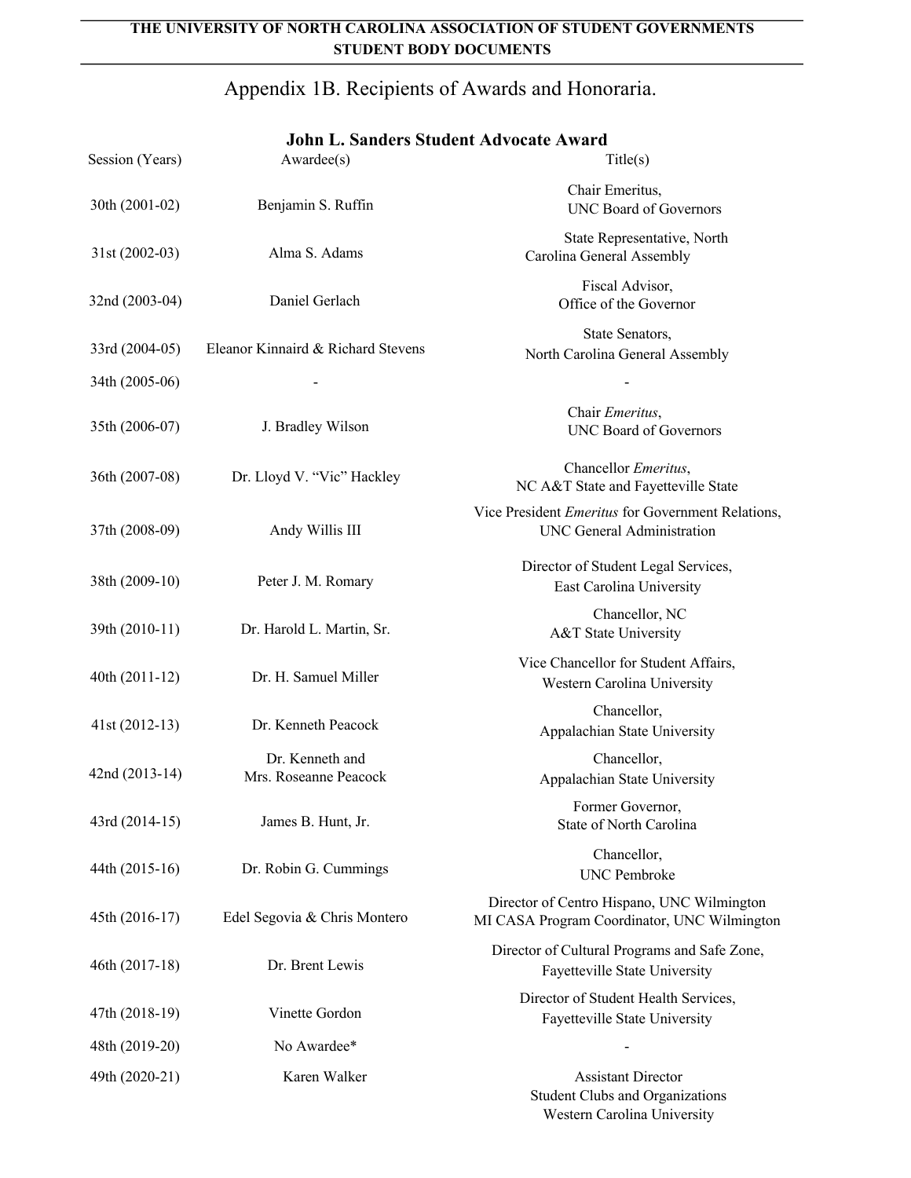THE UNIVERSITY OF NORTH CAROLINA ASSOCIATION OF STUDENT GOVERNMENTS
STUDENT BODY DOCUMENTS

# Appendix 1B. Recipients of Awards and Honoraria.

## John L. Sanders Student Advocate Award

| Session (Years) | Awardee(s) | Title(s) |
|---|---|---|
| 30th (2001-02) | Benjamin S. Ruffin | Chair Emeritus, UNC Board of Governors |
| 31st (2002-03) | Alma S. Adams | State Representative, North Carolina General Assembly |
| 32nd (2003-04) | Daniel Gerlach | Fiscal Advisor, Office of the Governor |
| 33rd (2004-05) | Eleanor Kinnaird & Richard Stevens | State Senators, North Carolina General Assembly |
| 34th (2005-06) | - | - |
| 35th (2006-07) | J. Bradley Wilson | Chair *Emeritus*, UNC Board of Governors |
| 36th (2007-08) | Dr. Lloyd V. "Vic" Hackley | Chancellor *Emeritus*, NC A&T State and Fayetteville State |
| 37th (2008-09) | Andy Willis III | Vice President *Emeritus* for Government Relations, UNC General Administration |
| 38th (2009-10) | Peter J. M. Romary | Director of Student Legal Services, East Carolina University |
| 39th (2010-11) | Dr. Harold L. Martin, Sr. | Chancellor, NC A&T State University |
| 40th (2011-12) | Dr. H. Samuel Miller | Vice Chancellor for Student Affairs, Western Carolina University |
| 41st (2012-13) | Dr. Kenneth Peacock | Chancellor, Appalachian State University |
| 42nd (2013-14) | Dr. Kenneth and Mrs. Roseanne Peacock | Chancellor, Appalachian State University |
| 43rd (2014-15) | James B. Hunt, Jr. | Former Governor, State of North Carolina |
| 44th (2015-16) | Dr. Robin G. Cummings | Chancellor, UNC Pembroke |
| 45th (2016-17) | Edel Segovia & Chris Montero | Director of Centro Hispano, UNC Wilmington MI CASA Program Coordinator, UNC Wilmington |
| 46th (2017-18) | Dr. Brent Lewis | Director of Cultural Programs and Safe Zone, Fayetteville State University |
| 47th (2018-19) | Vinette Gordon | Director of Student Health Services, Fayetteville State University |
| 48th (2019-20) | No Awardee* | - |
| 49th (2020-21) | Karen Walker | Assistant Director Student Clubs and Organizations Western Carolina University |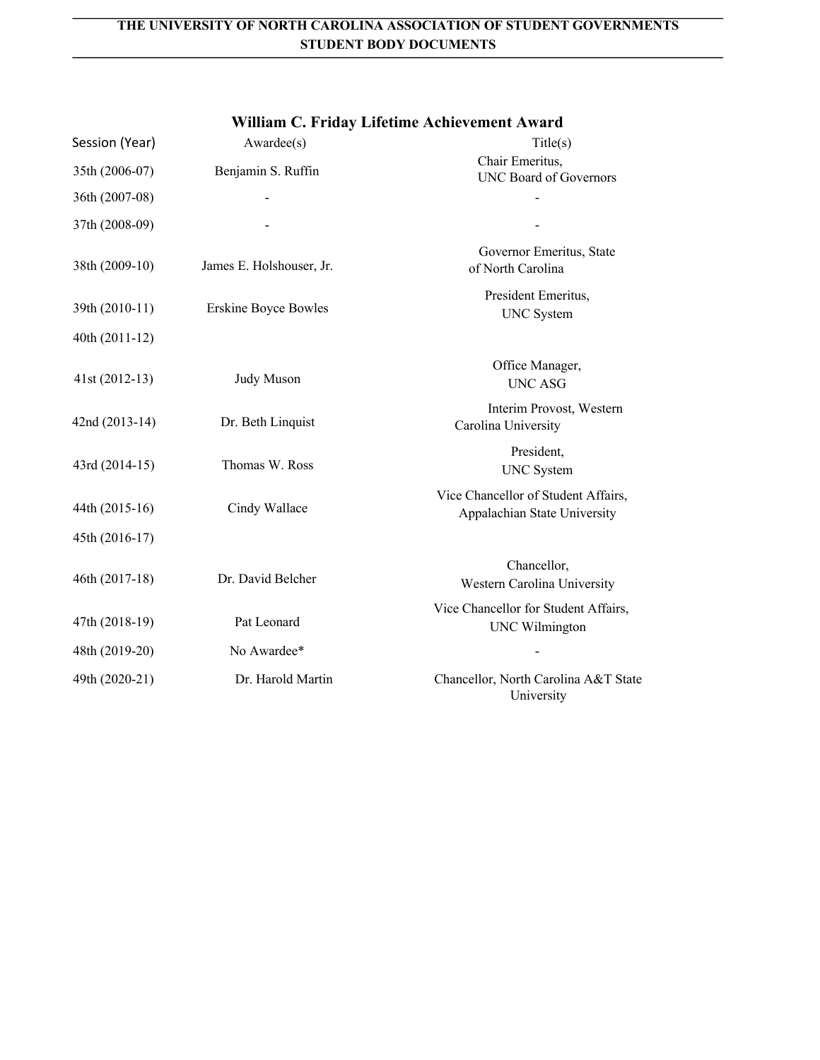## William C. Friday Lifetime Achievement Award

| Session (Year) | Awardee(s) | Title(s) |
|---|---|---|
| 35th (2006-07) | Benjamin S. Ruffin | Chair Emeritus, UNC Board of Governors |
| 36th (2007-08) | - | - |
| 37th (2008-09) | - | - |
| 38th (2009-10) | James E. Holshouser, Jr. | Governor Emeritus, State of North Carolina |
| 39th (2010-11) | Erskine Boyce Bowles | President Emeritus, UNC System |
| 40th (2011-12) | | |
| 41st (2012-13) | Judy Muson | Office Manager, UNC ASG |
| 42nd (2013-14) | Dr. Beth Linquist | Interim Provost, Western Carolina University |
| 43rd (2014-15) | Thomas W. Ross | President, UNC System |
| 44th (2015-16) | Cindy Wallace | Vice Chancellor of Student Affairs, Appalachian State University |
| 45th (2016-17) | | |
| 46th (2017-18) | Dr. David Belcher | Chancellor, Western Carolina University |
| 47th (2018-19) | Pat Leonard | Vice Chancellor for Student Affairs, UNC Wilmington |
| 48th (2019-20) | No Awardee* | - |
| 49th (2020-21) | Dr. Harold Martin | Chancellor, North Carolina A&T State University |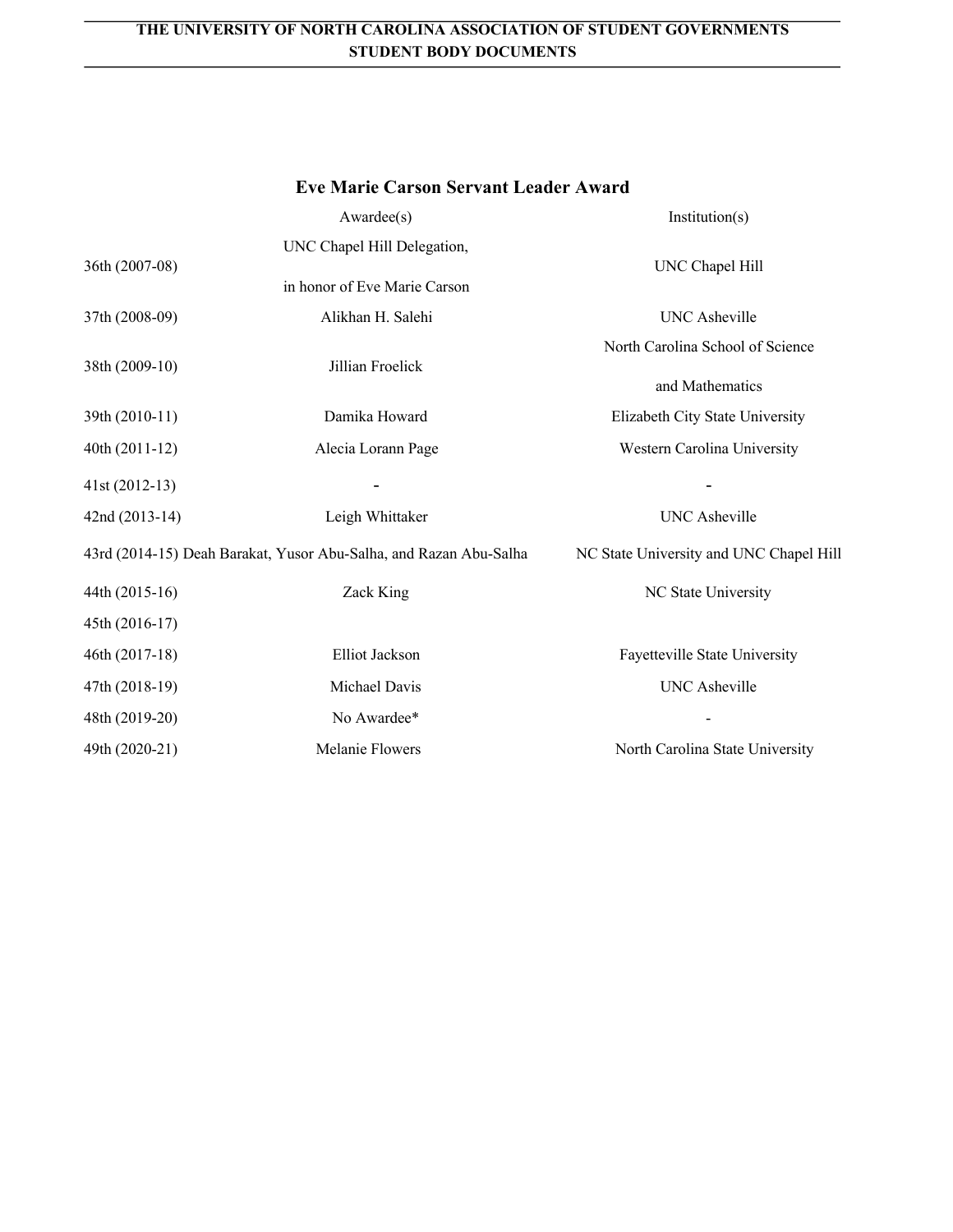## Eve Marie Carson Servant Leader Award

| | Awardee(s) | Institution(s) |
|---|---|---|
| 36th (2007-08) | UNC Chapel Hill Delegation, in honor of Eve Marie Carson | UNC Chapel Hill |
| 37th (2008-09) | Alikhan H. Salehi | UNC Asheville |
| 38th (2009-10) | Jillian Froelick | North Carolina School of Science and Mathematics |
| 39th (2010-11) | Damika Howard | Elizabeth City State University |
| 40th (2011-12) | Alecia Lorann Page | Western Carolina University |
| 41st (2012-13) | - | - |
| 42nd (2013-14) | Leigh Whittaker | UNC Asheville |
| 43rd (2014-15) | Deah Barakat, Yusor Abu-Salha, and Razan Abu-Salha | NC State University and UNC Chapel Hill |
| 44th (2015-16) | Zack King | NC State University |
| 45th (2016-17) | | |
| 46th (2017-18) | Elliot Jackson | Fayetteville State University |
| 47th (2018-19) | Michael Davis | UNC Asheville |
| 48th (2019-20) | No Awardee* | - |
| 49th (2020-21) | Melanie Flowers | North Carolina State University |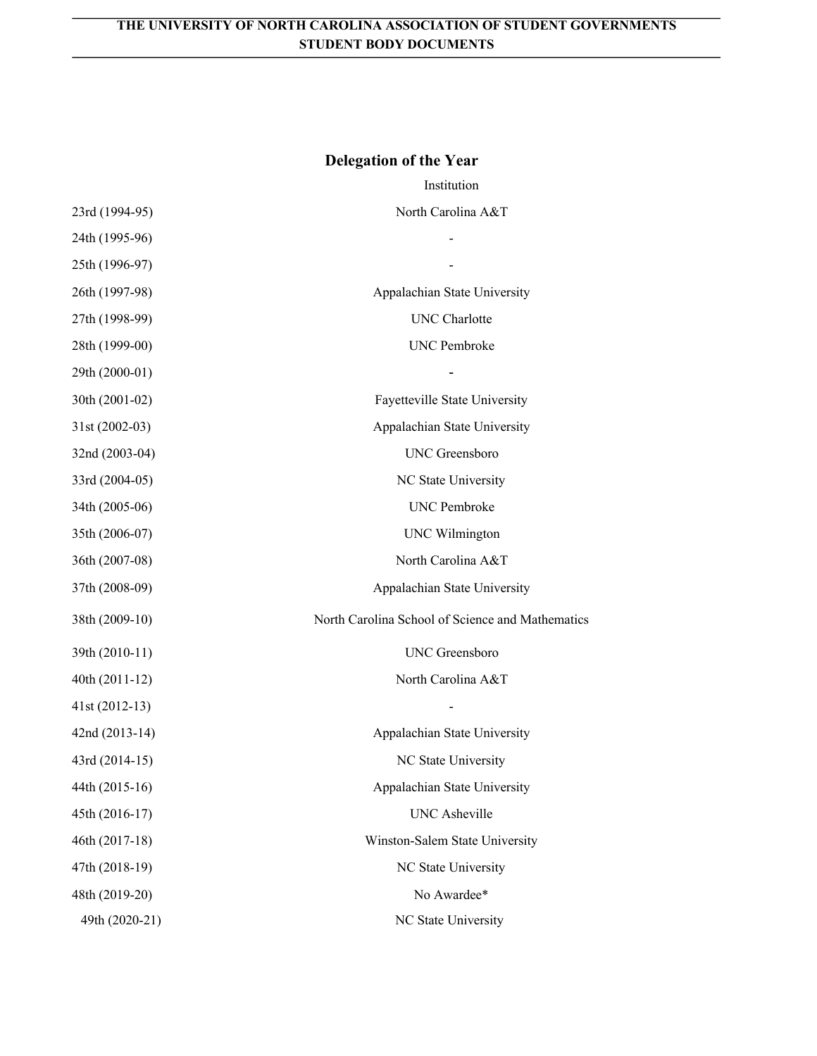## Delegation of the Year

| | Institution |
|---|---|
| 23rd (1994-95) | North Carolina A&T |
| 24th (1995-96) | - |
| 25th (1996-97) | - |
| 26th (1997-98) | Appalachian State University |
| 27th (1998-99) | UNC Charlotte |
| 28th (1999-00) | UNC Pembroke |
| 29th (2000-01) | - |
| 30th (2001-02) | Fayetteville State University |
| 31st (2002-03) | Appalachian State University |
| 32nd (2003-04) | UNC Greensboro |
| 33rd (2004-05) | NC State University |
| 34th (2005-06) | UNC Pembroke |
| 35th (2006-07) | UNC Wilmington |
| 36th (2007-08) | North Carolina A&T |
| 37th (2008-09) | Appalachian State University |
| 38th (2009-10) | North Carolina School of Science and Mathematics |
| 39th (2010-11) | UNC Greensboro |
| 40th (2011-12) | North Carolina A&T |
| 41st (2012-13) | - |
| 42nd (2013-14) | Appalachian State University |
| 43rd (2014-15) | NC State University |
| 44th (2015-16) | Appalachian State University |
| 45th (2016-17) | UNC Asheville |
| 46th (2017-18) | Winston-Salem State University |
| 47th (2018-19) | NC State University |
| 48th (2019-20) | No Awardee* |
| 49th (2020-21) | NC State University |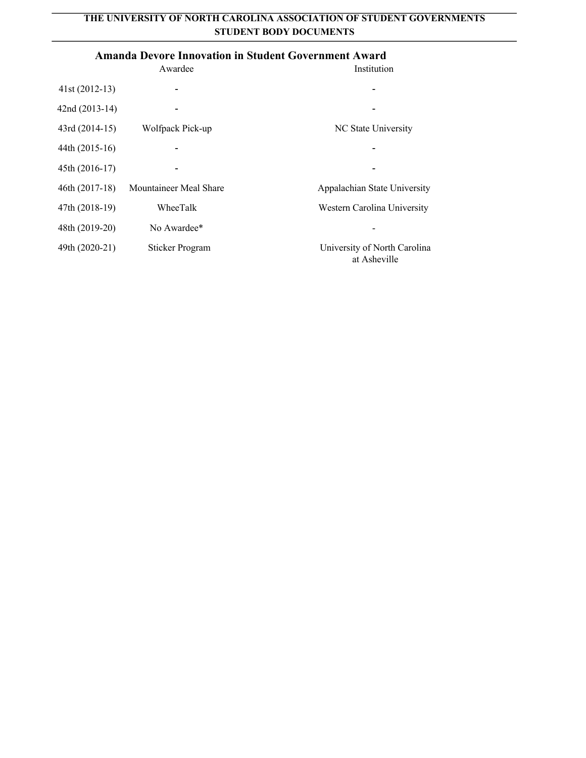## Amanda Devore Innovation in Student Government Award

| | Awardee | Institution |
|---|---|---|
| 41st (2012-13) | - | - |
| 42nd (2013-14) | - | - |
| 43rd (2014-15) | Wolfpack Pick-up | NC State University |
| 44th (2015-16) | - | - |
| 45th (2016-17) | - | - |
| 46th (2017-18) | Mountaineer Meal Share | Appalachian State University |
| 47th (2018-19) | WheeTalk | Western Carolina University |
| 48th (2019-20) | No Awardee* | - |
| 49th (2020-21) | Sticker Program | University of North Carolina at Asheville |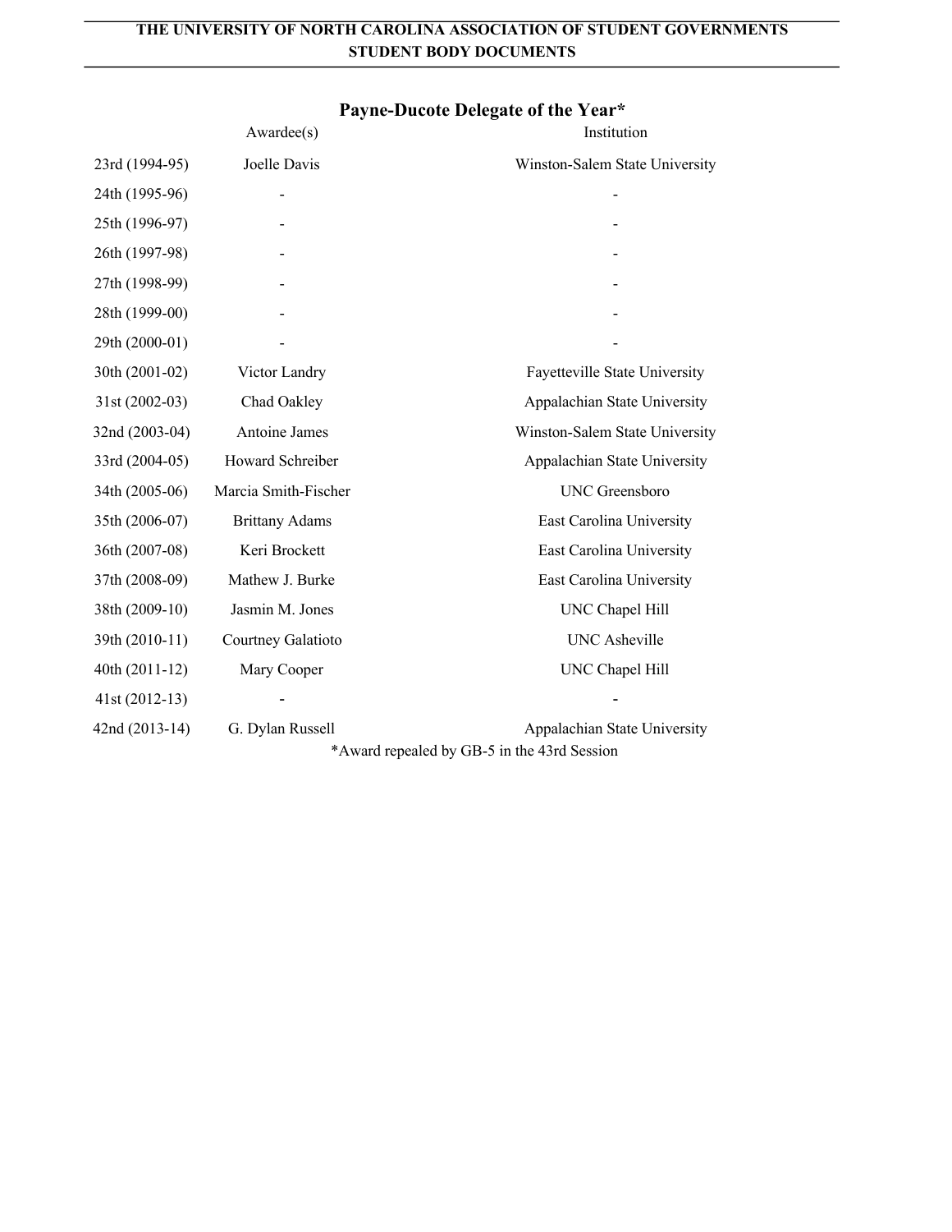## Payne-Ducote Delegate of the Year*

| | Awardee(s) | Institution |
|---|---|---|
| 23rd (1994-95) | Joelle Davis | Winston-Salem State University |
| 24th (1995-96) | - | - |
| 25th (1996-97) | - | - |
| 26th (1997-98) | - | - |
| 27th (1998-99) | - | - |
| 28th (1999-00) | - | - |
| 29th (2000-01) | - | - |
| 30th (2001-02) | Victor Landry | Fayetteville State University |
| 31st (2002-03) | Chad Oakley | Appalachian State University |
| 32nd (2003-04) | Antoine James | Winston-Salem State University |
| 33rd (2004-05) | Howard Schreiber | Appalachian State University |
| 34th (2005-06) | Marcia Smith-Fischer | UNC Greensboro |
| 35th (2006-07) | Brittany Adams | East Carolina University |
| 36th (2007-08) | Keri Brockett | East Carolina University |
| 37th (2008-09) | Mathew J. Burke | East Carolina University |
| 38th (2009-10) | Jasmin M. Jones | UNC Chapel Hill |
| 39th (2010-11) | Courtney Galatioto | UNC Asheville |
| 40th (2011-12) | Mary Cooper | UNC Chapel Hill |
| 41st (2012-13) | - | - |
| 42nd (2013-14) | G. Dylan Russell | Appalachian State University |

*Award repealed by GB-5 in the 43rd Session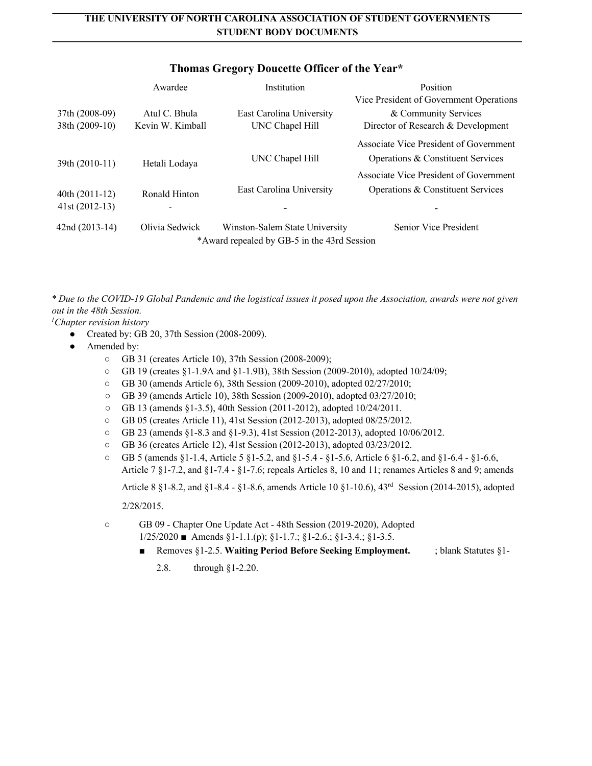## Thomas Gregory Doucette Officer of the Year*

| | Awardee | Institution | Position |
|---|---|---|---|
| 37th (2008-09) | Atul C. Bhula | East Carolina University | Vice President of Government Operations & Community Services |
| 38th (2009-10) | Kevin W. Kimball | UNC Chapel Hill | Director of Research & Development |
| 39th (2010-11) | Hetali Lodaya | UNC Chapel Hill | Associate Vice President of Government Operations & Constituent Services |
| 40th (2011-12) | Ronald Hinton | East Carolina University | Associate Vice President of Government Operations & Constituent Services |
| 41st (2012-13) | - | - | - |
| 42nd (2013-14) | Olivia Sedwick | Winston-Salem State University | Senior Vice President |

*Award repealed by GB-5 in the 43rd Session

*\* Due to the COVID-19 Global Pandemic and the logistical issues it posed upon the Association, awards were not given out in the 48th Session.*

*[1]Chapter revision history*

- Created by: GB 20, 37th Session (2008-2009).
- Amended by:
  - GB 31 (creates Article 10), 37th Session (2008-2009);
  - GB 19 (creates §1-1.9A and §1-1.9B), 38th Session (2009-2010), adopted 10/24/09;
  - GB 30 (amends Article 6), 38th Session (2009-2010), adopted 02/27/2010;
  - GB 39 (amends Article 10), 38th Session (2009-2010), adopted 03/27/2010;
  - GB 13 (amends §1-3.5), 40th Session (2011-2012), adopted 10/24/2011.
  - GB 05 (creates Article 11), 41st Session (2012-2013), adopted 08/25/2012.
  - GB 23 (amends §1-8.3 and §1-9.3), 41st Session (2012-2013), adopted 10/06/2012.
  - GB 36 (creates Article 12), 41st Session (2012-2013), adopted 03/23/2012.
  - GB 5 (amends §1-1.4, Article 5 §1-5.2, and §1-5.4 - §1-5.6, Article 6 §1-6.2, and §1-6.4 - §1-6.6, Article 7 §1-7.2, and §1-7.4 - §1-7.6; repeals Articles 8, 10 and 11; renames Articles 8 and 9; amends Article 8 §1-8.2, and §1-8.4 - §1-8.6, amends Article 10 §1-10.6), 43rd Session (2014-2015), adopted 2/28/2015.
  - GB 09 - Chapter One Update Act - 48th Session (2019-2020), Adopted 1/25/2020
    - Amends §1-1.1.(p); §1-1.7.; §1-2.6.; §1-3.4.; §1-3.5.
    - Removes §1-2.5. **Waiting Period Before Seeking Employment.** ; blank Statutes §1-2.8. through §1-2.20.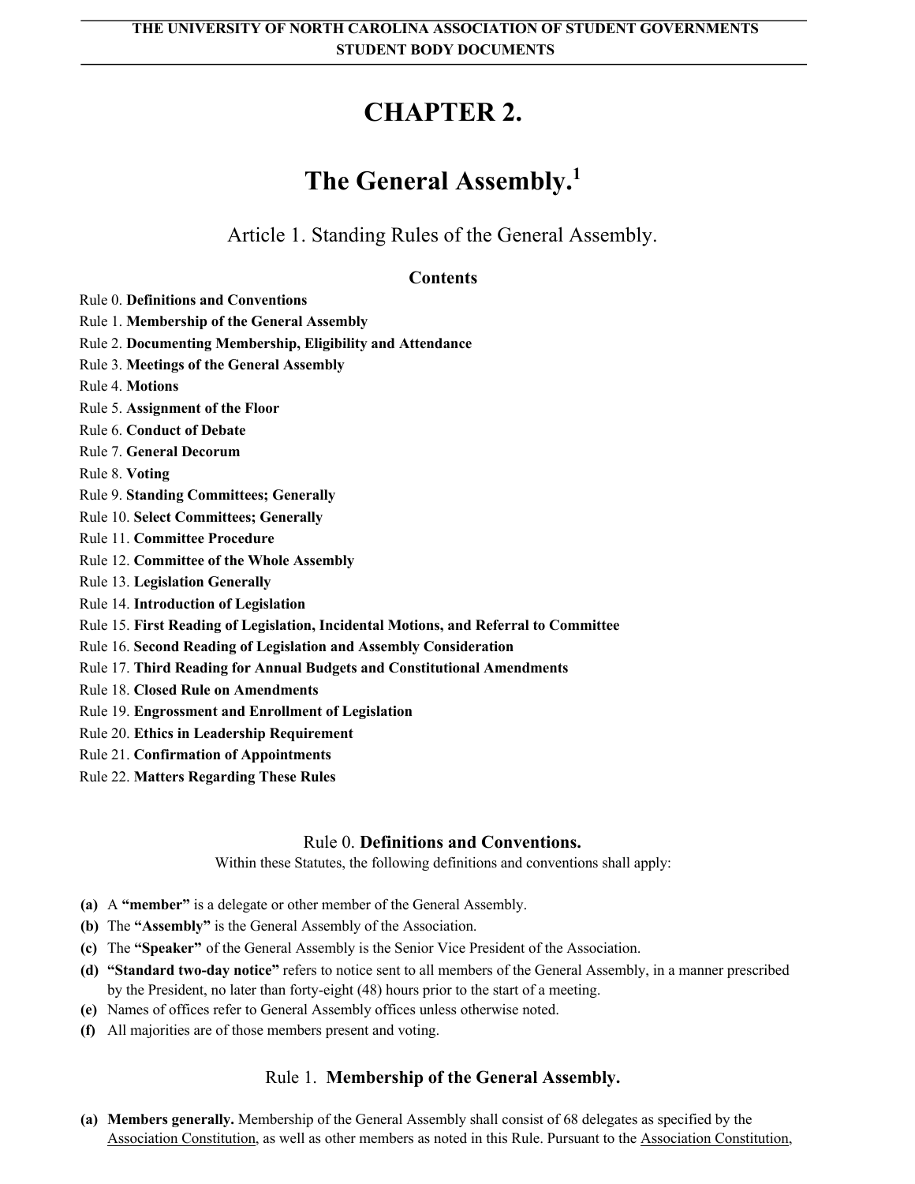# CHAPTER 2.

# The General Assembly.[1]

## Article 1. Standing Rules of the General Assembly.

**Contents**

Rule 0. **Definitions and Conventions**
Rule 1. **Membership of the General Assembly**
Rule 2. **Documenting Membership, Eligibility and Attendance**
Rule 3. **Meetings of the General Assembly**
Rule 4. **Motions**
Rule 5. **Assignment of the Floor**
Rule 6. **Conduct of Debate**
Rule 7. **General Decorum**
Rule 8. **Voting**
Rule 9. **Standing Committees; Generally**
Rule 10. **Select Committees; Generally**
Rule 11. **Committee Procedure**
Rule 12. **Committee of the Whole Assembly**
Rule 13. **Legislation Generally**
Rule 14. **Introduction of Legislation**
Rule 15. **First Reading of Legislation, Incidental Motions, and Referral to Committee**
Rule 16. **Second Reading of Legislation and Assembly Consideration**
Rule 17. **Third Reading for Annual Budgets and Constitutional Amendments**
Rule 18. **Closed Rule on Amendments**
Rule 19. **Engrossment and Enrollment of Legislation**
Rule 20. **Ethics in Leadership Requirement**
Rule 21. **Confirmation of Appointments**
Rule 22. **Matters Regarding These Rules**

### Rule 0. **Definitions and Conventions.**

Within these Statutes, the following definitions and conventions shall apply:

**(a)** A **"member"** is a delegate or other member of the General Assembly.
**(b)** The **"Assembly"** is the General Assembly of the Association.
**(c)** The **"Speaker"** of the General Assembly is the Senior Vice President of the Association.
**(d)** **"Standard two-day notice"** refers to notice sent to all members of the General Assembly, in a manner prescribed by the President, no later than forty-eight (48) hours prior to the start of a meeting.
**(e)** Names of offices refer to General Assembly offices unless otherwise noted.
**(f)** All majorities are of those members present and voting.

### Rule 1. **Membership of the General Assembly.**

**(a)** **Members generally.** Membership of the General Assembly shall consist of 68 delegates as specified by the Association Constitution, as well as other members as noted in this Rule. Pursuant to the Association Constitution,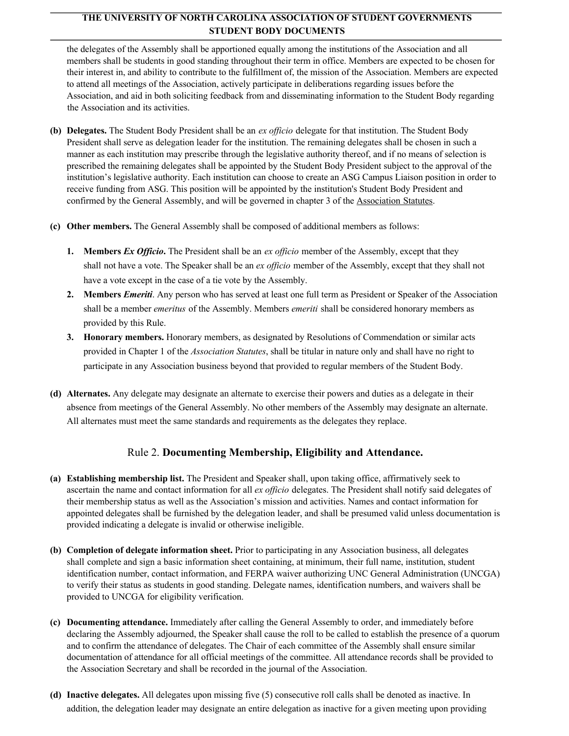the delegates of the Assembly shall be apportioned equally among the institutions of the Association and all members shall be students in good standing throughout their term in office. Members are expected to be chosen for their interest in, and ability to contribute to the fulfillment of, the mission of the Association. Members are expected to attend all meetings of the Association, actively participate in deliberations regarding issues before the Association, and aid in both soliciting feedback from and disseminating information to the Student Body regarding the Association and its activities.

**(b) Delegates.** The Student Body President shall be an *ex officio* delegate for that institution. The Student Body President shall serve as delegation leader for the institution. The remaining delegates shall be chosen in such a manner as each institution may prescribe through the legislative authority thereof, and if no means of selection is prescribed the remaining delegates shall be appointed by the Student Body President subject to the approval of the institution's legislative authority. Each institution can choose to create an ASG Campus Liaison position in order to receive funding from ASG. This position will be appointed by the institution's Student Body President and confirmed by the General Assembly, and will be governed in chapter 3 of the Association Statutes.

**(c) Other members.** The General Assembly shall be composed of additional members as follows:

1. **Members *Ex Officio*.** The President shall be an *ex officio* member of the Assembly, except that they shall not have a vote. The Speaker shall be an *ex officio* member of the Assembly, except that they shall not have a vote except in the case of a tie vote by the Assembly.
2. **Members *Emeriti*.** Any person who has served at least one full term as President or Speaker of the Association shall be a member *emeritus* of the Assembly. Members *emeriti* shall be considered honorary members as provided by this Rule.
3. **Honorary members.** Honorary members, as designated by Resolutions of Commendation or similar acts provided in Chapter 1 of the *Association Statutes*, shall be titular in nature only and shall have no right to participate in any Association business beyond that provided to regular members of the Student Body.

**(d) Alternates.** Any delegate may designate an alternate to exercise their powers and duties as a delegate in their absence from meetings of the General Assembly. No other members of the Assembly may designate an alternate. All alternates must meet the same standards and requirements as the delegates they replace.

## Rule 2. **Documenting Membership, Eligibility and Attendance.**

**(a) Establishing membership list.** The President and Speaker shall, upon taking office, affirmatively seek to ascertain the name and contact information for all *ex officio* delegates. The President shall notify said delegates of their membership status as well as the Association's mission and activities. Names and contact information for appointed delegates shall be furnished by the delegation leader, and shall be presumed valid unless documentation is provided indicating a delegate is invalid or otherwise ineligible.

**(b) Completion of delegate information sheet.** Prior to participating in any Association business, all delegates shall complete and sign a basic information sheet containing, at minimum, their full name, institution, student identification number, contact information, and FERPA waiver authorizing UNC General Administration (UNCGA) to verify their status as students in good standing. Delegate names, identification numbers, and waivers shall be provided to UNCGA for eligibility verification.

**(c) Documenting attendance.** Immediately after calling the General Assembly to order, and immediately before declaring the Assembly adjourned, the Speaker shall cause the roll to be called to establish the presence of a quorum and to confirm the attendance of delegates. The Chair of each committee of the Assembly shall ensure similar documentation of attendance for all official meetings of the committee. All attendance records shall be provided to the Association Secretary and shall be recorded in the journal of the Association.

**(d) Inactive delegates.** All delegates upon missing five (5) consecutive roll calls shall be denoted as inactive. In addition, the delegation leader may designate an entire delegation as inactive for a given meeting upon providing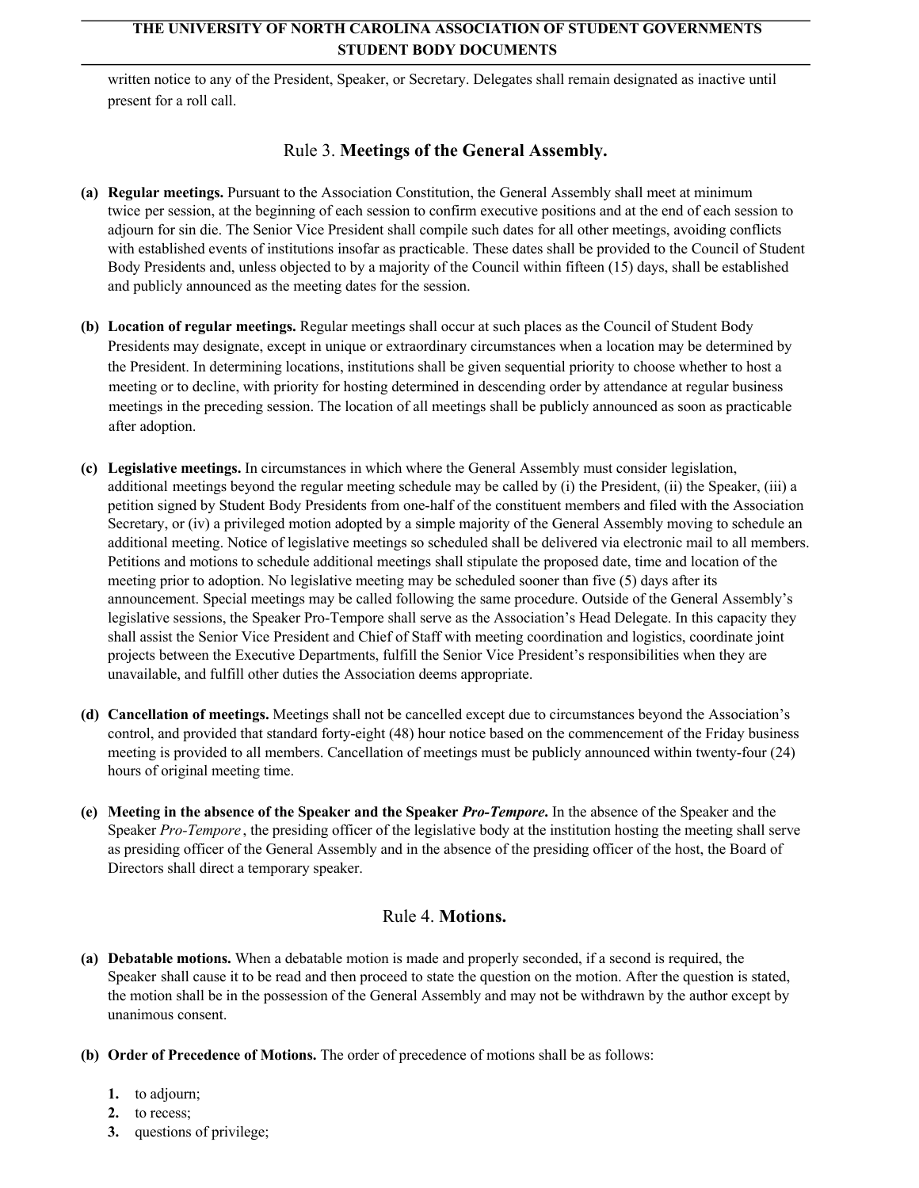written notice to any of the President, Speaker, or Secretary. Delegates shall remain designated as inactive until present for a roll call.

## Rule 3. **Meetings of the General Assembly.**

**(a) Regular meetings.** Pursuant to the Association Constitution, the General Assembly shall meet at minimum twice per session, at the beginning of each session to confirm executive positions and at the end of each session to adjourn for sin die. The Senior Vice President shall compile such dates for all other meetings, avoiding conflicts with established events of institutions insofar as practicable. These dates shall be provided to the Council of Student Body Presidents and, unless objected to by a majority of the Council within fifteen (15) days, shall be established and publicly announced as the meeting dates for the session.

**(b) Location of regular meetings.** Regular meetings shall occur at such places as the Council of Student Body Presidents may designate, except in unique or extraordinary circumstances when a location may be determined by the President. In determining locations, institutions shall be given sequential priority to choose whether to host a meeting or to decline, with priority for hosting determined in descending order by attendance at regular business meetings in the preceding session. The location of all meetings shall be publicly announced as soon as practicable after adoption.

**(c) Legislative meetings.** In circumstances in which where the General Assembly must consider legislation, additional meetings beyond the regular meeting schedule may be called by (i) the President, (ii) the Speaker, (iii) a petition signed by Student Body Presidents from one-half of the constituent members and filed with the Association Secretary, or (iv) a privileged motion adopted by a simple majority of the General Assembly moving to schedule an additional meeting. Notice of legislative meetings so scheduled shall be delivered via electronic mail to all members. Petitions and motions to schedule additional meetings shall stipulate the proposed date, time and location of the meeting prior to adoption. No legislative meeting may be scheduled sooner than five (5) days after its announcement. Special meetings may be called following the same procedure. Outside of the General Assembly's legislative sessions, the Speaker Pro-Tempore shall serve as the Association's Head Delegate. In this capacity they shall assist the Senior Vice President and Chief of Staff with meeting coordination and logistics, coordinate joint projects between the Executive Departments, fulfill the Senior Vice President's responsibilities when they are unavailable, and fulfill other duties the Association deems appropriate.

**(d) Cancellation of meetings.** Meetings shall not be cancelled except due to circumstances beyond the Association's control, and provided that standard forty-eight (48) hour notice based on the commencement of the Friday business meeting is provided to all members. Cancellation of meetings must be publicly announced within twenty-four (24) hours of original meeting time.

**(e) Meeting in the absence of the Speaker and the Speaker *Pro-Tempore*.** In the absence of the Speaker and the Speaker *Pro-Tempore* , the presiding officer of the legislative body at the institution hosting the meeting shall serve as presiding officer of the General Assembly and in the absence of the presiding officer of the host, the Board of Directors shall direct a temporary speaker.

## Rule 4. **Motions.**

**(a) Debatable motions.** When a debatable motion is made and properly seconded, if a second is required, the Speaker shall cause it to be read and then proceed to state the question on the motion. After the question is stated, the motion shall be in the possession of the General Assembly and may not be withdrawn by the author except by unanimous consent.

**(b) Order of Precedence of Motions.** The order of precedence of motions shall be as follows:

1. to adjourn;
2. to recess;
3. questions of privilege;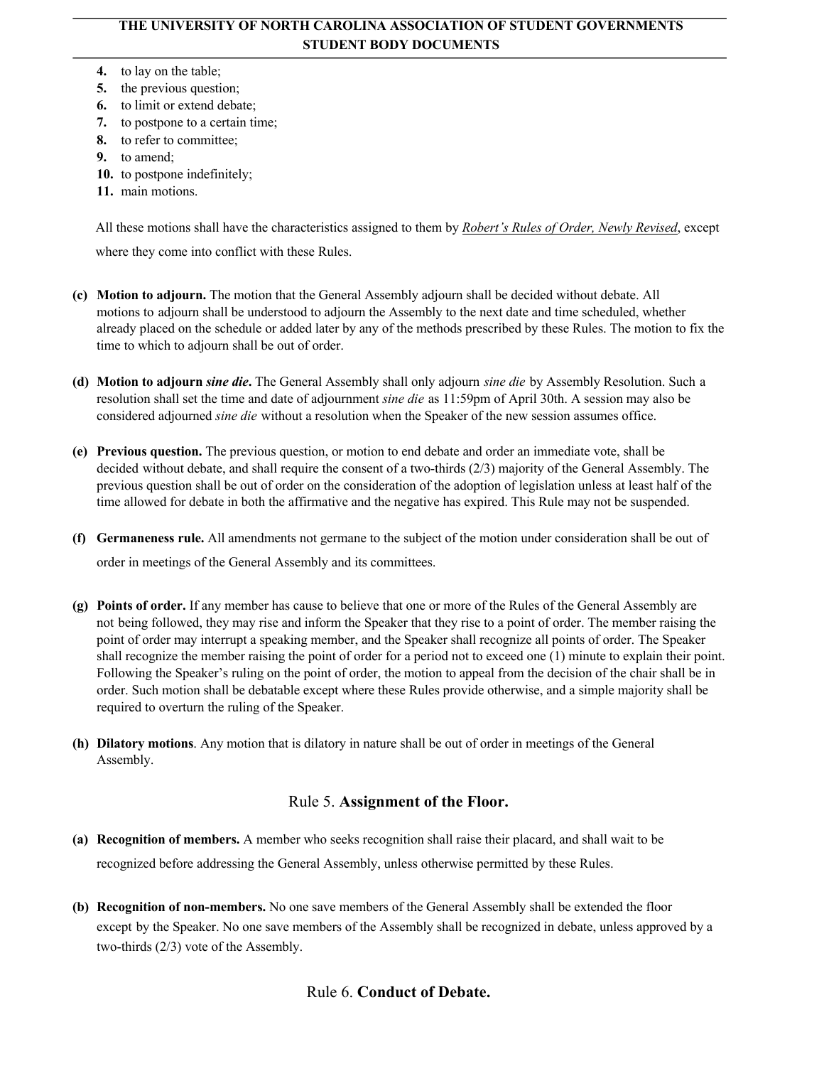4. to lay on the table;
5. the previous question;
6. to limit or extend debate;
7. to postpone to a certain time;
8. to refer to committee;
9. to amend;
10. to postpone indefinitely;
11. main motions.

All these motions shall have the characteristics assigned to them by *Robert's Rules of Order, Newly Revised*, except where they come into conflict with these Rules.

**(c) Motion to adjourn.** The motion that the General Assembly adjourn shall be decided without debate. All motions to adjourn shall be understood to adjourn the Assembly to the next date and time scheduled, whether already placed on the schedule or added later by any of the methods prescribed by these Rules. The motion to fix the time to which to adjourn shall be out of order.

**(d) Motion to adjourn *sine die*.** The General Assembly shall only adjourn *sine die* by Assembly Resolution. Such a resolution shall set the time and date of adjournment *sine die* as 11:59pm of April 30th. A session may also be considered adjourned *sine die* without a resolution when the Speaker of the new session assumes office.

**(e) Previous question.** The previous question, or motion to end debate and order an immediate vote, shall be decided without debate, and shall require the consent of a two-thirds (2/3) majority of the General Assembly. The previous question shall be out of order on the consideration of the adoption of legislation unless at least half of the time allowed for debate in both the affirmative and the negative has expired. This Rule may not be suspended.

**(f) Germaneness rule.** All amendments not germane to the subject of the motion under consideration shall be out of order in meetings of the General Assembly and its committees.

**(g) Points of order.** If any member has cause to believe that one or more of the Rules of the General Assembly are not being followed, they may rise and inform the Speaker that they rise to a point of order. The member raising the point of order may interrupt a speaking member, and the Speaker shall recognize all points of order. The Speaker shall recognize the member raising the point of order for a period not to exceed one (1) minute to explain their point. Following the Speaker's ruling on the point of order, the motion to appeal from the decision of the chair shall be in order. Such motion shall be debatable except where these Rules provide otherwise, and a simple majority shall be required to overturn the ruling of the Speaker.

**(h) Dilatory motions**. Any motion that is dilatory in nature shall be out of order in meetings of the General Assembly.

## Rule 5. **Assignment of the Floor.**

**(a) Recognition of members.** A member who seeks recognition shall raise their placard, and shall wait to be recognized before addressing the General Assembly, unless otherwise permitted by these Rules.

**(b) Recognition of non-members.** No one save members of the General Assembly shall be extended the floor except by the Speaker. No one save members of the Assembly shall be recognized in debate, unless approved by a two-thirds (2/3) vote of the Assembly.

## Rule 6. **Conduct of Debate.**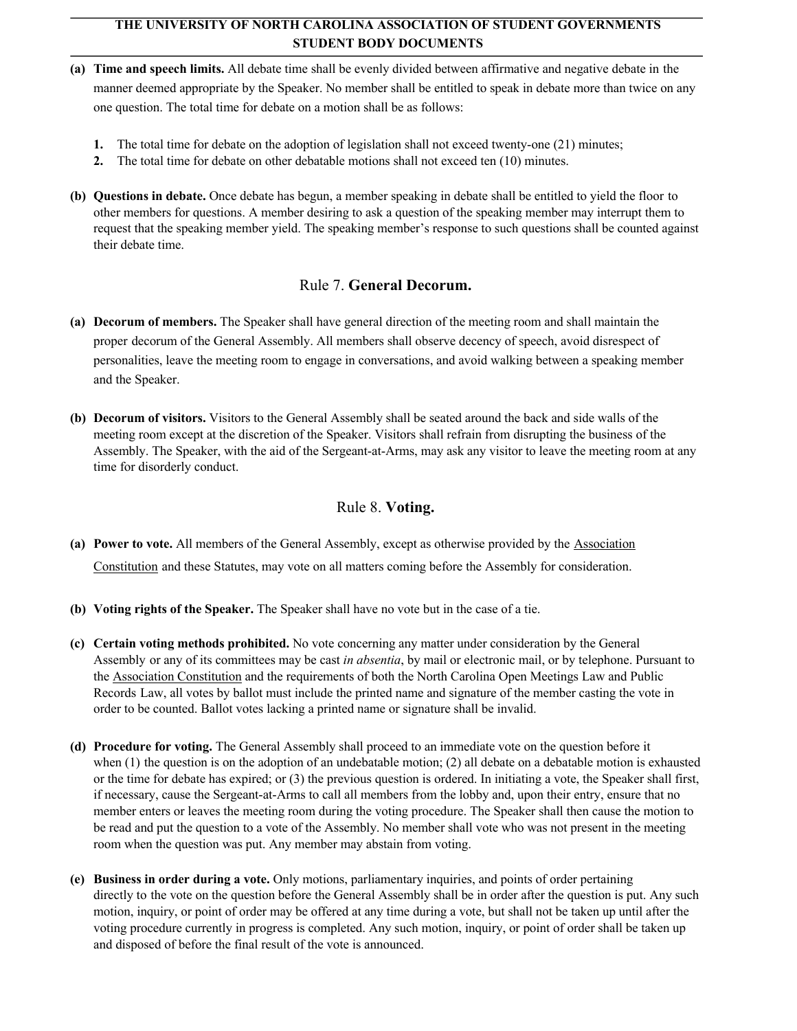**(a) Time and speech limits.** All debate time shall be evenly divided between affirmative and negative debate in the manner deemed appropriate by the Speaker. No member shall be entitled to speak in debate more than twice on any one question. The total time for debate on a motion shall be as follows:

1. The total time for debate on the adoption of legislation shall not exceed twenty-one (21) minutes;
2. The total time for debate on other debatable motions shall not exceed ten (10) minutes.

**(b) Questions in debate.** Once debate has begun, a member speaking in debate shall be entitled to yield the floor to other members for questions. A member desiring to ask a question of the speaking member may interrupt them to request that the speaking member yield. The speaking member's response to such questions shall be counted against their debate time.

## Rule 7. **General Decorum.**

**(a) Decorum of members.** The Speaker shall have general direction of the meeting room and shall maintain the proper decorum of the General Assembly. All members shall observe decency of speech, avoid disrespect of personalities, leave the meeting room to engage in conversations, and avoid walking between a speaking member and the Speaker.

**(b) Decorum of visitors.** Visitors to the General Assembly shall be seated around the back and side walls of the meeting room except at the discretion of the Speaker. Visitors shall refrain from disrupting the business of the Assembly. The Speaker, with the aid of the Sergeant-at-Arms, may ask any visitor to leave the meeting room at any time for disorderly conduct.

## Rule 8. **Voting.**

**(a) Power to vote.** All members of the General Assembly, except as otherwise provided by the Association Constitution and these Statutes, may vote on all matters coming before the Assembly for consideration.

**(b) Voting rights of the Speaker.** The Speaker shall have no vote but in the case of a tie.

**(c) Certain voting methods prohibited.** No vote concerning any matter under consideration by the General Assembly or any of its committees may be cast *in absentia*, by mail or electronic mail, or by telephone. Pursuant to the Association Constitution and the requirements of both the North Carolina Open Meetings Law and Public Records Law, all votes by ballot must include the printed name and signature of the member casting the vote in order to be counted. Ballot votes lacking a printed name or signature shall be invalid.

**(d) Procedure for voting.** The General Assembly shall proceed to an immediate vote on the question before it when (1) the question is on the adoption of an undebatable motion; (2) all debate on a debatable motion is exhausted or the time for debate has expired; or (3) the previous question is ordered. In initiating a vote, the Speaker shall first, if necessary, cause the Sergeant-at-Arms to call all members from the lobby and, upon their entry, ensure that no member enters or leaves the meeting room during the voting procedure. The Speaker shall then cause the motion to be read and put the question to a vote of the Assembly. No member shall vote who was not present in the meeting room when the question was put. Any member may abstain from voting.

**(e) Business in order during a vote.** Only motions, parliamentary inquiries, and points of order pertaining directly to the vote on the question before the General Assembly shall be in order after the question is put. Any such motion, inquiry, or point of order may be offered at any time during a vote, but shall not be taken up until after the voting procedure currently in progress is completed. Any such motion, inquiry, or point of order shall be taken up and disposed of before the final result of the vote is announced.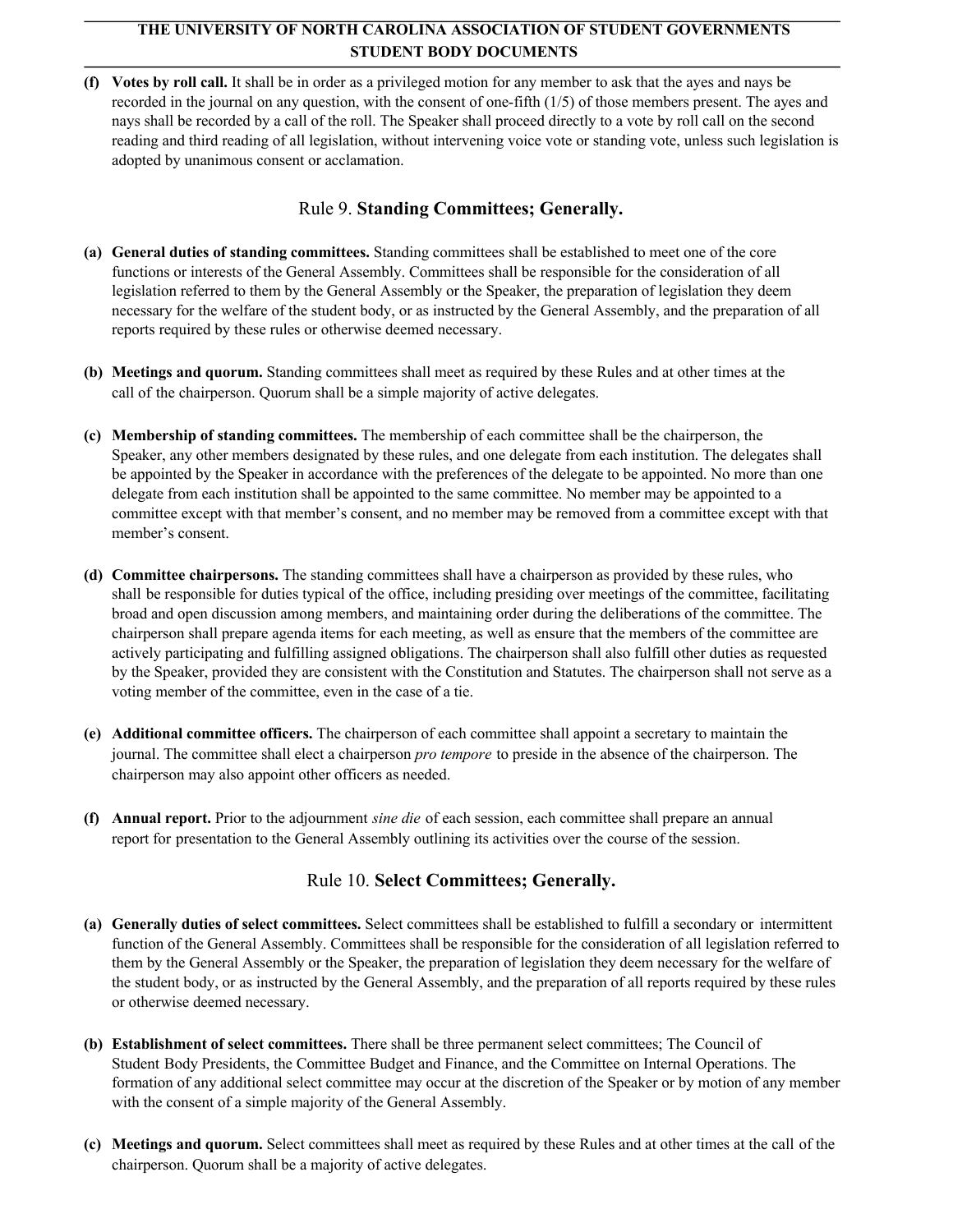**(f) Votes by roll call.** It shall be in order as a privileged motion for any member to ask that the ayes and nays be recorded in the journal on any question, with the consent of one-fifth (1/5) of those members present. The ayes and nays shall be recorded by a call of the roll. The Speaker shall proceed directly to a vote by roll call on the second reading and third reading of all legislation, without intervening voice vote or standing vote, unless such legislation is adopted by unanimous consent or acclamation.

## Rule 9. **Standing Committees; Generally.**

**(a) General duties of standing committees.** Standing committees shall be established to meet one of the core functions or interests of the General Assembly. Committees shall be responsible for the consideration of all legislation referred to them by the General Assembly or the Speaker, the preparation of legislation they deem necessary for the welfare of the student body, or as instructed by the General Assembly, and the preparation of all reports required by these rules or otherwise deemed necessary.

**(b) Meetings and quorum.** Standing committees shall meet as required by these Rules and at other times at the call of the chairperson. Quorum shall be a simple majority of active delegates.

**(c) Membership of standing committees.** The membership of each committee shall be the chairperson, the Speaker, any other members designated by these rules, and one delegate from each institution. The delegates shall be appointed by the Speaker in accordance with the preferences of the delegate to be appointed. No more than one delegate from each institution shall be appointed to the same committee. No member may be appointed to a committee except with that member's consent, and no member may be removed from a committee except with that member's consent.

**(d) Committee chairpersons.** The standing committees shall have a chairperson as provided by these rules, who shall be responsible for duties typical of the office, including presiding over meetings of the committee, facilitating broad and open discussion among members, and maintaining order during the deliberations of the committee. The chairperson shall prepare agenda items for each meeting, as well as ensure that the members of the committee are actively participating and fulfilling assigned obligations. The chairperson shall also fulfill other duties as requested by the Speaker, provided they are consistent with the Constitution and Statutes. The chairperson shall not serve as a voting member of the committee, even in the case of a tie.

**(e) Additional committee officers.** The chairperson of each committee shall appoint a secretary to maintain the journal. The committee shall elect a chairperson *pro tempore* to preside in the absence of the chairperson. The chairperson may also appoint other officers as needed.

**(f) Annual report.** Prior to the adjournment *sine die* of each session, each committee shall prepare an annual report for presentation to the General Assembly outlining its activities over the course of the session.

## Rule 10. **Select Committees; Generally.**

**(a) Generally duties of select committees.** Select committees shall be established to fulfill a secondary or intermittent function of the General Assembly. Committees shall be responsible for the consideration of all legislation referred to them by the General Assembly or the Speaker, the preparation of legislation they deem necessary for the welfare of the student body, or as instructed by the General Assembly, and the preparation of all reports required by these rules or otherwise deemed necessary.

**(b) Establishment of select committees.** There shall be three permanent select committees; The Council of Student Body Presidents, the Committee Budget and Finance, and the Committee on Internal Operations. The formation of any additional select committee may occur at the discretion of the Speaker or by motion of any member with the consent of a simple majority of the General Assembly.

**(c) Meetings and quorum.** Select committees shall meet as required by these Rules and at other times at the call of the chairperson. Quorum shall be a majority of active delegates.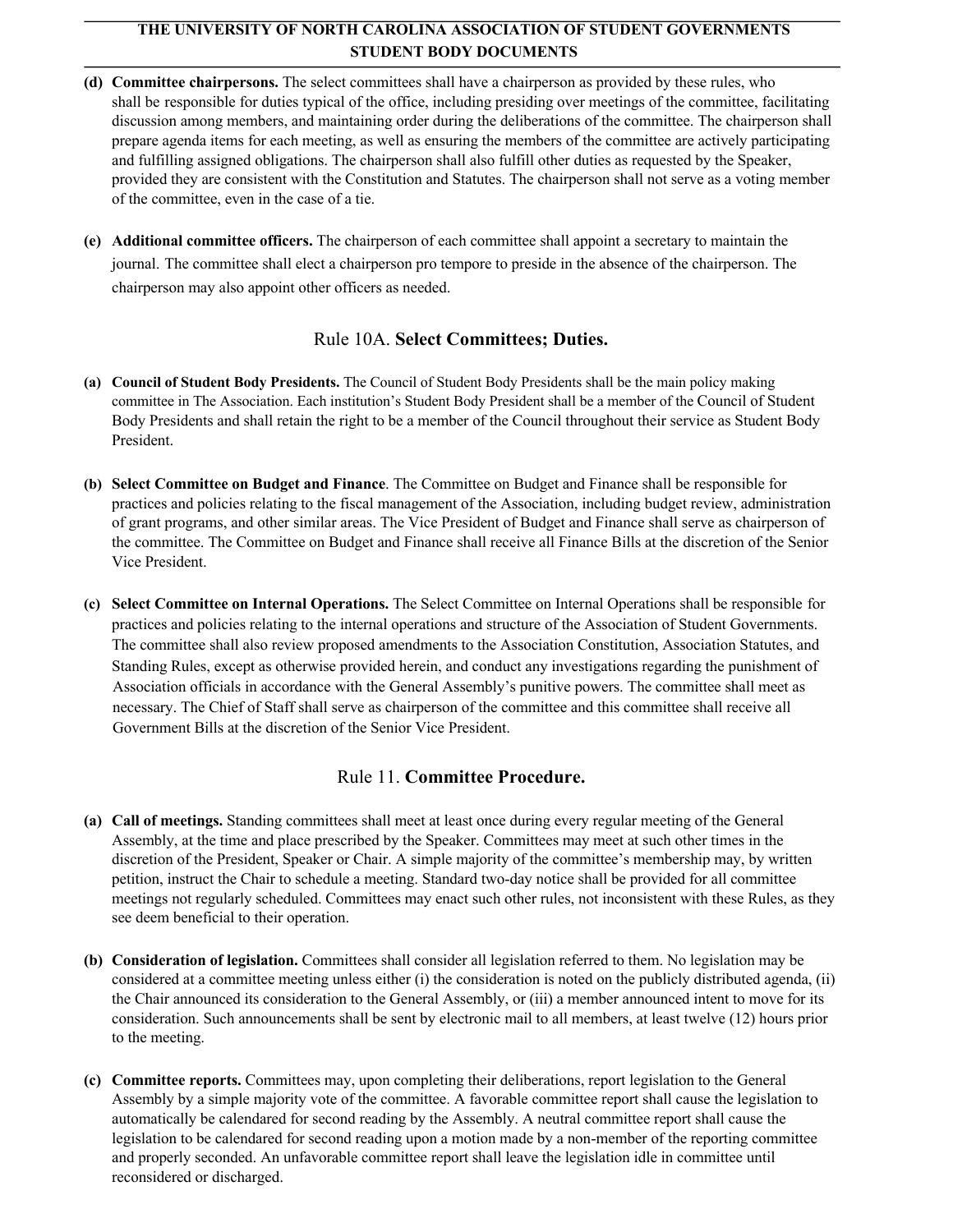**(d) Committee chairpersons.** The select committees shall have a chairperson as provided by these rules, who shall be responsible for duties typical of the office, including presiding over meetings of the committee, facilitating discussion among members, and maintaining order during the deliberations of the committee. The chairperson shall prepare agenda items for each meeting, as well as ensuring the members of the committee are actively participating and fulfilling assigned obligations. The chairperson shall also fulfill other duties as requested by the Speaker, provided they are consistent with the Constitution and Statutes. The chairperson shall not serve as a voting member of the committee, even in the case of a tie.

**(e) Additional committee officers.** The chairperson of each committee shall appoint a secretary to maintain the journal. The committee shall elect a chairperson pro tempore to preside in the absence of the chairperson. The chairperson may also appoint other officers as needed.

## Rule 10A. **Select Committees; Duties.**

**(a) Council of Student Body Presidents.** The Council of Student Body Presidents shall be the main policy making committee in The Association. Each institution's Student Body President shall be a member of the Council of Student Body Presidents and shall retain the right to be a member of the Council throughout their service as Student Body President.

**(b) Select Committee on Budget and Finance**. The Committee on Budget and Finance shall be responsible for practices and policies relating to the fiscal management of the Association, including budget review, administration of grant programs, and other similar areas. The Vice President of Budget and Finance shall serve as chairperson of the committee. The Committee on Budget and Finance shall receive all Finance Bills at the discretion of the Senior Vice President.

**(c) Select Committee on Internal Operations.** The Select Committee on Internal Operations shall be responsible for practices and policies relating to the internal operations and structure of the Association of Student Governments. The committee shall also review proposed amendments to the Association Constitution, Association Statutes, and Standing Rules, except as otherwise provided herein, and conduct any investigations regarding the punishment of Association officials in accordance with the General Assembly's punitive powers. The committee shall meet as necessary. The Chief of Staff shall serve as chairperson of the committee and this committee shall receive all Government Bills at the discretion of the Senior Vice President.

## Rule 11. **Committee Procedure.**

**(a) Call of meetings.** Standing committees shall meet at least once during every regular meeting of the General Assembly, at the time and place prescribed by the Speaker. Committees may meet at such other times in the discretion of the President, Speaker or Chair. A simple majority of the committee's membership may, by written petition, instruct the Chair to schedule a meeting. Standard two-day notice shall be provided for all committee meetings not regularly scheduled. Committees may enact such other rules, not inconsistent with these Rules, as they see deem beneficial to their operation.

**(b) Consideration of legislation.** Committees shall consider all legislation referred to them. No legislation may be considered at a committee meeting unless either (i) the consideration is noted on the publicly distributed agenda, (ii) the Chair announced its consideration to the General Assembly, or (iii) a member announced intent to move for its consideration. Such announcements shall be sent by electronic mail to all members, at least twelve (12) hours prior to the meeting.

**(c) Committee reports.** Committees may, upon completing their deliberations, report legislation to the General Assembly by a simple majority vote of the committee. A favorable committee report shall cause the legislation to automatically be calendared for second reading by the Assembly. A neutral committee report shall cause the legislation to be calendared for second reading upon a motion made by a non-member of the reporting committee and properly seconded. An unfavorable committee report shall leave the legislation idle in committee until reconsidered or discharged.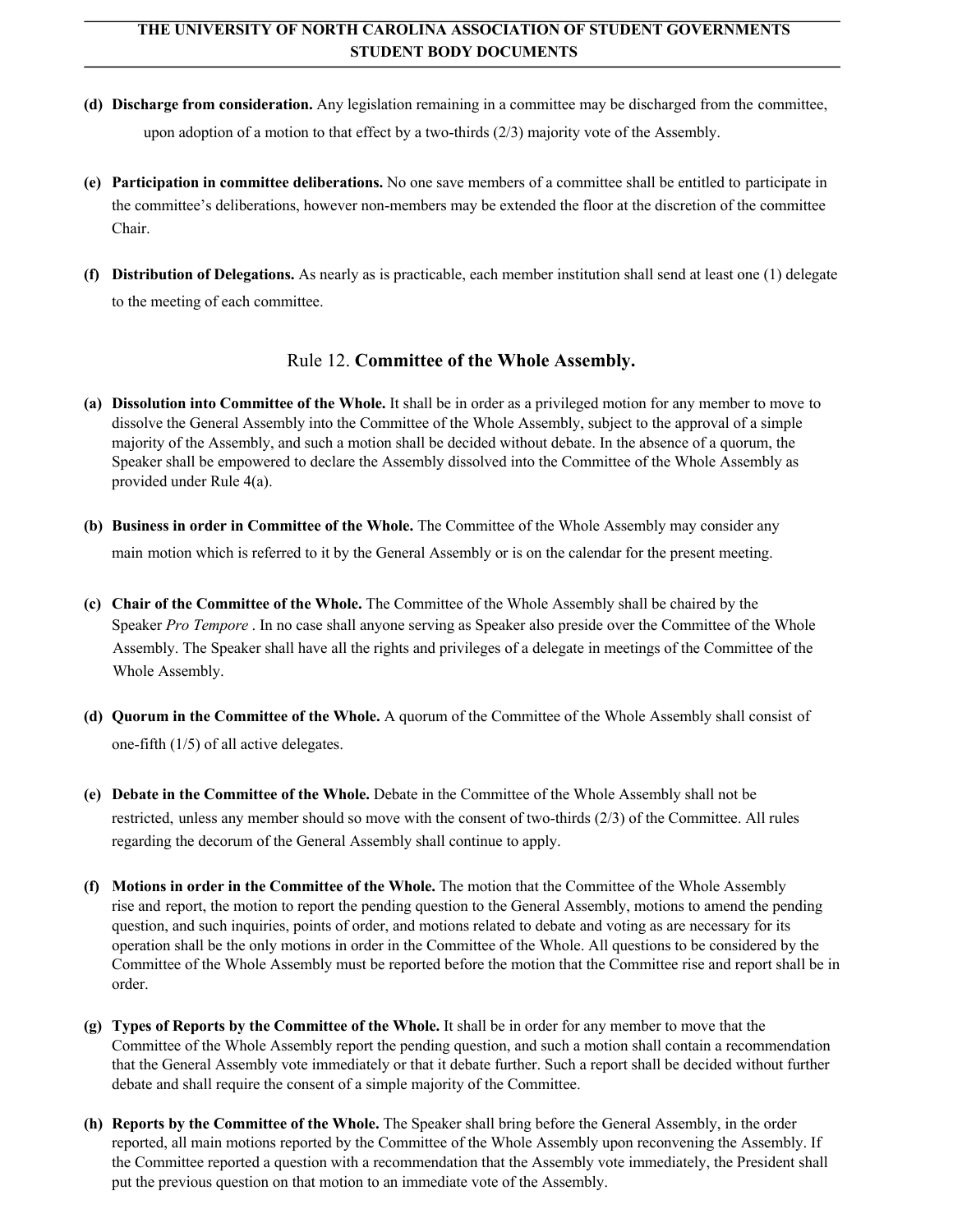**(d) Discharge from consideration.** Any legislation remaining in a committee may be discharged from the committee, upon adoption of a motion to that effect by a two-thirds (2/3) majority vote of the Assembly.

**(e) Participation in committee deliberations.** No one save members of a committee shall be entitled to participate in the committee's deliberations, however non-members may be extended the floor at the discretion of the committee Chair.

**(f) Distribution of Delegations.** As nearly as is practicable, each member institution shall send at least one (1) delegate to the meeting of each committee.

## Rule 12. **Committee of the Whole Assembly.**

**(a) Dissolution into Committee of the Whole.** It shall be in order as a privileged motion for any member to move to dissolve the General Assembly into the Committee of the Whole Assembly, subject to the approval of a simple majority of the Assembly, and such a motion shall be decided without debate. In the absence of a quorum, the Speaker shall be empowered to declare the Assembly dissolved into the Committee of the Whole Assembly as provided under Rule 4(a).

**(b) Business in order in Committee of the Whole.** The Committee of the Whole Assembly may consider any main motion which is referred to it by the General Assembly or is on the calendar for the present meeting.

**(c) Chair of the Committee of the Whole.** The Committee of the Whole Assembly shall be chaired by the Speaker *Pro Tempore* . In no case shall anyone serving as Speaker also preside over the Committee of the Whole Assembly. The Speaker shall have all the rights and privileges of a delegate in meetings of the Committee of the Whole Assembly.

**(d) Quorum in the Committee of the Whole.** A quorum of the Committee of the Whole Assembly shall consist of one-fifth (1/5) of all active delegates.

**(e) Debate in the Committee of the Whole.** Debate in the Committee of the Whole Assembly shall not be restricted, unless any member should so move with the consent of two-thirds (2/3) of the Committee. All rules regarding the decorum of the General Assembly shall continue to apply.

**(f) Motions in order in the Committee of the Whole.** The motion that the Committee of the Whole Assembly rise and report, the motion to report the pending question to the General Assembly, motions to amend the pending question, and such inquiries, points of order, and motions related to debate and voting as are necessary for its operation shall be the only motions in order in the Committee of the Whole. All questions to be considered by the Committee of the Whole Assembly must be reported before the motion that the Committee rise and report shall be in order.

**(g) Types of Reports by the Committee of the Whole.** It shall be in order for any member to move that the Committee of the Whole Assembly report the pending question, and such a motion shall contain a recommendation that the General Assembly vote immediately or that it debate further. Such a report shall be decided without further debate and shall require the consent of a simple majority of the Committee.

**(h) Reports by the Committee of the Whole.** The Speaker shall bring before the General Assembly, in the order reported, all main motions reported by the Committee of the Whole Assembly upon reconvening the Assembly. If the Committee reported a question with a recommendation that the Assembly vote immediately, the President shall put the previous question on that motion to an immediate vote of the Assembly.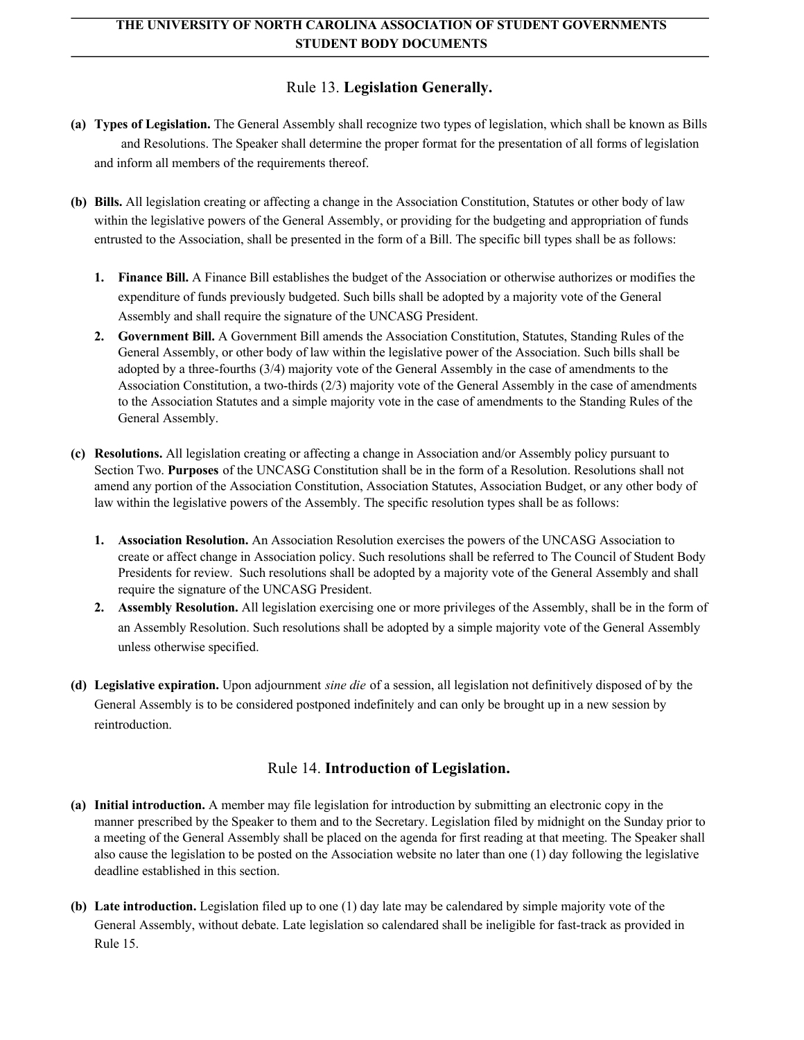## Rule 13. **Legislation Generally.**

**(a) Types of Legislation.** The General Assembly shall recognize two types of legislation, which shall be known as Bills and Resolutions. The Speaker shall determine the proper format for the presentation of all forms of legislation and inform all members of the requirements thereof.

**(b) Bills.** All legislation creating or affecting a change in the Association Constitution, Statutes or other body of law within the legislative powers of the General Assembly, or providing for the budgeting and appropriation of funds entrusted to the Association, shall be presented in the form of a Bill. The specific bill types shall be as follows:

1. **Finance Bill.** A Finance Bill establishes the budget of the Association or otherwise authorizes or modifies the expenditure of funds previously budgeted. Such bills shall be adopted by a majority vote of the General Assembly and shall require the signature of the UNCASG President.
2. **Government Bill.** A Government Bill amends the Association Constitution, Statutes, Standing Rules of the General Assembly, or other body of law within the legislative power of the Association. Such bills shall be adopted by a three-fourths (3/4) majority vote of the General Assembly in the case of amendments to the Association Constitution, a two-thirds (2/3) majority vote of the General Assembly in the case of amendments to the Association Statutes and a simple majority vote in the case of amendments to the Standing Rules of the General Assembly.

**(c) Resolutions.** All legislation creating or affecting a change in Association and/or Assembly policy pursuant to Section Two. **Purposes** of the UNCASG Constitution shall be in the form of a Resolution. Resolutions shall not amend any portion of the Association Constitution, Association Statutes, Association Budget, or any other body of law within the legislative powers of the Assembly. The specific resolution types shall be as follows:

1. **Association Resolution.** An Association Resolution exercises the powers of the UNCASG Association to create or affect change in Association policy. Such resolutions shall be referred to The Council of Student Body Presidents for review. Such resolutions shall be adopted by a majority vote of the General Assembly and shall require the signature of the UNCASG President.
2. **Assembly Resolution.** All legislation exercising one or more privileges of the Assembly, shall be in the form of an Assembly Resolution. Such resolutions shall be adopted by a simple majority vote of the General Assembly unless otherwise specified.

**(d) Legislative expiration.** Upon adjournment *sine die* of a session, all legislation not definitively disposed of by the General Assembly is to be considered postponed indefinitely and can only be brought up in a new session by reintroduction.

## Rule 14. **Introduction of Legislation.**

**(a) Initial introduction.** A member may file legislation for introduction by submitting an electronic copy in the manner prescribed by the Speaker to them and to the Secretary. Legislation filed by midnight on the Sunday prior to a meeting of the General Assembly shall be placed on the agenda for first reading at that meeting. The Speaker shall also cause the legislation to be posted on the Association website no later than one (1) day following the legislative deadline established in this section.

**(b) Late introduction.** Legislation filed up to one (1) day late may be calendared by simple majority vote of the General Assembly, without debate. Late legislation so calendared shall be ineligible for fast-track as provided in Rule 15.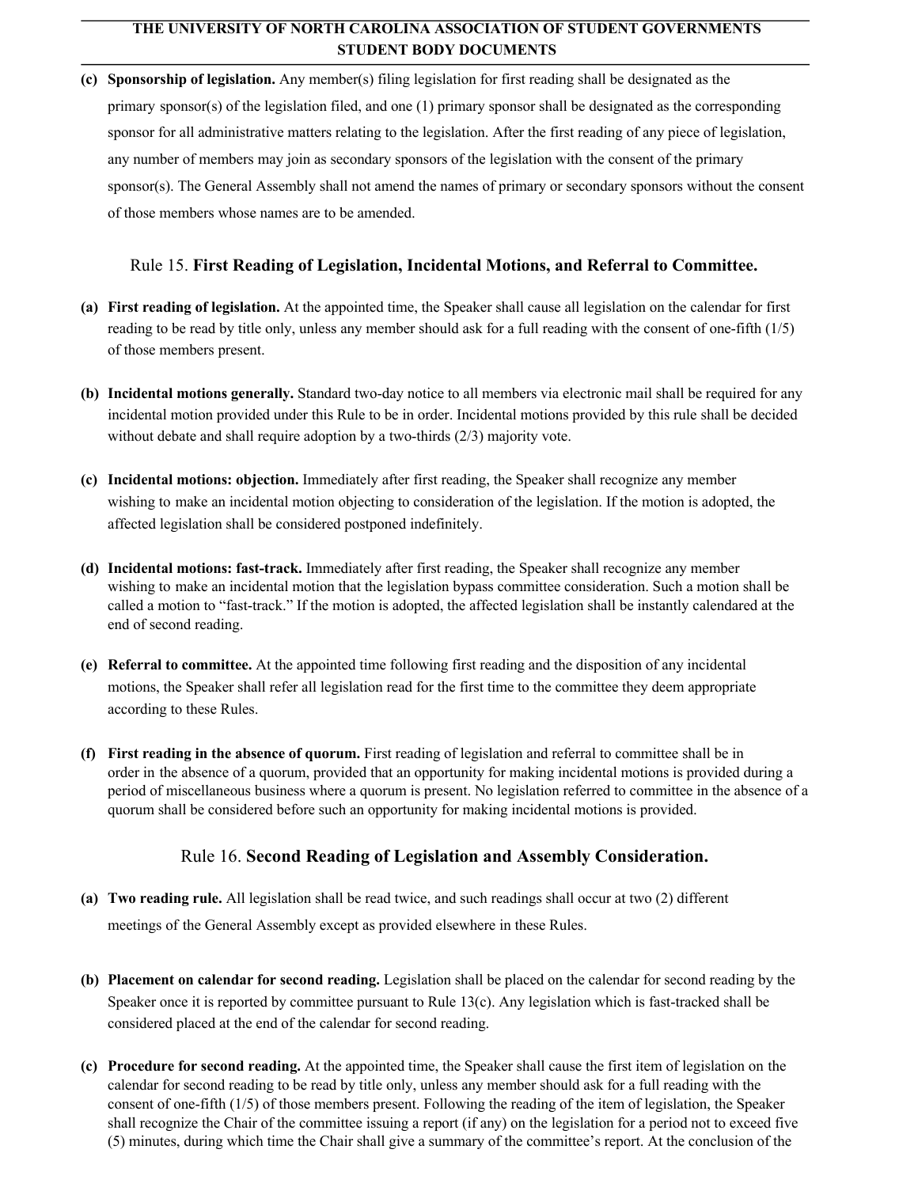**(c) Sponsorship of legislation.** Any member(s) filing legislation for first reading shall be designated as the primary sponsor(s) of the legislation filed, and one (1) primary sponsor shall be designated as the corresponding sponsor for all administrative matters relating to the legislation. After the first reading of any piece of legislation, any number of members may join as secondary sponsors of the legislation with the consent of the primary sponsor(s). The General Assembly shall not amend the names of primary or secondary sponsors without the consent of those members whose names are to be amended.

## Rule 15. **First Reading of Legislation, Incidental Motions, and Referral to Committee.**

**(a) First reading of legislation.** At the appointed time, the Speaker shall cause all legislation on the calendar for first reading to be read by title only, unless any member should ask for a full reading with the consent of one-fifth (1/5) of those members present.

**(b) Incidental motions generally.** Standard two-day notice to all members via electronic mail shall be required for any incidental motion provided under this Rule to be in order. Incidental motions provided by this rule shall be decided without debate and shall require adoption by a two-thirds (2/3) majority vote.

**(c) Incidental motions: objection.** Immediately after first reading, the Speaker shall recognize any member wishing to make an incidental motion objecting to consideration of the legislation. If the motion is adopted, the affected legislation shall be considered postponed indefinitely.

**(d) Incidental motions: fast-track.** Immediately after first reading, the Speaker shall recognize any member wishing to make an incidental motion that the legislation bypass committee consideration. Such a motion shall be called a motion to "fast-track." If the motion is adopted, the affected legislation shall be instantly calendared at the end of second reading.

**(e) Referral to committee.** At the appointed time following first reading and the disposition of any incidental motions, the Speaker shall refer all legislation read for the first time to the committee they deem appropriate according to these Rules.

**(f) First reading in the absence of quorum.** First reading of legislation and referral to committee shall be in order in the absence of a quorum, provided that an opportunity for making incidental motions is provided during a period of miscellaneous business where a quorum is present. No legislation referred to committee in the absence of a quorum shall be considered before such an opportunity for making incidental motions is provided.

## Rule 16. **Second Reading of Legislation and Assembly Consideration.**

**(a) Two reading rule.** All legislation shall be read twice, and such readings shall occur at two (2) different meetings of the General Assembly except as provided elsewhere in these Rules.

**(b) Placement on calendar for second reading.** Legislation shall be placed on the calendar for second reading by the Speaker once it is reported by committee pursuant to Rule 13(c). Any legislation which is fast-tracked shall be considered placed at the end of the calendar for second reading.

**(c) Procedure for second reading.** At the appointed time, the Speaker shall cause the first item of legislation on the calendar for second reading to be read by title only, unless any member should ask for a full reading with the consent of one-fifth (1/5) of those members present. Following the reading of the item of legislation, the Speaker shall recognize the Chair of the committee issuing a report (if any) on the legislation for a period not to exceed five (5) minutes, during which time the Chair shall give a summary of the committee's report. At the conclusion of the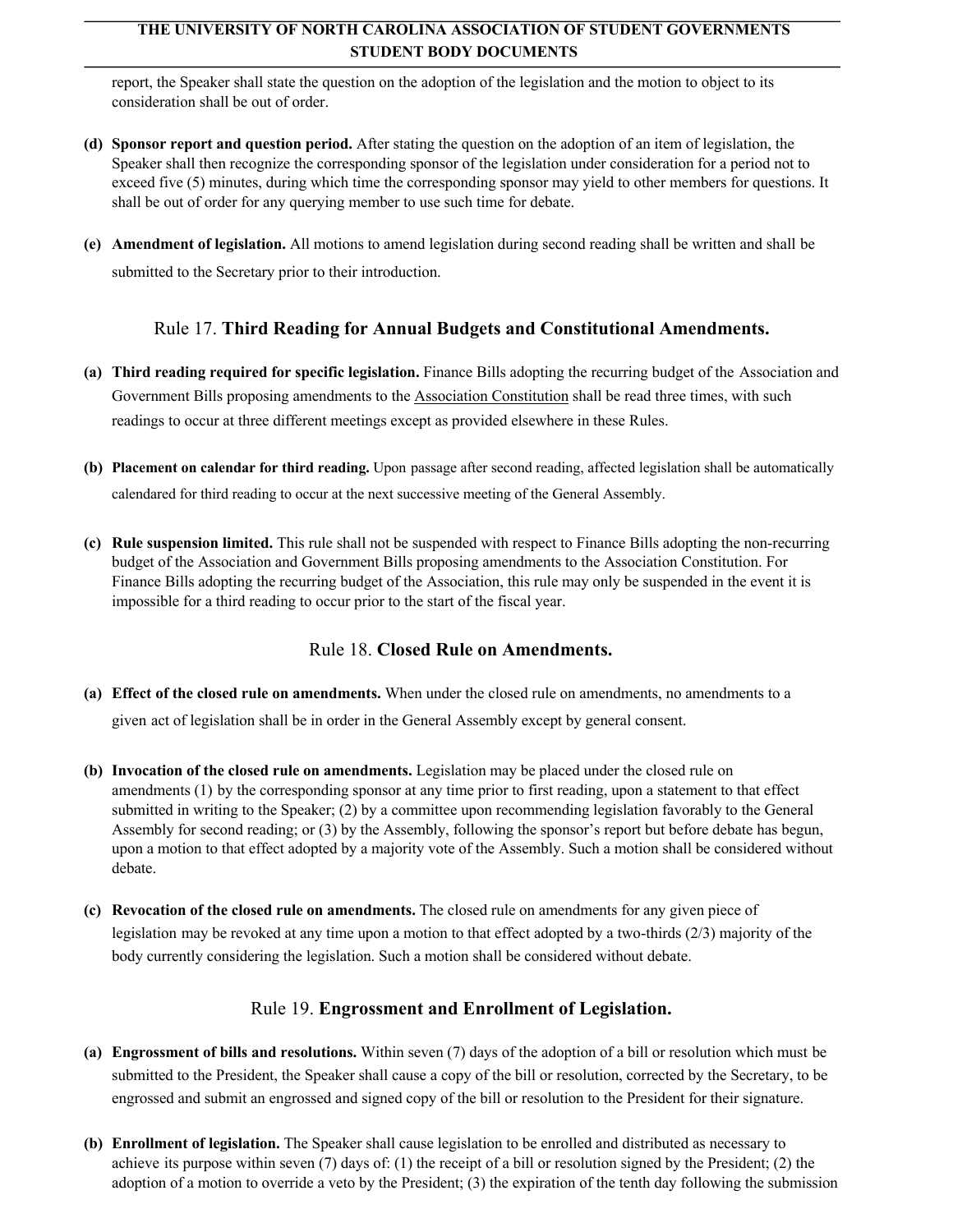report, the Speaker shall state the question on the adoption of the legislation and the motion to object to its consideration shall be out of order.

**(d) Sponsor report and question period.** After stating the question on the adoption of an item of legislation, the Speaker shall then recognize the corresponding sponsor of the legislation under consideration for a period not to exceed five (5) minutes, during which time the corresponding sponsor may yield to other members for questions. It shall be out of order for any querying member to use such time for debate.

**(e) Amendment of legislation.** All motions to amend legislation during second reading shall be written and shall be submitted to the Secretary prior to their introduction.

## Rule 17. **Third Reading for Annual Budgets and Constitutional Amendments.**

**(a) Third reading required for specific legislation.** Finance Bills adopting the recurring budget of the Association and Government Bills proposing amendments to the Association Constitution shall be read three times, with such readings to occur at three different meetings except as provided elsewhere in these Rules.

**(b) Placement on calendar for third reading.** Upon passage after second reading, affected legislation shall be automatically calendared for third reading to occur at the next successive meeting of the General Assembly.

**(c) Rule suspension limited.** This rule shall not be suspended with respect to Finance Bills adopting the non-recurring budget of the Association and Government Bills proposing amendments to the Association Constitution. For Finance Bills adopting the recurring budget of the Association, this rule may only be suspended in the event it is impossible for a third reading to occur prior to the start of the fiscal year.

## Rule 18. **Closed Rule on Amendments.**

**(a) Effect of the closed rule on amendments.** When under the closed rule on amendments, no amendments to a given act of legislation shall be in order in the General Assembly except by general consent.

**(b) Invocation of the closed rule on amendments.** Legislation may be placed under the closed rule on amendments (1) by the corresponding sponsor at any time prior to first reading, upon a statement to that effect submitted in writing to the Speaker; (2) by a committee upon recommending legislation favorably to the General Assembly for second reading; or (3) by the Assembly, following the sponsor's report but before debate has begun, upon a motion to that effect adopted by a majority vote of the Assembly. Such a motion shall be considered without debate.

**(c) Revocation of the closed rule on amendments.** The closed rule on amendments for any given piece of legislation may be revoked at any time upon a motion to that effect adopted by a two-thirds (2/3) majority of the body currently considering the legislation. Such a motion shall be considered without debate.

## Rule 19. **Engrossment and Enrollment of Legislation.**

**(a) Engrossment of bills and resolutions.** Within seven (7) days of the adoption of a bill or resolution which must be submitted to the President, the Speaker shall cause a copy of the bill or resolution, corrected by the Secretary, to be engrossed and submit an engrossed and signed copy of the bill or resolution to the President for their signature.

**(b) Enrollment of legislation.** The Speaker shall cause legislation to be enrolled and distributed as necessary to achieve its purpose within seven (7) days of: (1) the receipt of a bill or resolution signed by the President; (2) the adoption of a motion to override a veto by the President; (3) the expiration of the tenth day following the submission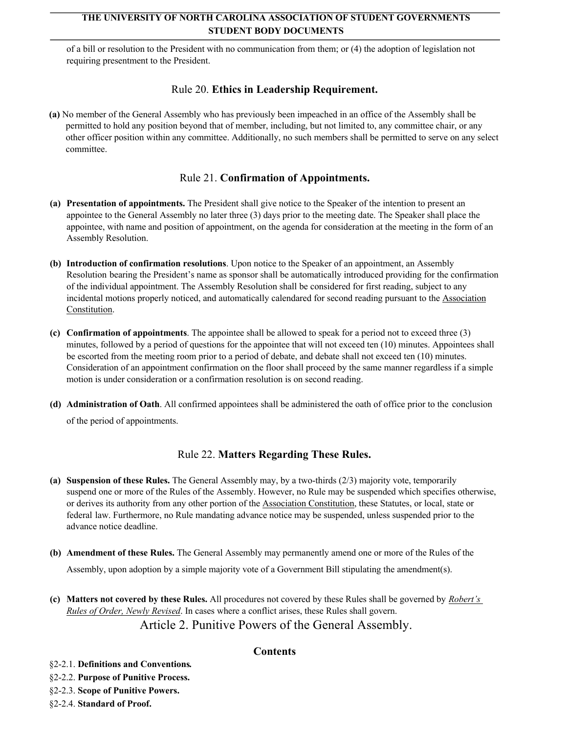of a bill or resolution to the President with no communication from them; or (4) the adoption of legislation not requiring presentment to the President.

### Rule 20. **Ethics in Leadership Requirement.**

**(a)** No member of the General Assembly who has previously been impeached in an office of the Assembly shall be permitted to hold any position beyond that of member, including, but not limited to, any committee chair, or any other officer position within any committee. Additionally, no such members shall be permitted to serve on any select committee.

### Rule 21. **Confirmation of Appointments.**

**(a) Presentation of appointments.** The President shall give notice to the Speaker of the intention to present an appointee to the General Assembly no later three (3) days prior to the meeting date. The Speaker shall place the appointee, with name and position of appointment, on the agenda for consideration at the meeting in the form of an Assembly Resolution.

**(b) Introduction of confirmation resolutions**. Upon notice to the Speaker of an appointment, an Assembly Resolution bearing the President's name as sponsor shall be automatically introduced providing for the confirmation of the individual appointment. The Assembly Resolution shall be considered for first reading, subject to any incidental motions properly noticed, and automatically calendared for second reading pursuant to the Association Constitution.

**(c) Confirmation of appointments**. The appointee shall be allowed to speak for a period not to exceed three (3) minutes, followed by a period of questions for the appointee that will not exceed ten (10) minutes. Appointees shall be escorted from the meeting room prior to a period of debate, and debate shall not exceed ten (10) minutes. Consideration of an appointment confirmation on the floor shall proceed by the same manner regardless if a simple motion is under consideration or a confirmation resolution is on second reading.

**(d) Administration of Oath**. All confirmed appointees shall be administered the oath of office prior to the conclusion of the period of appointments.

### Rule 22. **Matters Regarding These Rules.**

**(a) Suspension of these Rules.** The General Assembly may, by a two-thirds (2/3) majority vote, temporarily suspend one or more of the Rules of the Assembly. However, no Rule may be suspended which specifies otherwise, or derives its authority from any other portion of the Association Constitution, these Statutes, or local, state or federal law. Furthermore, no Rule mandating advance notice may be suspended, unless suspended prior to the advance notice deadline.

**(b) Amendment of these Rules.** The General Assembly may permanently amend one or more of the Rules of the Assembly, upon adoption by a simple majority vote of a Government Bill stipulating the amendment(s).

**(c) Matters not covered by these Rules.** All procedures not covered by these Rules shall be governed by *Robert's Rules of Order, Newly Revised*. In cases where a conflict arises, these Rules shall govern.

## Article 2. Punitive Powers of the General Assembly.

### Contents

§2-2.1. **Definitions and Conventions.**
§2-2.2. **Purpose of Punitive Process.**
§2-2.3. **Scope of Punitive Powers.**
§2-2.4. **Standard of Proof.**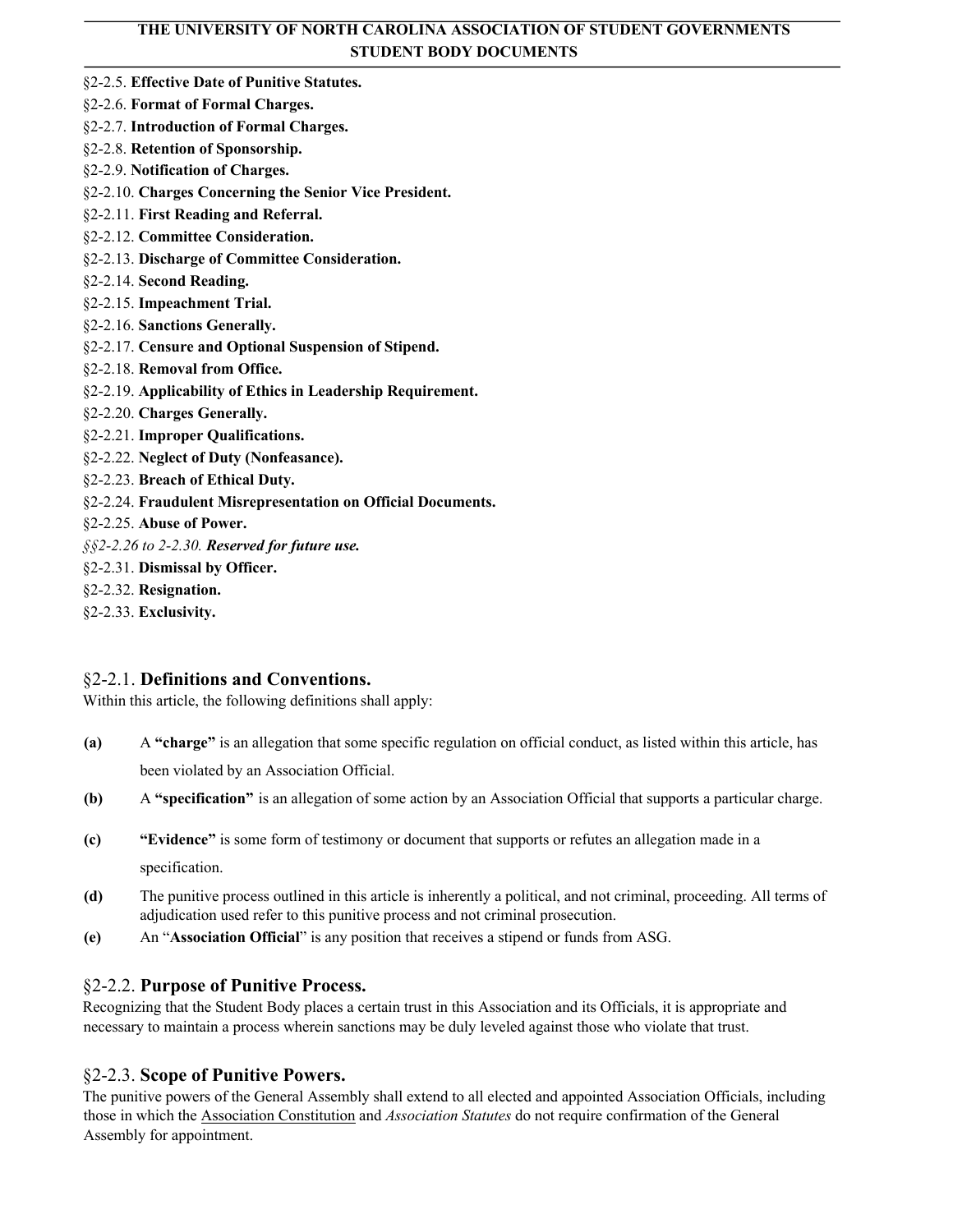§2-2.5. **Effective Date of Punitive Statutes.**
§2-2.6. **Format of Formal Charges.**
§2-2.7. **Introduction of Formal Charges.**
§2-2.8. **Retention of Sponsorship.**
§2-2.9. **Notification of Charges.**
§2-2.10. **Charges Concerning the Senior Vice President.**
§2-2.11. **First Reading and Referral.**
§2-2.12. **Committee Consideration.**
§2-2.13. **Discharge of Committee Consideration.**
§2-2.14. **Second Reading.**
§2-2.15. **Impeachment Trial.**
§2-2.16. **Sanctions Generally.**
§2-2.17. **Censure and Optional Suspension of Stipend.**
§2-2.18. **Removal from Office.**
§2-2.19. **Applicability of Ethics in Leadership Requirement.**
§2-2.20. **Charges Generally.**
§2-2.21. **Improper Qualifications.**
§2-2.22. **Neglect of Duty (Nonfeasance).**
§2-2.23. **Breach of Ethical Duty.**
§2-2.24. **Fraudulent Misrepresentation on Official Documents.**
§2-2.25. **Abuse of Power.**
*§§2-2.26 to 2-2.30.* ***Reserved for future use.***
§2-2.31. **Dismissal by Officer.**
§2-2.32. **Resignation.**
§2-2.33. **Exclusivity.**

## §2-2.1. Definitions and Conventions.

Within this article, the following definitions shall apply:

**(a)** A **"charge"** is an allegation that some specific regulation on official conduct, as listed within this article, has been violated by an Association Official.

**(b)** A **"specification"** is an allegation of some action by an Association Official that supports a particular charge.

**(c)** **"Evidence"** is some form of testimony or document that supports or refutes an allegation made in a specification.

**(d)** The punitive process outlined in this article is inherently a political, and not criminal, proceeding. All terms of adjudication used refer to this punitive process and not criminal prosecution.

**(e)** An "**Association Official**" is any position that receives a stipend or funds from ASG.

## §2-2.2. Purpose of Punitive Process.

Recognizing that the Student Body places a certain trust in this Association and its Officials, it is appropriate and necessary to maintain a process wherein sanctions may be duly leveled against those who violate that trust.

## §2-2.3. Scope of Punitive Powers.

The punitive powers of the General Assembly shall extend to all elected and appointed Association Officials, including those in which the Association Constitution and *Association Statutes* do not require confirmation of the General Assembly for appointment.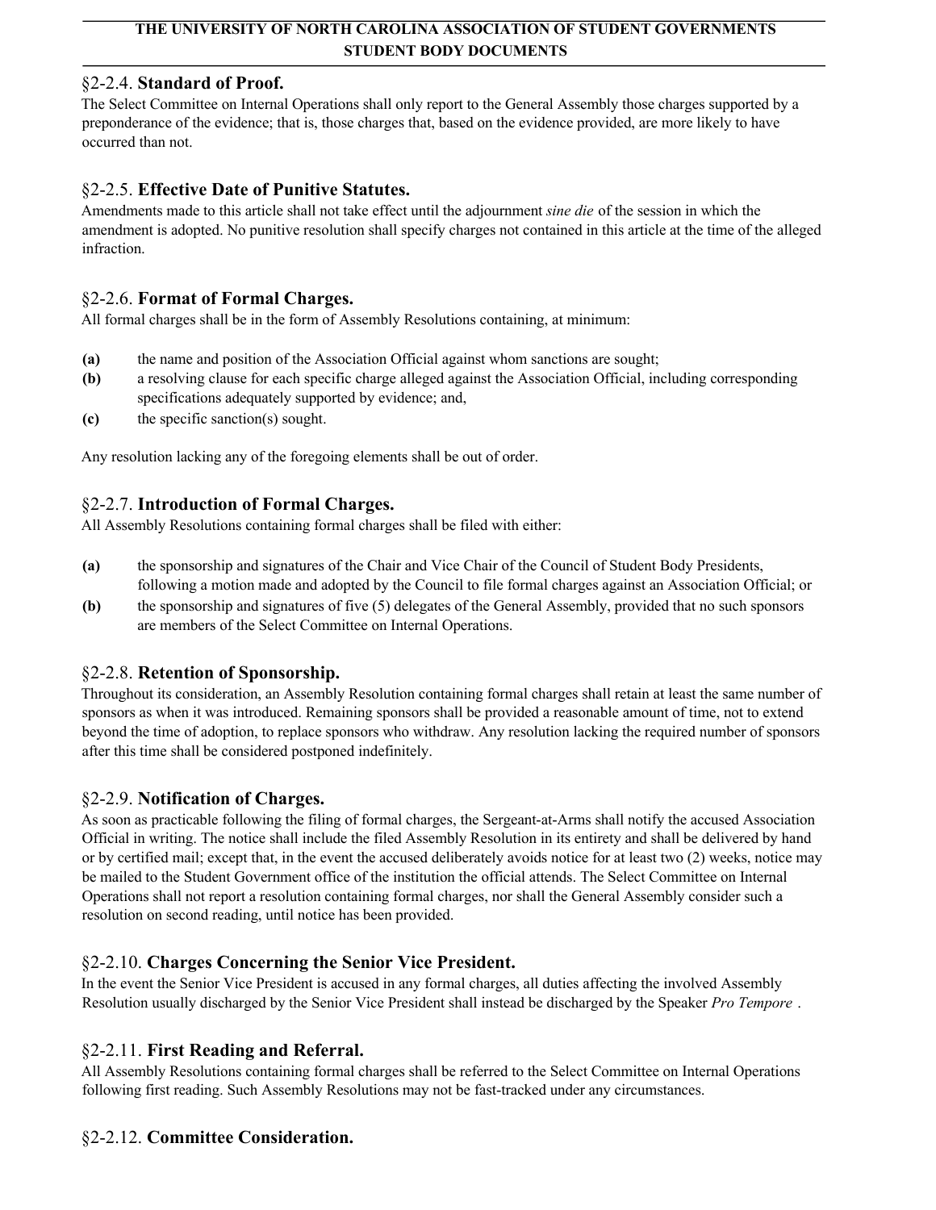### §2-2.4. **Standard of Proof.**

The Select Committee on Internal Operations shall only report to the General Assembly those charges supported by a preponderance of the evidence; that is, those charges that, based on the evidence provided, are more likely to have occurred than not.

### §2-2.5. **Effective Date of Punitive Statutes.**

Amendments made to this article shall not take effect until the adjournment *sine die* of the session in which the amendment is adopted. No punitive resolution shall specify charges not contained in this article at the time of the alleged infraction.

### §2-2.6. **Format of Formal Charges.**

All formal charges shall be in the form of Assembly Resolutions containing, at minimum:

**(a)** the name and position of the Association Official against whom sanctions are sought;
**(b)** a resolving clause for each specific charge alleged against the Association Official, including corresponding specifications adequately supported by evidence; and,
**(c)** the specific sanction(s) sought.

Any resolution lacking any of the foregoing elements shall be out of order.

### §2-2.7. **Introduction of Formal Charges.**

All Assembly Resolutions containing formal charges shall be filed with either:

**(a)** the sponsorship and signatures of the Chair and Vice Chair of the Council of Student Body Presidents, following a motion made and adopted by the Council to file formal charges against an Association Official; or
**(b)** the sponsorship and signatures of five (5) delegates of the General Assembly, provided that no such sponsors are members of the Select Committee on Internal Operations.

### §2-2.8. **Retention of Sponsorship.**

Throughout its consideration, an Assembly Resolution containing formal charges shall retain at least the same number of sponsors as when it was introduced. Remaining sponsors shall be provided a reasonable amount of time, not to extend beyond the time of adoption, to replace sponsors who withdraw. Any resolution lacking the required number of sponsors after this time shall be considered postponed indefinitely.

### §2-2.9. **Notification of Charges.**

As soon as practicable following the filing of formal charges, the Sergeant-at-Arms shall notify the accused Association Official in writing. The notice shall include the filed Assembly Resolution in its entirety and shall be delivered by hand or by certified mail; except that, in the event the accused deliberately avoids notice for at least two (2) weeks, notice may be mailed to the Student Government office of the institution the official attends. The Select Committee on Internal Operations shall not report a resolution containing formal charges, nor shall the General Assembly consider such a resolution on second reading, until notice has been provided.

### §2-2.10. **Charges Concerning the Senior Vice President.**

In the event the Senior Vice President is accused in any formal charges, all duties affecting the involved Assembly Resolution usually discharged by the Senior Vice President shall instead be discharged by the Speaker *Pro Tempore*.

### §2-2.11. **First Reading and Referral.**

All Assembly Resolutions containing formal charges shall be referred to the Select Committee on Internal Operations following first reading. Such Assembly Resolutions may not be fast-tracked under any circumstances.

### §2-2.12. **Committee Consideration.**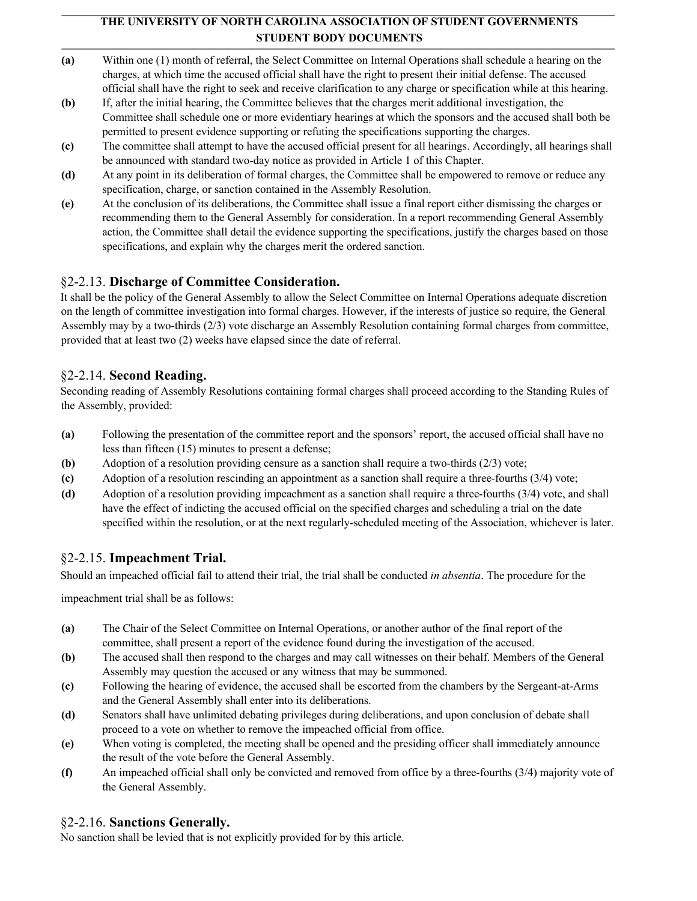**(a)** Within one (1) month of referral, the Select Committee on Internal Operations shall schedule a hearing on the charges, at which time the accused official shall have the right to present their initial defense. The accused official shall have the right to seek and receive clarification to any charge or specification while at this hearing.

**(b)** If, after the initial hearing, the Committee believes that the charges merit additional investigation, the Committee shall schedule one or more evidentiary hearings at which the sponsors and the accused shall both be permitted to present evidence supporting or refuting the specifications supporting the charges.

**(c)** The committee shall attempt to have the accused official present for all hearings. Accordingly, all hearings shall be announced with standard two-day notice as provided in Article 1 of this Chapter.

**(d)** At any point in its deliberation of formal charges, the Committee shall be empowered to remove or reduce any specification, charge, or sanction contained in the Assembly Resolution.

**(e)** At the conclusion of its deliberations, the Committee shall issue a final report either dismissing the charges or recommending them to the General Assembly for consideration. In a report recommending General Assembly action, the Committee shall detail the evidence supporting the specifications, justify the charges based on those specifications, and explain why the charges merit the ordered sanction.

### §2-2.13. **Discharge of Committee Consideration.**

It shall be the policy of the General Assembly to allow the Select Committee on Internal Operations adequate discretion on the length of committee investigation into formal charges. However, if the interests of justice so require, the General Assembly may by a two-thirds (2/3) vote discharge an Assembly Resolution containing formal charges from committee, provided that at least two (2) weeks have elapsed since the date of referral.

### §2-2.14. **Second Reading.**

Seconding reading of Assembly Resolutions containing formal charges shall proceed according to the Standing Rules of the Assembly, provided:

**(a)** Following the presentation of the committee report and the sponsors' report, the accused official shall have no less than fifteen (15) minutes to present a defense;

**(b)** Adoption of a resolution providing censure as a sanction shall require a two-thirds (2/3) vote;

**(c)** Adoption of a resolution rescinding an appointment as a sanction shall require a three-fourths (3/4) vote;

**(d)** Adoption of a resolution providing impeachment as a sanction shall require a three-fourths (3/4) vote, and shall have the effect of indicting the accused official on the specified charges and scheduling a trial on the date specified within the resolution, or at the next regularly-scheduled meeting of the Association, whichever is later.

### §2-2.15. **Impeachment Trial.**

Should an impeached official fail to attend their trial, the trial shall be conducted *in absentia*. The procedure for the impeachment trial shall be as follows:

**(a)** The Chair of the Select Committee on Internal Operations, or another author of the final report of the committee, shall present a report of the evidence found during the investigation of the accused.

**(b)** The accused shall then respond to the charges and may call witnesses on their behalf. Members of the General Assembly may question the accused or any witness that may be summoned.

**(c)** Following the hearing of evidence, the accused shall be escorted from the chambers by the Sergeant-at-Arms and the General Assembly shall enter into its deliberations.

**(d)** Senators shall have unlimited debating privileges during deliberations, and upon conclusion of debate shall proceed to a vote on whether to remove the impeached official from office.

**(e)** When voting is completed, the meeting shall be opened and the presiding officer shall immediately announce the result of the vote before the General Assembly.

**(f)** An impeached official shall only be convicted and removed from office by a three-fourths (3/4) majority vote of the General Assembly.

### §2-2.16. **Sanctions Generally.**

No sanction shall be levied that is not explicitly provided for by this article.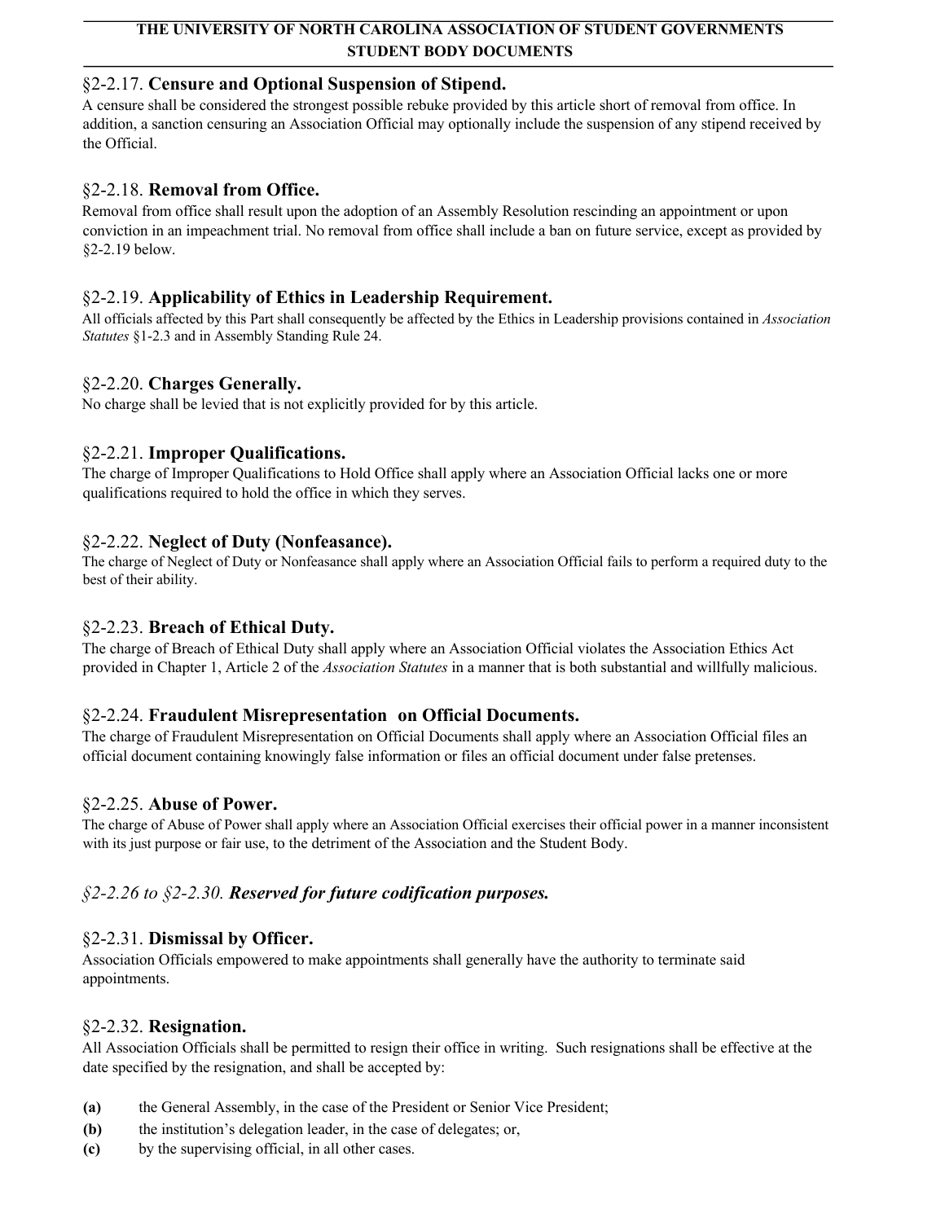### §2-2.17. **Censure and Optional Suspension of Stipend.**

A censure shall be considered the strongest possible rebuke provided by this article short of removal from office. In addition, a sanction censuring an Association Official may optionally include the suspension of any stipend received by the Official.

### §2-2.18. **Removal from Office.**

Removal from office shall result upon the adoption of an Assembly Resolution rescinding an appointment or upon conviction in an impeachment trial. No removal from office shall include a ban on future service, except as provided by §2-2.19 below.

### §2-2.19. **Applicability of Ethics in Leadership Requirement.**

All officials affected by this Part shall consequently be affected by the Ethics in Leadership provisions contained in *Association Statutes* §1-2.3 and in Assembly Standing Rule 24.

### §2-2.20. **Charges Generally.**

No charge shall be levied that is not explicitly provided for by this article.

### §2-2.21. **Improper Qualifications.**

The charge of Improper Qualifications to Hold Office shall apply where an Association Official lacks one or more qualifications required to hold the office in which they serves.

### §2-2.22. **Neglect of Duty (Nonfeasance).**

The charge of Neglect of Duty or Nonfeasance shall apply where an Association Official fails to perform a required duty to the best of their ability.

### §2-2.23. **Breach of Ethical Duty.**

The charge of Breach of Ethical Duty shall apply where an Association Official violates the Association Ethics Act provided in Chapter 1, Article 2 of the *Association Statutes* in a manner that is both substantial and willfully malicious.

### §2-2.24. **Fraudulent Misrepresentation on Official Documents.**

The charge of Fraudulent Misrepresentation on Official Documents shall apply where an Association Official files an official document containing knowingly false information or files an official document under false pretenses.

### §2-2.25. **Abuse of Power.**

The charge of Abuse of Power shall apply where an Association Official exercises their official power in a manner inconsistent with its just purpose or fair use, to the detriment of the Association and the Student Body.

### *§2-2.26 to §2-2.30.* ***Reserved for future codification purposes.***

### §2-2.31. **Dismissal by Officer.**

Association Officials empowered to make appointments shall generally have the authority to terminate said appointments.

### §2-2.32. **Resignation.**

All Association Officials shall be permitted to resign their office in writing. Such resignations shall be effective at the date specified by the resignation, and shall be accepted by:

- **(a)** the General Assembly, in the case of the President or Senior Vice President;
- **(b)** the institution's delegation leader, in the case of delegates; or,
- **(c)** by the supervising official, in all other cases.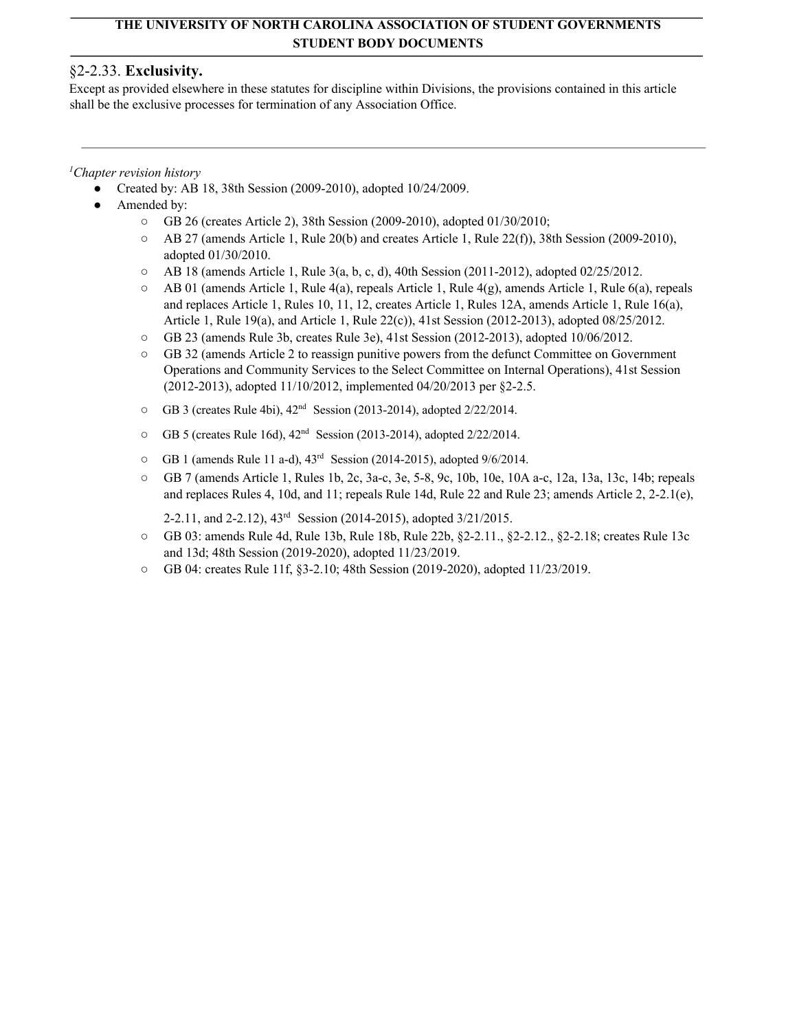### §2-2.33. **Exclusivity.**

Except as provided elsewhere in these statutes for discipline within Divisions, the provisions contained in this article shall be the exclusive processes for termination of any Association Office.

---

[1]*Chapter revision history*

- Created by: AB 18, 38th Session (2009-2010), adopted 10/24/2009.
- Amended by:
  - GB 26 (creates Article 2), 38th Session (2009-2010), adopted 01/30/2010;
  - AB 27 (amends Article 1, Rule 20(b) and creates Article 1, Rule 22(f)), 38th Session (2009-2010), adopted 01/30/2010.
  - AB 18 (amends Article 1, Rule 3(a, b, c, d), 40th Session (2011-2012), adopted 02/25/2012.
  - AB 01 (amends Article 1, Rule 4(a), repeals Article 1, Rule 4(g), amends Article 1, Rule 6(a), repeals and replaces Article 1, Rules 10, 11, 12, creates Article 1, Rules 12A, amends Article 1, Rule 16(a), Article 1, Rule 19(a), and Article 1, Rule 22(c)), 41st Session (2012-2013), adopted 08/25/2012.
  - GB 23 (amends Rule 3b, creates Rule 3e), 41st Session (2012-2013), adopted 10/06/2012.
  - GB 32 (amends Article 2 to reassign punitive powers from the defunct Committee on Government Operations and Community Services to the Select Committee on Internal Operations), 41st Session (2012-2013), adopted 11/10/2012, implemented 04/20/2013 per §2-2.5.
  - GB 3 (creates Rule 4bi), 42nd Session (2013-2014), adopted 2/22/2014.
  - GB 5 (creates Rule 16d), 42nd Session (2013-2014), adopted 2/22/2014.
  - GB 1 (amends Rule 11 a-d), 43rd Session (2014-2015), adopted 9/6/2014.
  - GB 7 (amends Article 1, Rules 1b, 2c, 3a-c, 3e, 5-8, 9c, 10b, 10e, 10A a-c, 12a, 13a, 13c, 14b; repeals and replaces Rules 4, 10d, and 11; repeals Rule 14d, Rule 22 and Rule 23; amends Article 2, 2-2.1(e), 2-2.11, and 2-2.12), 43rd Session (2014-2015), adopted 3/21/2015.
  - GB 03: amends Rule 4d, Rule 13b, Rule 18b, Rule 22b, §2-2.11., §2-2.12., §2-2.18; creates Rule 13c and 13d; 48th Session (2019-2020), adopted 11/23/2019.
  - GB 04: creates Rule 11f, §3-2.10; 48th Session (2019-2020), adopted 11/23/2019.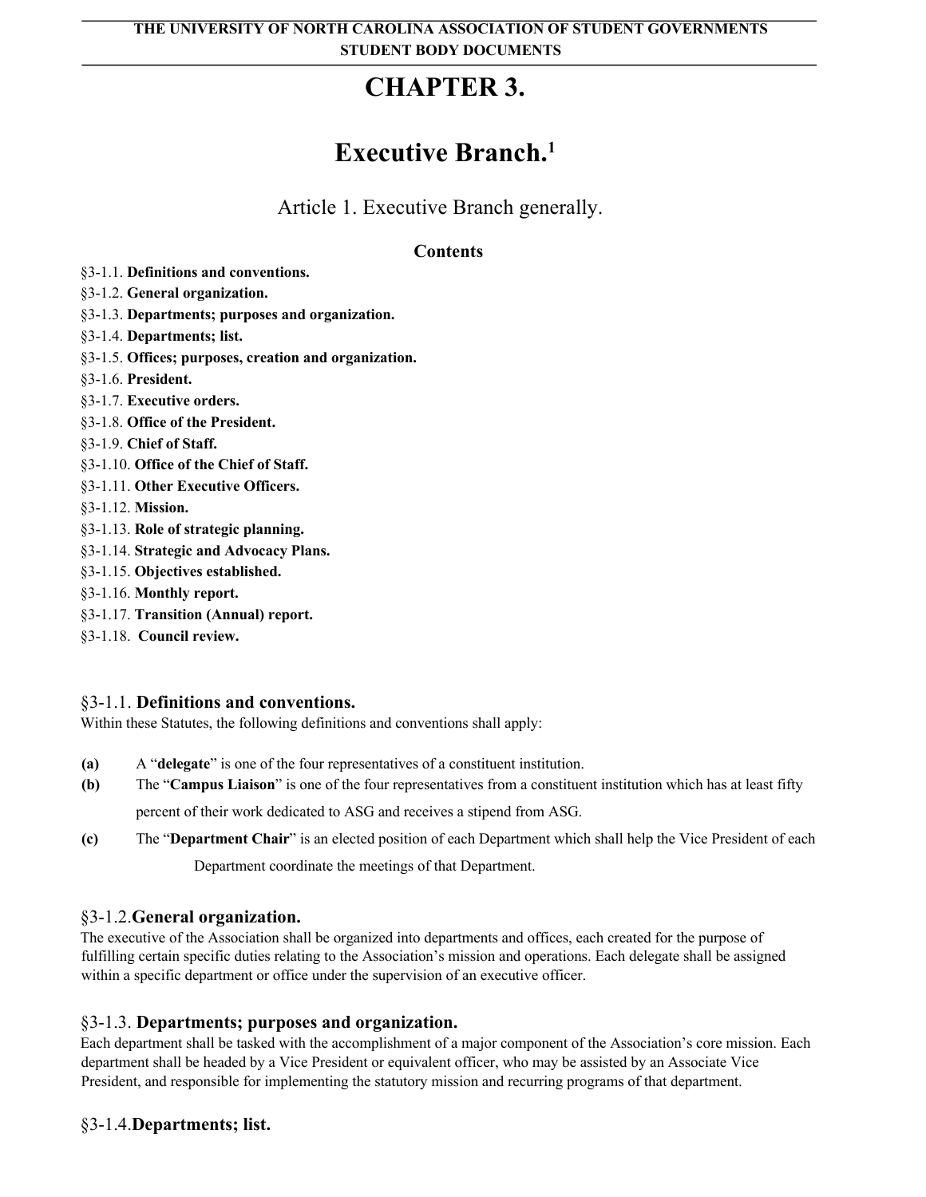# CHAPTER 3.

# Executive Branch.[1]

## Article 1. Executive Branch generally.

**Contents**

§3-1.1. **Definitions and conventions.**
§3-1.2. **General organization.**
§3-1.3. **Departments; purposes and organization.**
§3-1.4. **Departments; list.**
§3-1.5. **Offices; purposes, creation and organization.**
§3-1.6. **President.**
§3-1.7. **Executive orders.**
§3-1.8. **Office of the President.**
§3-1.9. **Chief of Staff.**
§3-1.10. **Office of the Chief of Staff.**
§3-1.11. **Other Executive Officers.**
§3-1.12. **Mission.**
§3-1.13. **Role of strategic planning.**
§3-1.14. **Strategic and Advocacy Plans.**
§3-1.15. **Objectives established.**
§3-1.16. **Monthly report.**
§3-1.17. **Transition (Annual) report.**
§3-1.18. **Council review.**

### §3-1.1. Definitions and conventions.

Within these Statutes, the following definitions and conventions shall apply:

**(a)** A "**delegate**" is one of the four representatives of a constituent institution.

**(b)** The "**Campus Liaison**" is one of the four representatives from a constituent institution which has at least fifty percent of their work dedicated to ASG and receives a stipend from ASG.

**(c)** The "**Department Chair**" is an elected position of each Department which shall help the Vice President of each Department coordinate the meetings of that Department.

### §3-1.2. General organization.

The executive of the Association shall be organized into departments and offices, each created for the purpose of fulfilling certain specific duties relating to the Association's mission and operations. Each delegate shall be assigned within a specific department or office under the supervision of an executive officer.

### §3-1.3. Departments; purposes and organization.

Each department shall be tasked with the accomplishment of a major component of the Association's core mission. Each department shall be headed by a Vice President or equivalent officer, who may be assisted by an Associate Vice President, and responsible for implementing the statutory mission and recurring programs of that department.

### §3-1.4. Departments; list.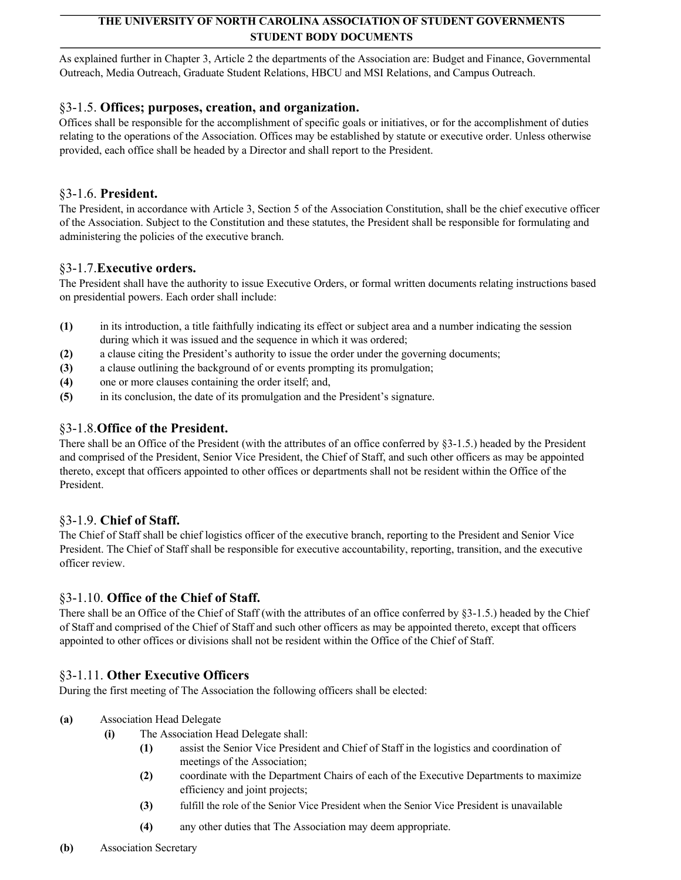As explained further in Chapter 3, Article 2 the departments of the Association are: Budget and Finance, Governmental Outreach, Media Outreach, Graduate Student Relations, HBCU and MSI Relations, and Campus Outreach.

### §3-1.5. **Offices; purposes, creation, and organization.**

Offices shall be responsible for the accomplishment of specific goals or initiatives, or for the accomplishment of duties relating to the operations of the Association. Offices may be established by statute or executive order. Unless otherwise provided, each office shall be headed by a Director and shall report to the President.

### §3-1.6. **President.**

The President, in accordance with Article 3, Section 5 of the Association Constitution, shall be the chief executive officer of the Association. Subject to the Constitution and these statutes, the President shall be responsible for formulating and administering the policies of the executive branch.

### §3-1.7. **Executive orders.**

The President shall have the authority to issue Executive Orders, or formal written documents relating instructions based on presidential powers. Each order shall include:

**(1)** in its introduction, a title faithfully indicating its effect or subject area and a number indicating the session during which it was issued and the sequence in which it was ordered;
**(2)** a clause citing the President's authority to issue the order under the governing documents;
**(3)** a clause outlining the background of or events prompting its promulgation;
**(4)** one or more clauses containing the order itself; and,
**(5)** in its conclusion, the date of its promulgation and the President's signature.

### §3-1.8. **Office of the President.**

There shall be an Office of the President (with the attributes of an office conferred by §3-1.5.) headed by the President and comprised of the President, Senior Vice President, the Chief of Staff, and such other officers as may be appointed thereto, except that officers appointed to other offices or departments shall not be resident within the Office of the President.

### §3-1.9. **Chief of Staff.**

The Chief of Staff shall be chief logistics officer of the executive branch, reporting to the President and Senior Vice President. The Chief of Staff shall be responsible for executive accountability, reporting, transition, and the executive officer review.

### §3-1.10. **Office of the Chief of Staff.**

There shall be an Office of the Chief of Staff (with the attributes of an office conferred by §3-1.5.) headed by the Chief of Staff and comprised of the Chief of Staff and such other officers as may be appointed thereto, except that officers appointed to other offices or divisions shall not be resident within the Office of the Chief of Staff.

### §3-1.11. **Other Executive Officers**

During the first meeting of The Association the following officers shall be elected:

**(a)** Association Head Delegate
- **(i)** The Association Head Delegate shall:
  - **(1)** assist the Senior Vice President and Chief of Staff in the logistics and coordination of meetings of the Association;
  - **(2)** coordinate with the Department Chairs of each of the Executive Departments to maximize efficiency and joint projects;
  - **(3)** fulfill the role of the Senior Vice President when the Senior Vice President is unavailable
  - **(4)** any other duties that The Association may deem appropriate.

**(b)** Association Secretary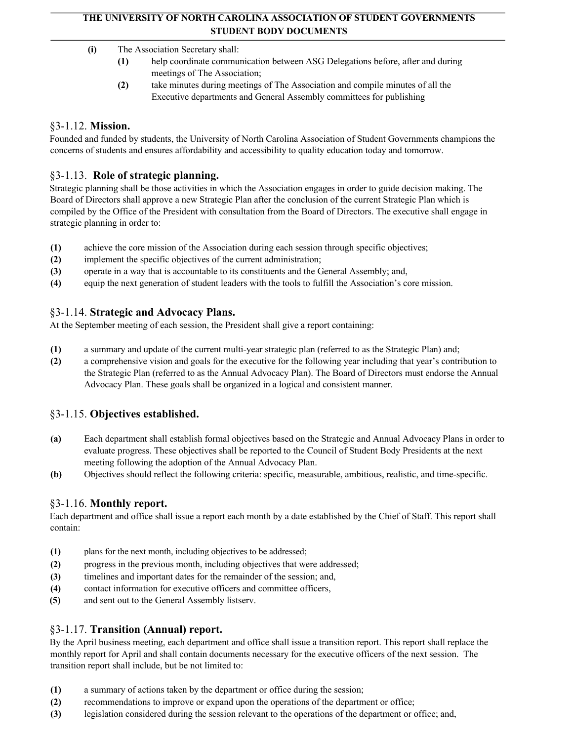**(i)** The Association Secretary shall:

**(1)** help coordinate communication between ASG Delegations before, after and during meetings of The Association;

**(2)** take minutes during meetings of The Association and compile minutes of all the Executive departments and General Assembly committees for publishing

## §3-1.12. **Mission.**

Founded and funded by students, the University of North Carolina Association of Student Governments champions the concerns of students and ensures affordability and accessibility to quality education today and tomorrow.

## §3-1.13. **Role of strategic planning.**

Strategic planning shall be those activities in which the Association engages in order to guide decision making. The Board of Directors shall approve a new Strategic Plan after the conclusion of the current Strategic Plan which is compiled by the Office of the President with consultation from the Board of Directors. The executive shall engage in strategic planning in order to:

**(1)** achieve the core mission of the Association during each session through specific objectives;
**(2)** implement the specific objectives of the current administration;
**(3)** operate in a way that is accountable to its constituents and the General Assembly; and,
**(4)** equip the next generation of student leaders with the tools to fulfill the Association's core mission.

## §3-1.14. **Strategic and Advocacy Plans.**

At the September meeting of each session, the President shall give a report containing:

**(1)** a summary and update of the current multi-year strategic plan (referred to as the Strategic Plan) and;
**(2)** a comprehensive vision and goals for the executive for the following year including that year's contribution to the Strategic Plan (referred to as the Annual Advocacy Plan). The Board of Directors must endorse the Annual Advocacy Plan. These goals shall be organized in a logical and consistent manner.

## §3-1.15. **Objectives established.**

**(a)** Each department shall establish formal objectives based on the Strategic and Annual Advocacy Plans in order to evaluate progress. These objectives shall be reported to the Council of Student Body Presidents at the next meeting following the adoption of the Annual Advocacy Plan.
**(b)** Objectives should reflect the following criteria: specific, measurable, ambitious, realistic, and time-specific.

## §3-1.16. **Monthly report.**

Each department and office shall issue a report each month by a date established by the Chief of Staff. This report shall contain:

**(1)** plans for the next month, including objectives to be addressed;
**(2)** progress in the previous month, including objectives that were addressed;
**(3)** timelines and important dates for the remainder of the session; and,
**(4)** contact information for executive officers and committee officers,
**(5)** and sent out to the General Assembly listserv.

## §3-1.17. **Transition (Annual) report.**

By the April business meeting, each department and office shall issue a transition report. This report shall replace the monthly report for April and shall contain documents necessary for the executive officers of the next session. The transition report shall include, but be not limited to:

**(1)** a summary of actions taken by the department or office during the session;
**(2)** recommendations to improve or expand upon the operations of the department or office;
**(3)** legislation considered during the session relevant to the operations of the department or office; and,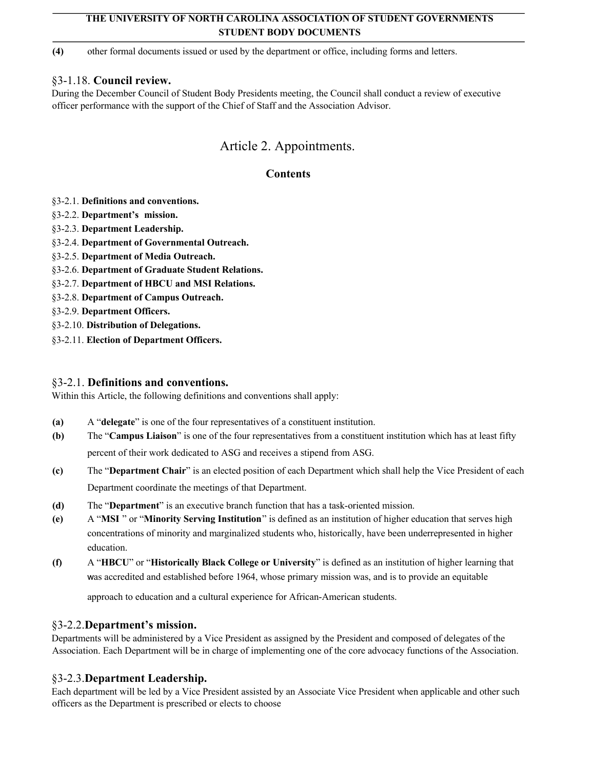**(4)** other formal documents issued or used by the department or office, including forms and letters.

### §3-1.18. **Council review.**

During the December Council of Student Body Presidents meeting, the Council shall conduct a review of executive officer performance with the support of the Chief of Staff and the Association Advisor.

## Article 2. Appointments.

### Contents

§3-2.1. **Definitions and conventions.**
§3-2.2. **Department's mission.**
§3-2.3. **Department Leadership.**
§3-2.4. **Department of Governmental Outreach.**
§3-2.5. **Department of Media Outreach.**
§3-2.6. **Department of Graduate Student Relations.**
§3-2.7. **Department of HBCU and MSI Relations.**
§3-2.8. **Department of Campus Outreach.**
§3-2.9. **Department Officers.**
§3-2.10. **Distribution of Delegations.**
§3-2.11. **Election of Department Officers.**

### §3-2.1. **Definitions and conventions.**

Within this Article, the following definitions and conventions shall apply:

**(a)** A "**delegate**" is one of the four representatives of a constituent institution.

**(b)** The "**Campus Liaison**" is one of the four representatives from a constituent institution which has at least fifty percent of their work dedicated to ASG and receives a stipend from ASG.

**(c)** The "**Department Chair**" is an elected position of each Department which shall help the Vice President of each Department coordinate the meetings of that Department.

**(d)** The "**Department**" is an executive branch function that has a task-oriented mission.

**(e)** A "**MSI** " or "**Minority Serving Institution**" is defined as an institution of higher education that serves high concentrations of minority and marginalized students who, historically, have been underrepresented in higher education.

**(f)** A "**HBCU**" or "**Historically Black College or University**" is defined as an institution of higher learning that was accredited and established before 1964, whose primary mission was, and is to provide an equitable approach to education and a cultural experience for African-American students.

### §3-2.2.**Department's mission.**

Departments will be administered by a Vice President as assigned by the President and composed of delegates of the Association. Each Department will be in charge of implementing one of the core advocacy functions of the Association.

### §3-2.3.**Department Leadership.**

Each department will be led by a Vice President assisted by an Associate Vice President when applicable and other such officers as the Department is prescribed or elects to choose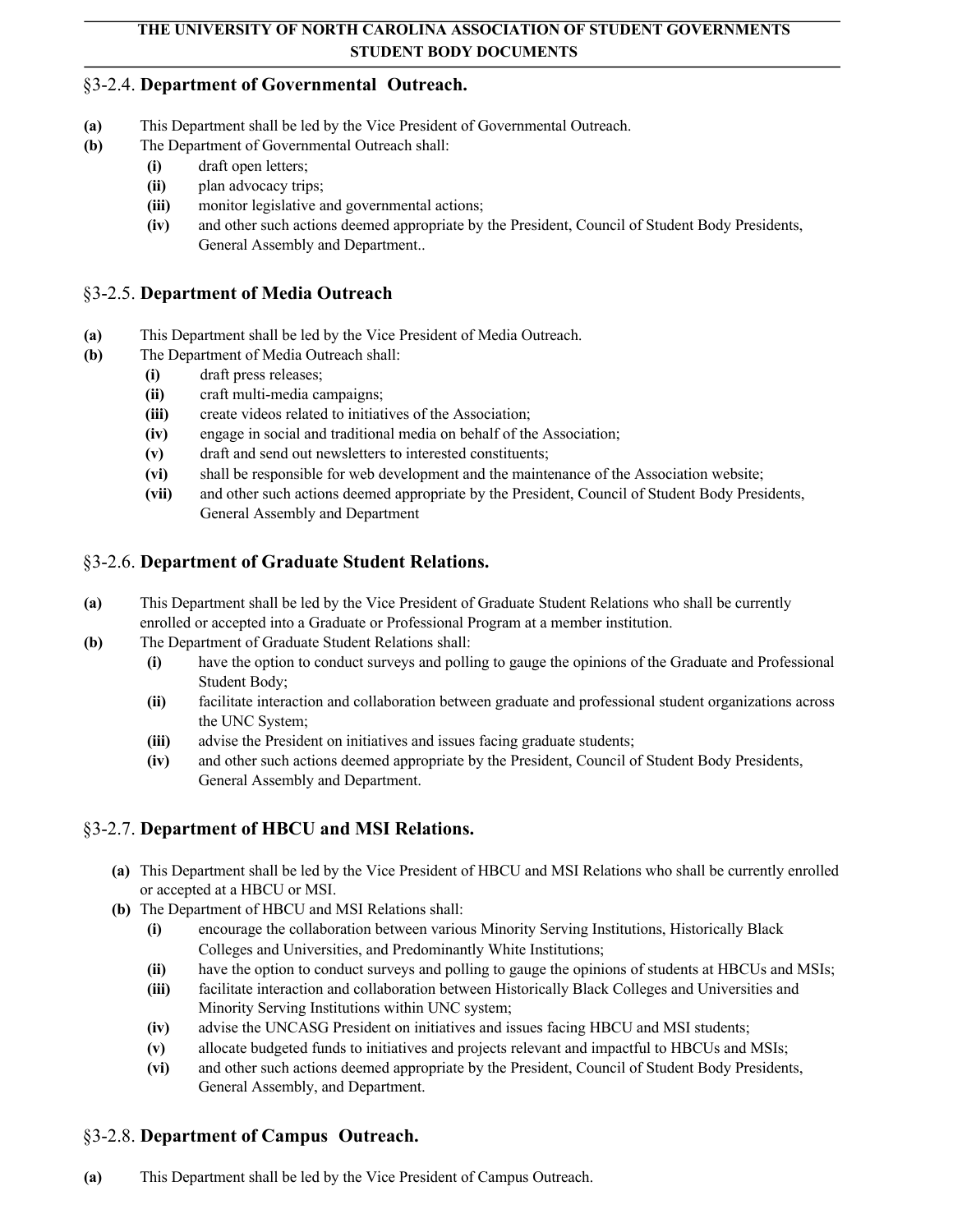### §3-2.4. **Department of Governmental Outreach.**

**(a)** This Department shall be led by the Vice President of Governmental Outreach.

**(b)** The Department of Governmental Outreach shall:

- **(i)** draft open letters;
- **(ii)** plan advocacy trips;
- **(iii)** monitor legislative and governmental actions;
- **(iv)** and other such actions deemed appropriate by the President, Council of Student Body Presidents, General Assembly and Department..

### §3-2.5. **Department of Media Outreach**

**(a)** This Department shall be led by the Vice President of Media Outreach.

**(b)** The Department of Media Outreach shall:

- **(i)** draft press releases;
- **(ii)** craft multi-media campaigns;
- **(iii)** create videos related to initiatives of the Association;
- **(iv)** engage in social and traditional media on behalf of the Association;
- **(v)** draft and send out newsletters to interested constituents;
- **(vi)** shall be responsible for web development and the maintenance of the Association website;
- **(vii)** and other such actions deemed appropriate by the President, Council of Student Body Presidents, General Assembly and Department

### §3-2.6. **Department of Graduate Student Relations.**

**(a)** This Department shall be led by the Vice President of Graduate Student Relations who shall be currently enrolled or accepted into a Graduate or Professional Program at a member institution.

**(b)** The Department of Graduate Student Relations shall:

- **(i)** have the option to conduct surveys and polling to gauge the opinions of the Graduate and Professional Student Body;
- **(ii)** facilitate interaction and collaboration between graduate and professional student organizations across the UNC System;
- **(iii)** advise the President on initiatives and issues facing graduate students;
- **(iv)** and other such actions deemed appropriate by the President, Council of Student Body Presidents, General Assembly and Department.

### §3-2.7. **Department of HBCU and MSI Relations.**

**(a)** This Department shall be led by the Vice President of HBCU and MSI Relations who shall be currently enrolled or accepted at a HBCU or MSI.

**(b)** The Department of HBCU and MSI Relations shall:

- **(i)** encourage the collaboration between various Minority Serving Institutions, Historically Black Colleges and Universities, and Predominantly White Institutions;
- **(ii)** have the option to conduct surveys and polling to gauge the opinions of students at HBCUs and MSIs;
- **(iii)** facilitate interaction and collaboration between Historically Black Colleges and Universities and Minority Serving Institutions within UNC system;
- **(iv)** advise the UNCASG President on initiatives and issues facing HBCU and MSI students;
- **(v)** allocate budgeted funds to initiatives and projects relevant and impactful to HBCUs and MSIs;
- **(vi)** and other such actions deemed appropriate by the President, Council of Student Body Presidents, General Assembly, and Department.

### §3-2.8. **Department of Campus Outreach.**

**(a)** This Department shall be led by the Vice President of Campus Outreach.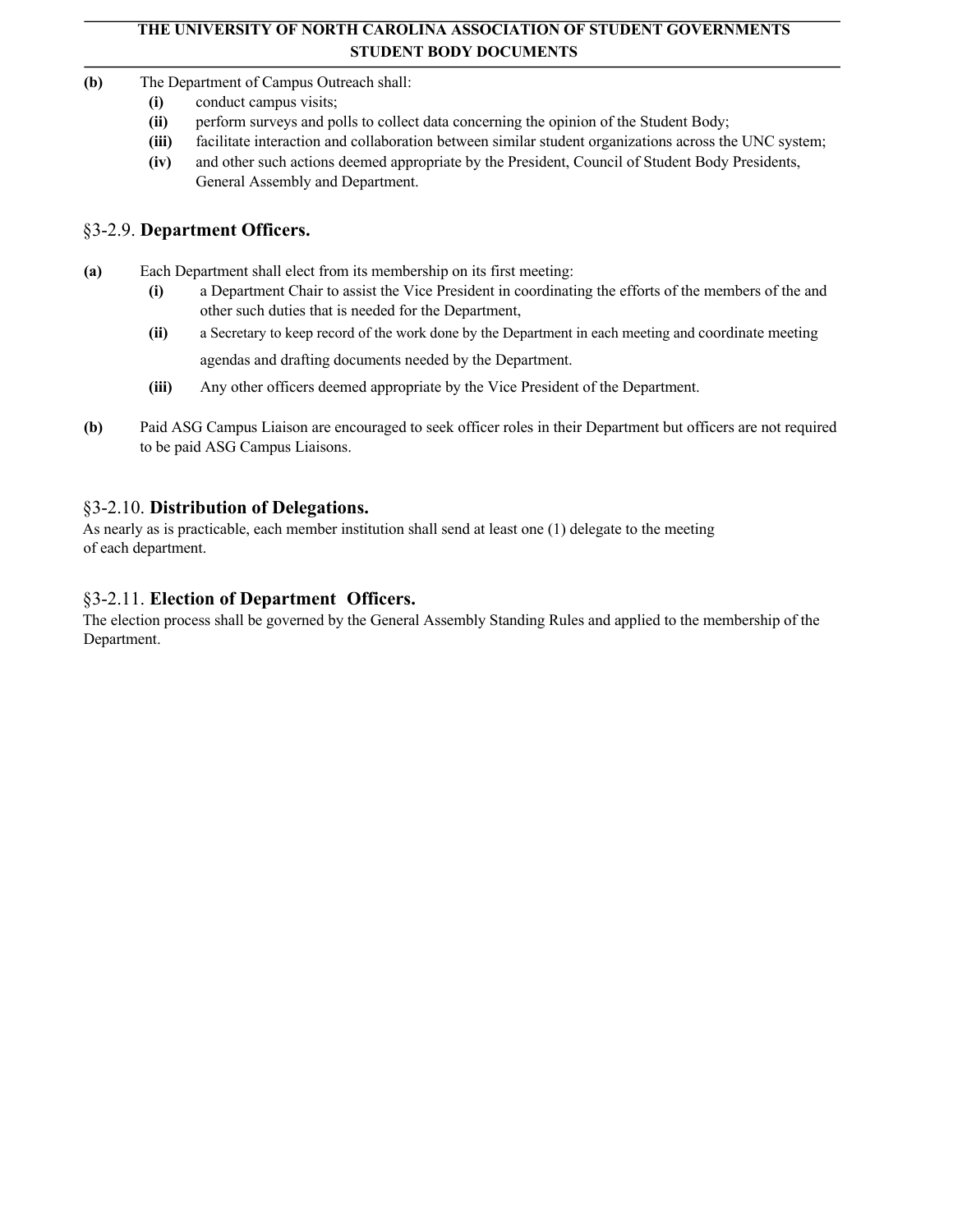**(b)** The Department of Campus Outreach shall:

- **(i)** conduct campus visits;
- **(ii)** perform surveys and polls to collect data concerning the opinion of the Student Body;
- **(iii)** facilitate interaction and collaboration between similar student organizations across the UNC system;
- **(iv)** and other such actions deemed appropriate by the President, Council of Student Body Presidents, General Assembly and Department.

### §3-2.9. **Department Officers.**

**(a)** Each Department shall elect from its membership on its first meeting:

- **(i)** a Department Chair to assist the Vice President in coordinating the efforts of the members of the and other such duties that is needed for the Department,
- **(ii)** a Secretary to keep record of the work done by the Department in each meeting and coordinate meeting agendas and drafting documents needed by the Department.
- **(iii)** Any other officers deemed appropriate by the Vice President of the Department.

**(b)** Paid ASG Campus Liaison are encouraged to seek officer roles in their Department but officers are not required to be paid ASG Campus Liaisons.

### §3-2.10. **Distribution of Delegations.**

As nearly as is practicable, each member institution shall send at least one (1) delegate to the meeting of each department.

### §3-2.11. **Election of Department Officers.**

The election process shall be governed by the General Assembly Standing Rules and applied to the membership of the Department.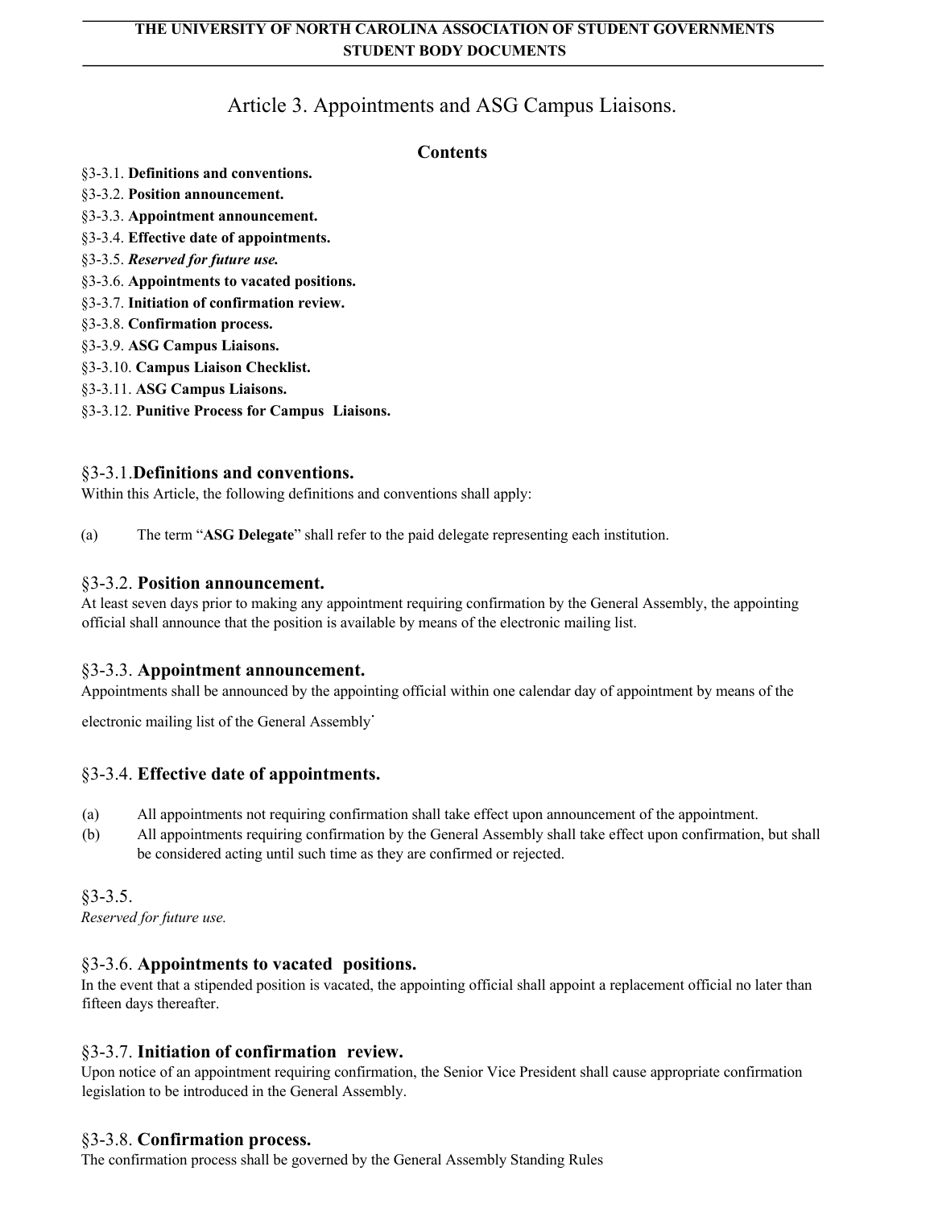# Article 3. Appointments and ASG Campus Liaisons.

## Contents

§3-3.1. **Definitions and conventions.**
§3-3.2. **Position announcement.**
§3-3.3. **Appointment announcement.**
§3-3.4. **Effective date of appointments.**
§3-3.5. ***Reserved for future use.***
§3-3.6. **Appointments to vacated positions.**
§3-3.7. **Initiation of confirmation review.**
§3-3.8. **Confirmation process.**
§3-3.9. **ASG Campus Liaisons.**
§3-3.10. **Campus Liaison Checklist.**
§3-3.11. **ASG Campus Liaisons.**
§3-3.12. **Punitive Process for Campus Liaisons.**

### §3-3.1. Definitions and conventions.

Within this Article, the following definitions and conventions shall apply:

(a) The term "**ASG Delegate**" shall refer to the paid delegate representing each institution.

### §3-3.2. Position announcement.

At least seven days prior to making any appointment requiring confirmation by the General Assembly, the appointing official shall announce that the position is available by means of the electronic mailing list.

### §3-3.3. Appointment announcement.

Appointments shall be announced by the appointing official within one calendar day of appointment by means of the electronic mailing list of the General Assembly.

### §3-3.4. Effective date of appointments.

(a) All appointments not requiring confirmation shall take effect upon announcement of the appointment.
(b) All appointments requiring confirmation by the General Assembly shall take effect upon confirmation, but shall be considered acting until such time as they are confirmed or rejected.

### §3-3.5.

*Reserved for future use.*

### §3-3.6. Appointments to vacated positions.

In the event that a stipended position is vacated, the appointing official shall appoint a replacement official no later than fifteen days thereafter.

### §3-3.7. Initiation of confirmation review.

Upon notice of an appointment requiring confirmation, the Senior Vice President shall cause appropriate confirmation legislation to be introduced in the General Assembly.

### §3-3.8. Confirmation process.

The confirmation process shall be governed by the General Assembly Standing Rules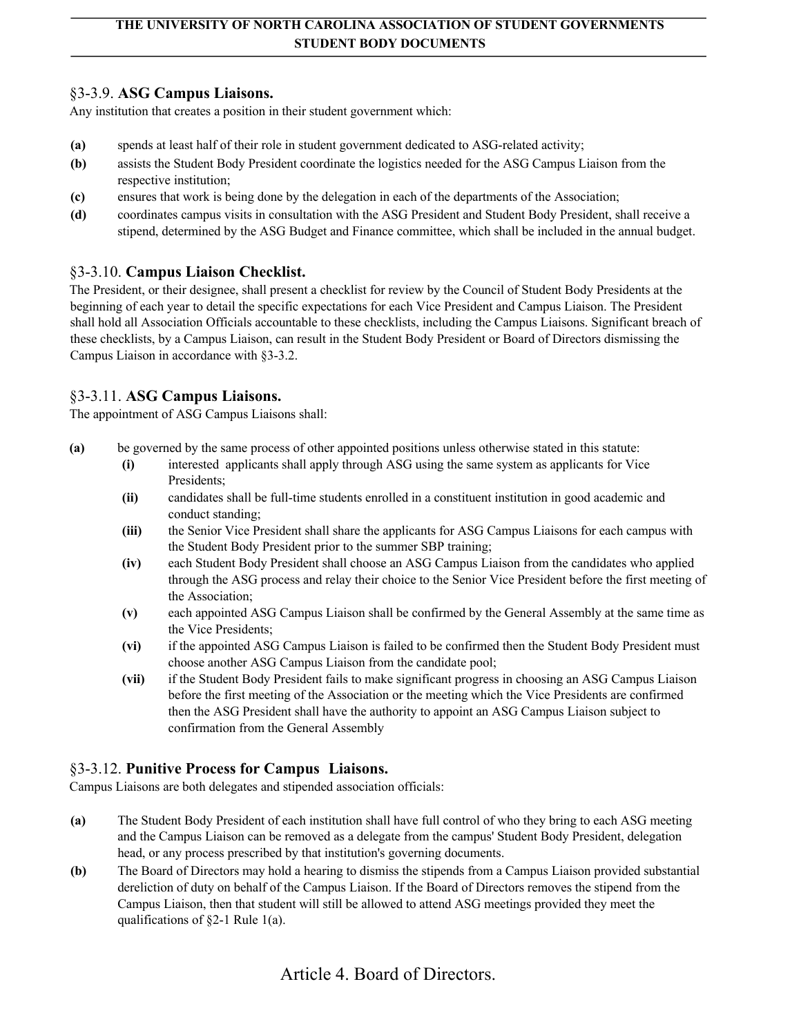### §3-3.9. **ASG Campus Liaisons.**

Any institution that creates a position in their student government which:

**(a)** spends at least half of their role in student government dedicated to ASG-related activity;

**(b)** assists the Student Body President coordinate the logistics needed for the ASG Campus Liaison from the respective institution;

**(c)** ensures that work is being done by the delegation in each of the departments of the Association;

**(d)** coordinates campus visits in consultation with the ASG President and Student Body President, shall receive a stipend, determined by the ASG Budget and Finance committee, which shall be included in the annual budget.

### §3-3.10. **Campus Liaison Checklist.**

The President, or their designee, shall present a checklist for review by the Council of Student Body Presidents at the beginning of each year to detail the specific expectations for each Vice President and Campus Liaison. The President shall hold all Association Officials accountable to these checklists, including the Campus Liaisons. Significant breach of these checklists, by a Campus Liaison, can result in the Student Body President or Board of Directors dismissing the Campus Liaison in accordance with §3-3.2.

### §3-3.11. **ASG Campus Liaisons.**

The appointment of ASG Campus Liaisons shall:

**(a)** be governed by the same process of other appointed positions unless otherwise stated in this statute:

- **(i)** interested applicants shall apply through ASG using the same system as applicants for Vice Presidents;
- **(ii)** candidates shall be full-time students enrolled in a constituent institution in good academic and conduct standing;
- **(iii)** the Senior Vice President shall share the applicants for ASG Campus Liaisons for each campus with the Student Body President prior to the summer SBP training;
- **(iv)** each Student Body President shall choose an ASG Campus Liaison from the candidates who applied through the ASG process and relay their choice to the Senior Vice President before the first meeting of the Association;
- **(v)** each appointed ASG Campus Liaison shall be confirmed by the General Assembly at the same time as the Vice Presidents;
- **(vi)** if the appointed ASG Campus Liaison is failed to be confirmed then the Student Body President must choose another ASG Campus Liaison from the candidate pool;
- **(vii)** if the Student Body President fails to make significant progress in choosing an ASG Campus Liaison before the first meeting of the Association or the meeting which the Vice Presidents are confirmed then the ASG President shall have the authority to appoint an ASG Campus Liaison subject to confirmation from the General Assembly

### §3-3.12. **Punitive Process for Campus Liaisons.**

Campus Liaisons are both delegates and stipended association officials:

**(a)** The Student Body President of each institution shall have full control of who they bring to each ASG meeting and the Campus Liaison can be removed as a delegate from the campus' Student Body President, delegation head, or any process prescribed by that institution's governing documents.

**(b)** The Board of Directors may hold a hearing to dismiss the stipends from a Campus Liaison provided substantial dereliction of duty on behalf of the Campus Liaison. If the Board of Directors removes the stipend from the Campus Liaison, then that student will still be allowed to attend ASG meetings provided they meet the qualifications of §2-1 Rule 1(a).

## Article 4. Board of Directors.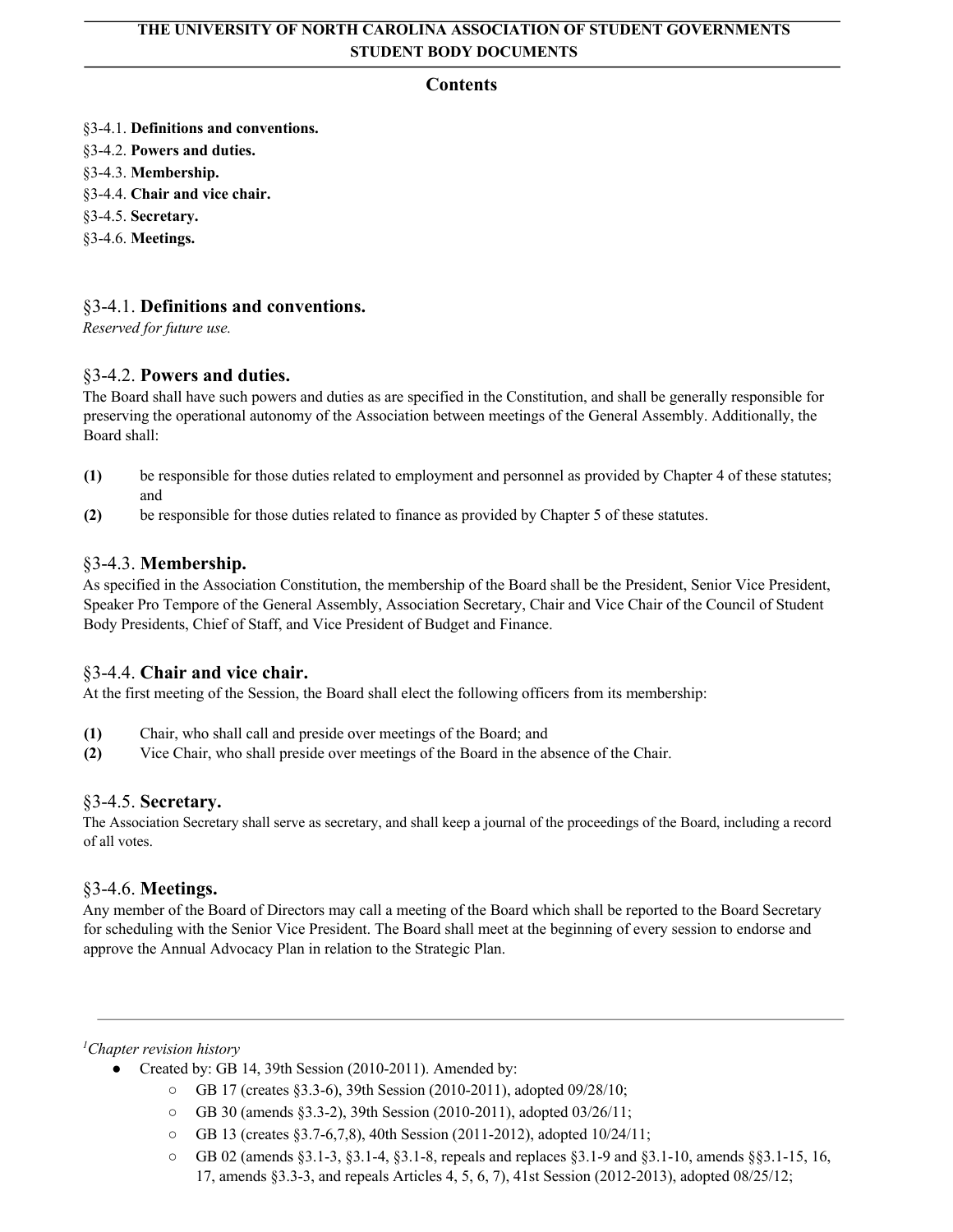**THE UNIVERSITY OF NORTH CAROLINA ASSOCIATION OF STUDENT GOVERNMENTS**
**STUDENT BODY DOCUMENTS**

## Contents

§3-4.1. **Definitions and conventions.**
§3-4.2. **Powers and duties.**
§3-4.3. **Membership.**
§3-4.4. **Chair and vice chair.**
§3-4.5. **Secretary.**
§3-4.6. **Meetings.**

### §3-4.1. Definitions and conventions.

*Reserved for future use.*

### §3-4.2. Powers and duties.

The Board shall have such powers and duties as are specified in the Constitution, and shall be generally responsible for preserving the operational autonomy of the Association between meetings of the General Assembly. Additionally, the Board shall:

**(1)** be responsible for those duties related to employment and personnel as provided by Chapter 4 of these statutes; and
**(2)** be responsible for those duties related to finance as provided by Chapter 5 of these statutes.

### §3-4.3. Membership.

As specified in the Association Constitution, the membership of the Board shall be the President, Senior Vice President, Speaker Pro Tempore of the General Assembly, Association Secretary, Chair and Vice Chair of the Council of Student Body Presidents, Chief of Staff, and Vice President of Budget and Finance.

### §3-4.4. Chair and vice chair.

At the first meeting of the Session, the Board shall elect the following officers from its membership:

**(1)** Chair, who shall call and preside over meetings of the Board; and
**(2)** Vice Chair, who shall preside over meetings of the Board in the absence of the Chair.

### §3-4.5. Secretary.

The Association Secretary shall serve as secretary, and shall keep a journal of the proceedings of the Board, including a record of all votes.

### §3-4.6. Meetings.

Any member of the Board of Directors may call a meeting of the Board which shall be reported to the Board Secretary for scheduling with the Senior Vice President. The Board shall meet at the beginning of every session to endorse and approve the Annual Advocacy Plan in relation to the Strategic Plan.

---

[1]*Chapter revision history*

- Created by: GB 14, 39th Session (2010-2011). Amended by:
  - GB 17 (creates §3.3-6), 39th Session (2010-2011), adopted 09/28/10;
  - GB 30 (amends §3.3-2), 39th Session (2010-2011), adopted 03/26/11;
  - GB 13 (creates §3.7-6,7,8), 40th Session (2011-2012), adopted 10/24/11;
  - GB 02 (amends §3.1-3, §3.1-4, §3.1-8, repeals and replaces §3.1-9 and §3.1-10, amends §§3.1-15, 16, 17, amends §3.3-3, and repeals Articles 4, 5, 6, 7), 41st Session (2012-2013), adopted 08/25/12;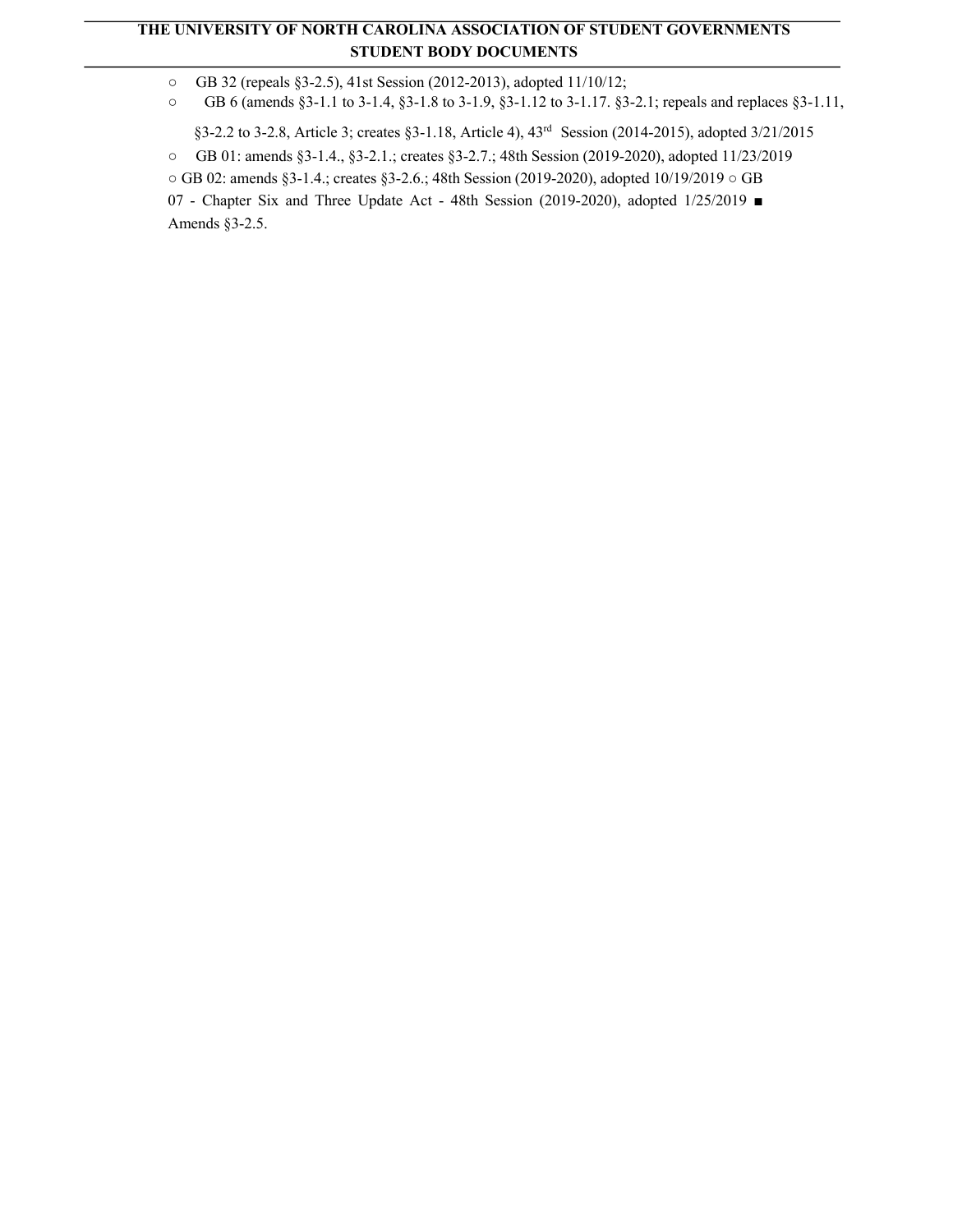- GB 32 (repeals §3-2.5), 41st Session (2012-2013), adopted 11/10/12;
- GB 6 (amends §3-1.1 to 3-1.4, §3-1.8 to 3-1.9, §3-1.12 to 3-1.17. §3-2.1; repeals and replaces §3-1.11, §3-2.2 to 3-2.8, Article 3; creates §3-1.18, Article 4), 43rd Session (2014-2015), adopted 3/21/2015
- GB 01: amends §3-1.4., §3-2.1.; creates §3-2.7.; 48th Session (2019-2020), adopted 11/23/2019
- GB 02: amends §3-1.4.; creates §3-2.6.; 48th Session (2019-2020), adopted 10/19/2019
- GB 07 - Chapter Six and Three Update Act - 48th Session (2019-2020), adopted 1/25/2019
  - Amends §3-2.5.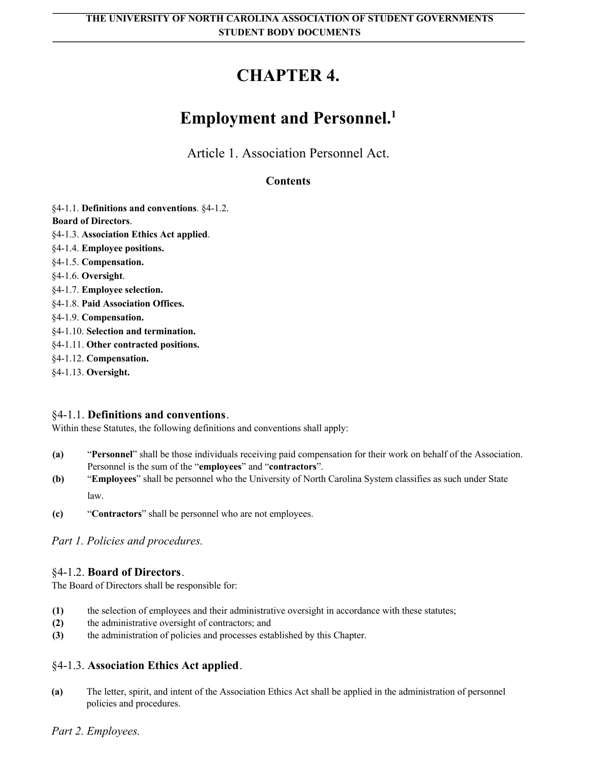# CHAPTER 4.

# Employment and Personnel.[1]

## Article 1. Association Personnel Act.

### Contents

§4-1.1. **Definitions and conventions**. §4-1.2.
**Board of Directors**.
§4-1.3. **Association Ethics Act applied**.
§4-1.4. **Employee positions.**
§4-1.5. **Compensation.**
§4-1.6. **Oversight**.
§4-1.7. **Employee selection.**
§4-1.8. **Paid Association Offices.**
§4-1.9. **Compensation.**
§4-1.10. **Selection and termination.**
§4-1.11. **Other contracted positions.**
§4-1.12. **Compensation.**
§4-1.13. **Oversight.**

### §4-1.1. **Definitions and conventions**.

Within these Statutes, the following definitions and conventions shall apply:

**(a)** "**Personnel**" shall be those individuals receiving paid compensation for their work on behalf of the Association. Personnel is the sum of the "**employees**" and "**contractors**".

**(b)** "**Employees**" shall be personnel who the University of North Carolina System classifies as such under State law.

**(c)** "**Contractors**" shall be personnel who are not employees.

*Part 1. Policies and procedures.*

### §4-1.2. **Board of Directors**.

The Board of Directors shall be responsible for:

**(1)** the selection of employees and their administrative oversight in accordance with these statutes;
**(2)** the administrative oversight of contractors; and
**(3)** the administration of policies and processes established by this Chapter.

### §4-1.3. **Association Ethics Act applied**.

**(a)** The letter, spirit, and intent of the Association Ethics Act shall be applied in the administration of personnel policies and procedures.

*Part 2. Employees.*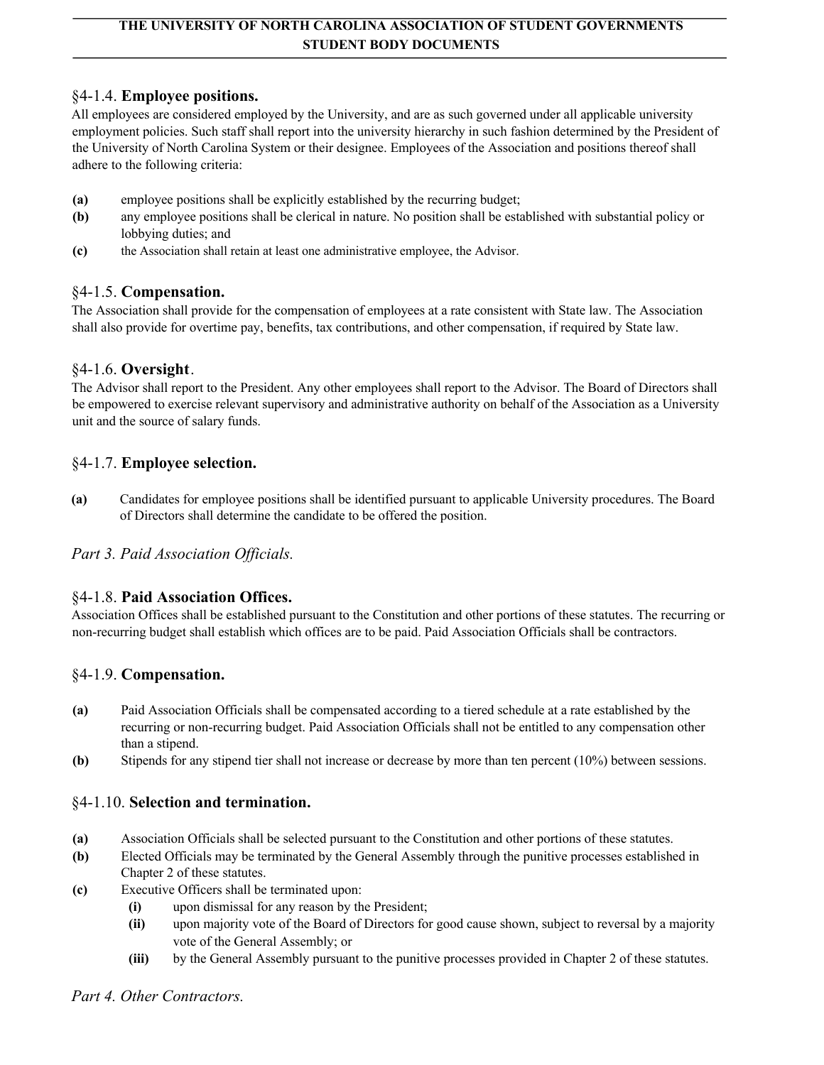### §4-1.4. **Employee positions.**

All employees are considered employed by the University, and are as such governed under all applicable university employment policies. Such staff shall report into the university hierarchy in such fashion determined by the President of the University of North Carolina System or their designee. Employees of the Association and positions thereof shall adhere to the following criteria:

**(a)** employee positions shall be explicitly established by the recurring budget;

**(b)** any employee positions shall be clerical in nature. No position shall be established with substantial policy or lobbying duties; and

**(c)** the Association shall retain at least one administrative employee, the Advisor.

### §4-1.5. **Compensation.**

The Association shall provide for the compensation of employees at a rate consistent with State law. The Association shall also provide for overtime pay, benefits, tax contributions, and other compensation, if required by State law.

### §4-1.6. **Oversight**.

The Advisor shall report to the President. Any other employees shall report to the Advisor. The Board of Directors shall be empowered to exercise relevant supervisory and administrative authority on behalf of the Association as a University unit and the source of salary funds.

### §4-1.7. **Employee selection.**

**(a)** Candidates for employee positions shall be identified pursuant to applicable University procedures. The Board of Directors shall determine the candidate to be offered the position.

## *Part 3. Paid Association Officials.*

### §4-1.8. **Paid Association Offices.**

Association Offices shall be established pursuant to the Constitution and other portions of these statutes. The recurring or non-recurring budget shall establish which offices are to be paid. Paid Association Officials shall be contractors.

### §4-1.9. **Compensation.**

**(a)** Paid Association Officials shall be compensated according to a tiered schedule at a rate established by the recurring or non-recurring budget. Paid Association Officials shall not be entitled to any compensation other than a stipend.

**(b)** Stipends for any stipend tier shall not increase or decrease by more than ten percent (10%) between sessions.

### §4-1.10. **Selection and termination.**

**(a)** Association Officials shall be selected pursuant to the Constitution and other portions of these statutes.

**(b)** Elected Officials may be terminated by the General Assembly through the punitive processes established in Chapter 2 of these statutes.

**(c)** Executive Officers shall be terminated upon:

- **(i)** upon dismissal for any reason by the President;
- **(ii)** upon majority vote of the Board of Directors for good cause shown, subject to reversal by a majority vote of the General Assembly; or
- **(iii)** by the General Assembly pursuant to the punitive processes provided in Chapter 2 of these statutes.

## *Part 4. Other Contractors.*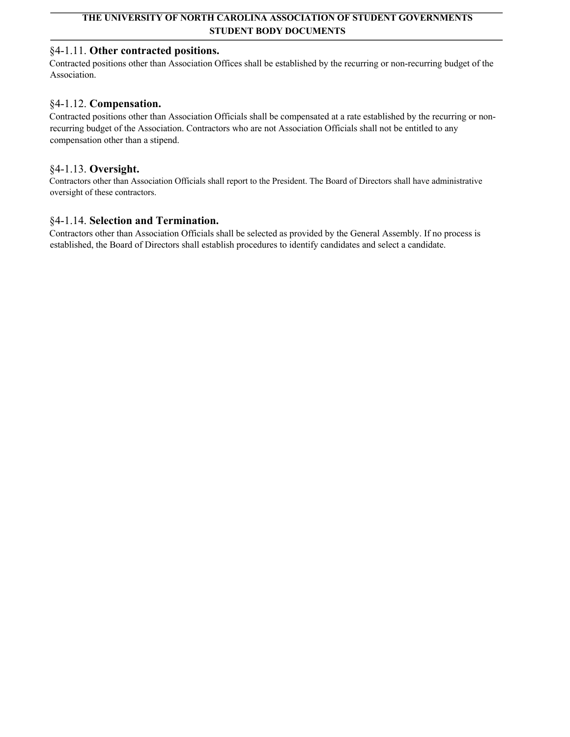### §4-1.11. **Other contracted positions.**

Contracted positions other than Association Offices shall be established by the recurring or non-recurring budget of the Association.

### §4-1.12. **Compensation.**

Contracted positions other than Association Officials shall be compensated at a rate established by the recurring or non-recurring budget of the Association. Contractors who are not Association Officials shall not be entitled to any compensation other than a stipend.

### §4-1.13. **Oversight.**

Contractors other than Association Officials shall report to the President. The Board of Directors shall have administrative oversight of these contractors.

### §4-1.14. **Selection and Termination.**

Contractors other than Association Officials shall be selected as provided by the General Assembly. If no process is established, the Board of Directors shall establish procedures to identify candidates and select a candidate.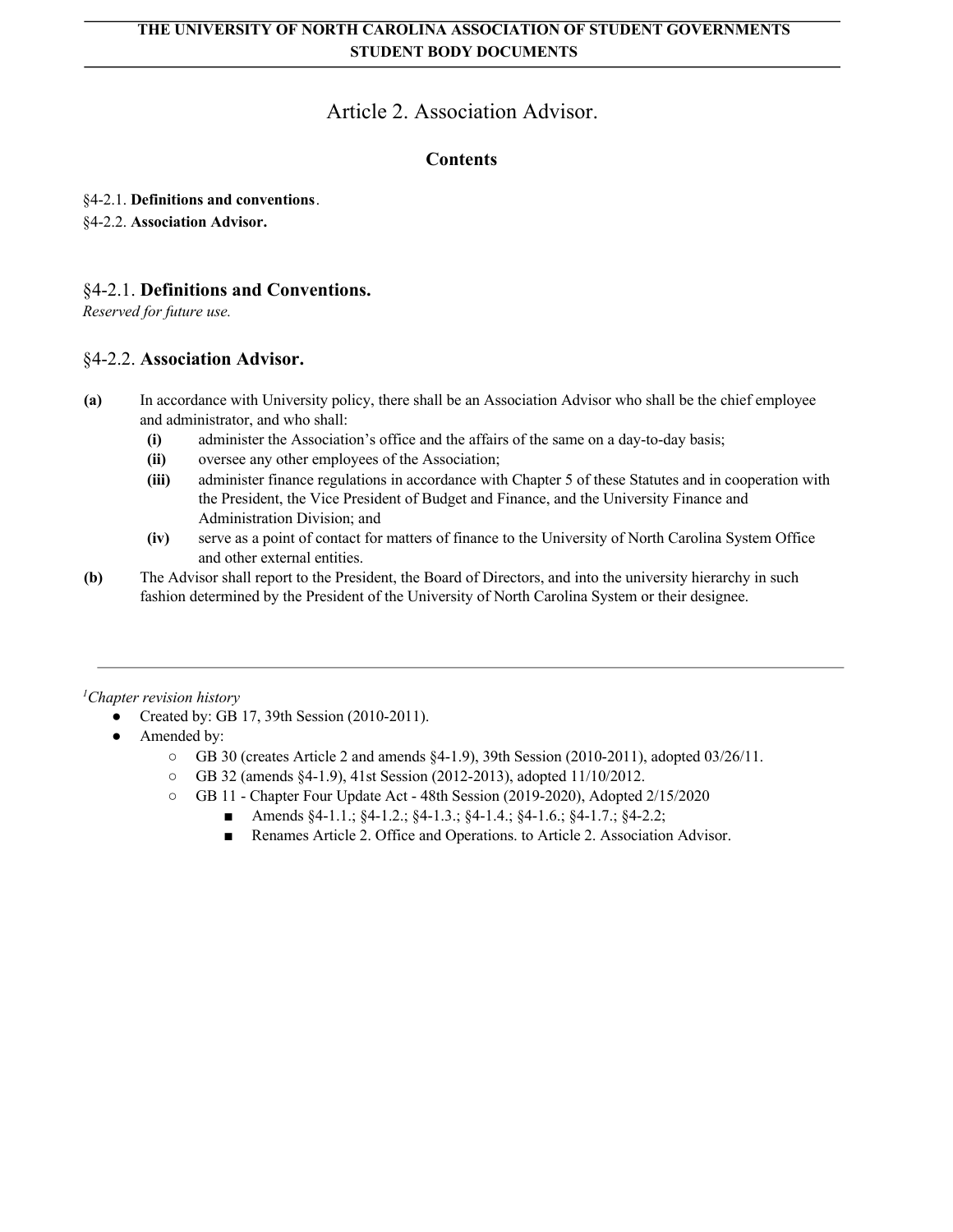# Article 2. Association Advisor.

### Contents

§4-2.1. **Definitions and conventions**.
§4-2.2. **Association Advisor.**

## §4-2.1. **Definitions and Conventions.**

*Reserved for future use.*

## §4-2.2. **Association Advisor.**

**(a)** In accordance with University policy, there shall be an Association Advisor who shall be the chief employee and administrator, and who shall:

- **(i)** administer the Association's office and the affairs of the same on a day-to-day basis;
- **(ii)** oversee any other employees of the Association;
- **(iii)** administer finance regulations in accordance with Chapter 5 of these Statutes and in cooperation with the President, the Vice President of Budget and Finance, and the University Finance and Administration Division; and
- **(iv)** serve as a point of contact for matters of finance to the University of North Carolina System Office and other external entities.

**(b)** The Advisor shall report to the President, the Board of Directors, and into the university hierarchy in such fashion determined by the President of the University of North Carolina System or their designee.

---

[1]*Chapter revision history*

- Created by: GB 17, 39th Session (2010-2011).
- Amended by:
  - GB 30 (creates Article 2 and amends §4-1.9), 39th Session (2010-2011), adopted 03/26/11.
  - GB 32 (amends §4-1.9), 41st Session (2012-2013), adopted 11/10/2012.
  - GB 11 - Chapter Four Update Act - 48th Session (2019-2020), Adopted 2/15/2020
    - Amends §4-1.1.; §4-1.2.; §4-1.3.; §4-1.4.; §4-1.6.; §4-1.7.; §4-2.2;
    - Renames Article 2. Office and Operations. to Article 2. Association Advisor.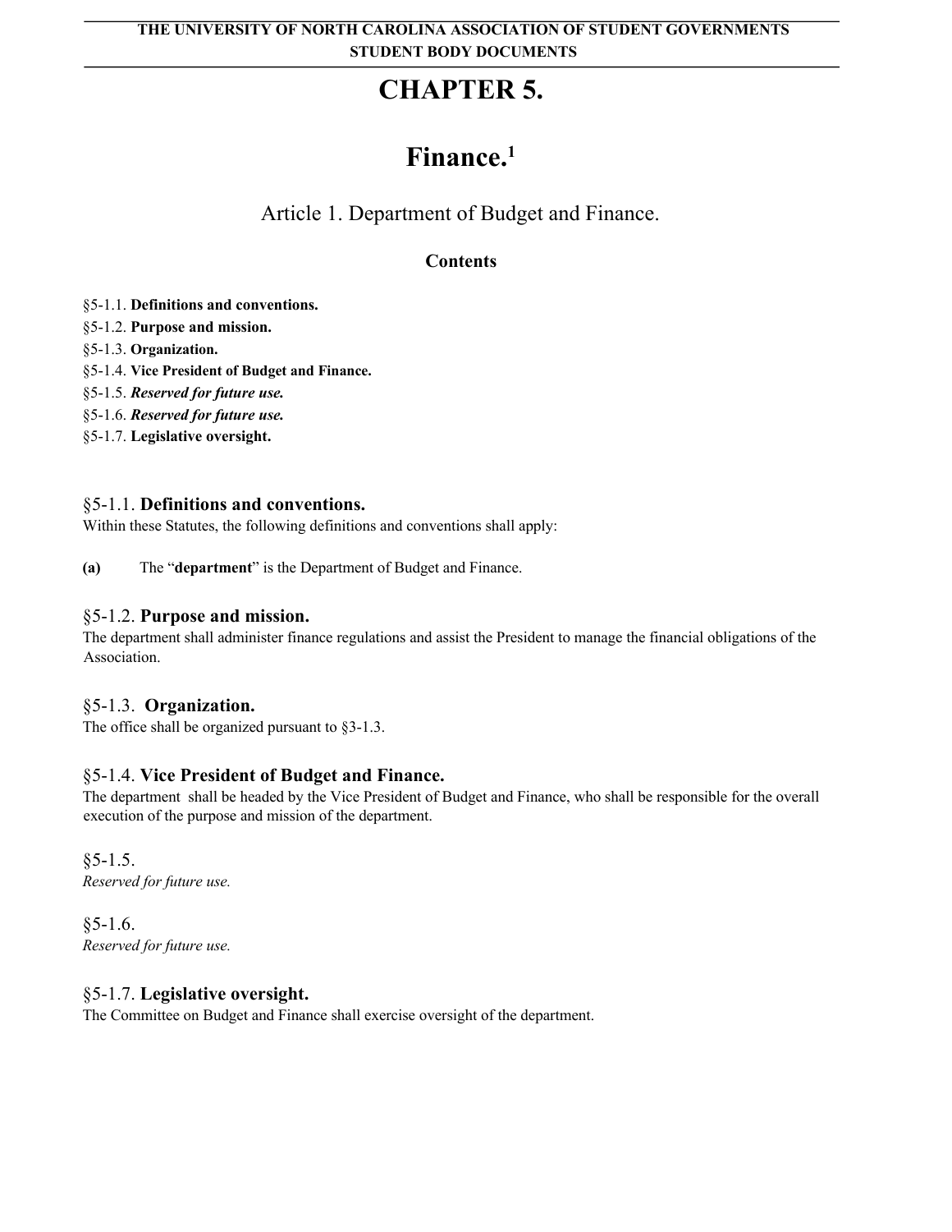# CHAPTER 5.

# Finance.[1]

## Article 1. Department of Budget and Finance.

### Contents

§5-1.1. **Definitions and conventions.**
§5-1.2. **Purpose and mission.**
§5-1.3. **Organization.**
§5-1.4. **Vice President of Budget and Finance.**
§5-1.5. ***Reserved for future use.***
§5-1.6. ***Reserved for future use.***
§5-1.7. **Legislative oversight.**

### §5-1.1. Definitions and conventions.

Within these Statutes, the following definitions and conventions shall apply:

**(a)** The "**department**" is the Department of Budget and Finance.

### §5-1.2. Purpose and mission.

The department shall administer finance regulations and assist the President to manage the financial obligations of the Association.

### §5-1.3. Organization.

The office shall be organized pursuant to §3-1.3.

### §5-1.4. Vice President of Budget and Finance.

The department shall be headed by the Vice President of Budget and Finance, who shall be responsible for the overall execution of the purpose and mission of the department.

### §5-1.5.

*Reserved for future use.*

### §5-1.6.

*Reserved for future use.*

### §5-1.7. Legislative oversight.

The Committee on Budget and Finance shall exercise oversight of the department.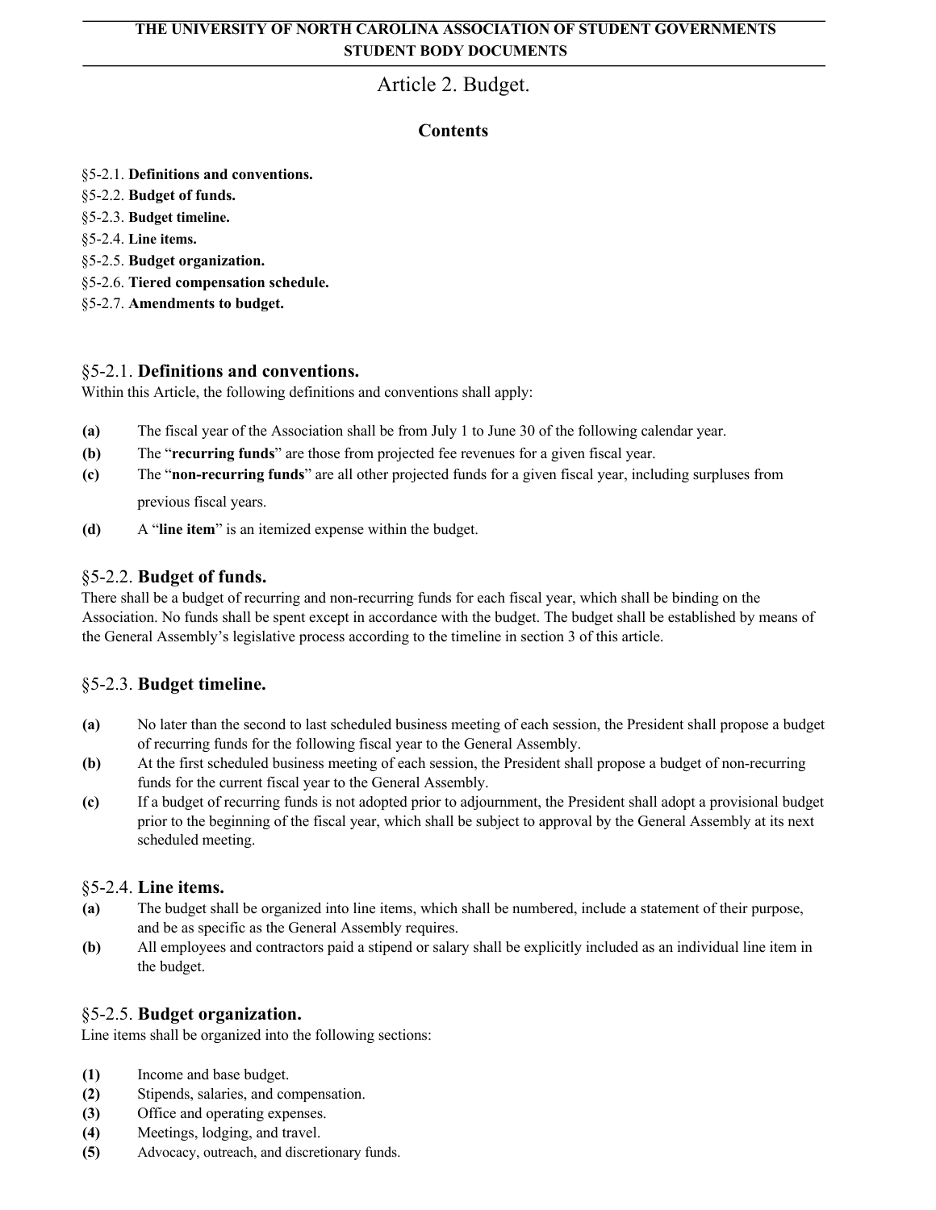# Article 2. Budget.

## Contents

§5-2.1. **Definitions and conventions.**
§5-2.2. **Budget of funds.**
§5-2.3. **Budget timeline.**
§5-2.4. **Line items.**
§5-2.5. **Budget organization.**
§5-2.6. **Tiered compensation schedule.**
§5-2.7. **Amendments to budget.**

### §5-2.1. Definitions and conventions.

Within this Article, the following definitions and conventions shall apply:

**(a)** The fiscal year of the Association shall be from July 1 to June 30 of the following calendar year.

**(b)** The "**recurring funds**" are those from projected fee revenues for a given fiscal year.

**(c)** The "**non-recurring funds**" are all other projected funds for a given fiscal year, including surpluses from previous fiscal years.

**(d)** A "**line item**" is an itemized expense within the budget.

### §5-2.2. Budget of funds.

There shall be a budget of recurring and non-recurring funds for each fiscal year, which shall be binding on the Association. No funds shall be spent except in accordance with the budget. The budget shall be established by means of the General Assembly's legislative process according to the timeline in section 3 of this article.

### §5-2.3. Budget timeline.

**(a)** No later than the second to last scheduled business meeting of each session, the President shall propose a budget of recurring funds for the following fiscal year to the General Assembly.

**(b)** At the first scheduled business meeting of each session, the President shall propose a budget of non-recurring funds for the current fiscal year to the General Assembly.

**(c)** If a budget of recurring funds is not adopted prior to adjournment, the President shall adopt a provisional budget prior to the beginning of the fiscal year, which shall be subject to approval by the General Assembly at its next scheduled meeting.

### §5-2.4. Line items.

**(a)** The budget shall be organized into line items, which shall be numbered, include a statement of their purpose, and be as specific as the General Assembly requires.

**(b)** All employees and contractors paid a stipend or salary shall be explicitly included as an individual line item in the budget.

### §5-2.5. Budget organization.

Line items shall be organized into the following sections:

**(1)** Income and base budget.
**(2)** Stipends, salaries, and compensation.
**(3)** Office and operating expenses.
**(4)** Meetings, lodging, and travel.
**(5)** Advocacy, outreach, and discretionary funds.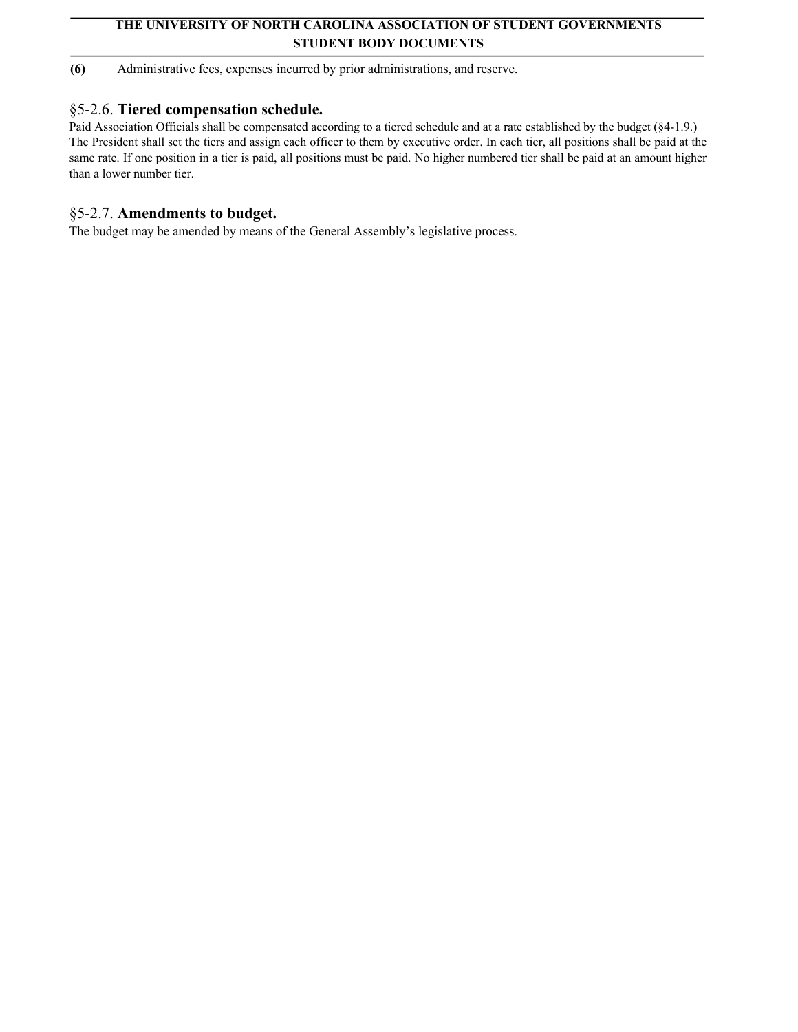**(6)** Administrative fees, expenses incurred by prior administrations, and reserve.

### §5-2.6. **Tiered compensation schedule.**

Paid Association Officials shall be compensated according to a tiered schedule and at a rate established by the budget (§4-1.9.) The President shall set the tiers and assign each officer to them by executive order. In each tier, all positions shall be paid at the same rate. If one position in a tier is paid, all positions must be paid. No higher numbered tier shall be paid at an amount higher than a lower number tier.

### §5-2.7. **Amendments to budget.**

The budget may be amended by means of the General Assembly's legislative process.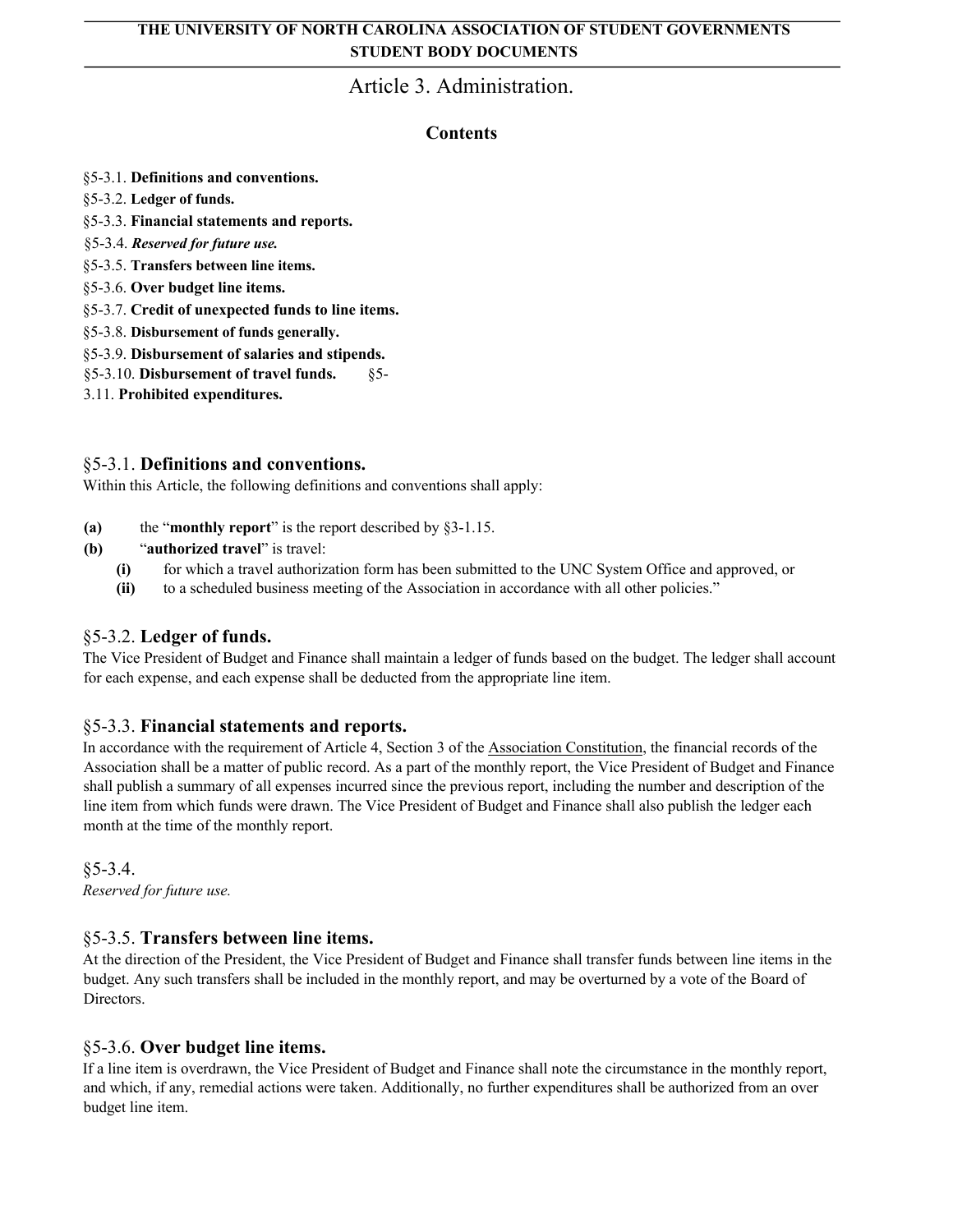**THE UNIVERSITY OF NORTH CAROLINA ASSOCIATION OF STUDENT GOVERNMENTS**
**STUDENT BODY DOCUMENTS**

# Article 3. Administration.

## Contents

§5-3.1. **Definitions and conventions.**
§5-3.2. **Ledger of funds.**
§5-3.3. **Financial statements and reports.**
§5-3.4. ***Reserved for future use.***
§5-3.5. **Transfers between line items.**
§5-3.6. **Over budget line items.**
§5-3.7. **Credit of unexpected funds to line items.**
§5-3.8. **Disbursement of funds generally.**
§5-3.9. **Disbursement of salaries and stipends.**
§5-3.10. **Disbursement of travel funds.**
§5-3.11. **Prohibited expenditures.**

## §5-3.1. Definitions and conventions.

Within this Article, the following definitions and conventions shall apply:

- **(a)** the "**monthly report**" is the report described by §3-1.15.
- **(b)** "**authorized travel**" is travel:
  - **(i)** for which a travel authorization form has been submitted to the UNC System Office and approved, or
  - **(ii)** to a scheduled business meeting of the Association in accordance with all other policies."

## §5-3.2. Ledger of funds.

The Vice President of Budget and Finance shall maintain a ledger of funds based on the budget. The ledger shall account for each expense, and each expense shall be deducted from the appropriate line item.

## §5-3.3. Financial statements and reports.

In accordance with the requirement of Article 4, Section 3 of the Association Constitution, the financial records of the Association shall be a matter of public record. As a part of the monthly report, the Vice President of Budget and Finance shall publish a summary of all expenses incurred since the previous report, including the number and description of the line item from which funds were drawn. The Vice President of Budget and Finance shall also publish the ledger each month at the time of the monthly report.

## §5-3.4.

*Reserved for future use.*

## §5-3.5. Transfers between line items.

At the direction of the President, the Vice President of Budget and Finance shall transfer funds between line items in the budget. Any such transfers shall be included in the monthly report, and may be overturned by a vote of the Board of Directors.

## §5-3.6. Over budget line items.

If a line item is overdrawn, the Vice President of Budget and Finance shall note the circumstance in the monthly report, and which, if any, remedial actions were taken. Additionally, no further expenditures shall be authorized from an over budget line item.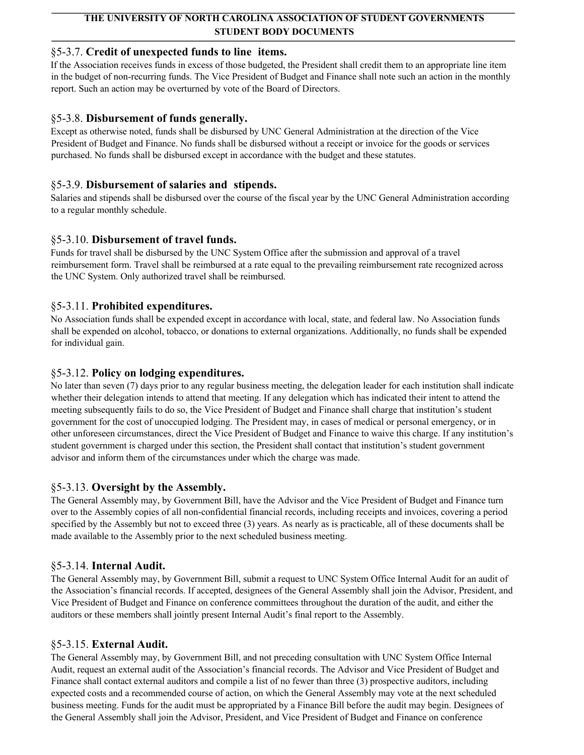### §5-3.7. **Credit of unexpected funds to line items.**

If the Association receives funds in excess of those budgeted, the President shall credit them to an appropriate line item in the budget of non-recurring funds. The Vice President of Budget and Finance shall note such an action in the monthly report. Such an action may be overturned by vote of the Board of Directors.

### §5-3.8. **Disbursement of funds generally.**

Except as otherwise noted, funds shall be disbursed by UNC General Administration at the direction of the Vice President of Budget and Finance. No funds shall be disbursed without a receipt or invoice for the goods or services purchased. No funds shall be disbursed except in accordance with the budget and these statutes.

### §5-3.9. **Disbursement of salaries and stipends.**

Salaries and stipends shall be disbursed over the course of the fiscal year by the UNC General Administration according to a regular monthly schedule.

### §5-3.10. **Disbursement of travel funds.**

Funds for travel shall be disbursed by the UNC System Office after the submission and approval of a travel reimbursement form. Travel shall be reimbursed at a rate equal to the prevailing reimbursement rate recognized across the UNC System. Only authorized travel shall be reimbursed.

### §5-3.11. **Prohibited expenditures.**

No Association funds shall be expended except in accordance with local, state, and federal law. No Association funds shall be expended on alcohol, tobacco, or donations to external organizations. Additionally, no funds shall be expended for individual gain.

### §5-3.12. **Policy on lodging expenditures.**

No later than seven (7) days prior to any regular business meeting, the delegation leader for each institution shall indicate whether their delegation intends to attend that meeting. If any delegation which has indicated their intent to attend the meeting subsequently fails to do so, the Vice President of Budget and Finance shall charge that institution's student government for the cost of unoccupied lodging. The President may, in cases of medical or personal emergency, or in other unforeseen circumstances, direct the Vice President of Budget and Finance to waive this charge. If any institution's student government is charged under this section, the President shall contact that institution's student government advisor and inform them of the circumstances under which the charge was made.

### §5-3.13. **Oversight by the Assembly.**

The General Assembly may, by Government Bill, have the Advisor and the Vice President of Budget and Finance turn over to the Assembly copies of all non-confidential financial records, including receipts and invoices, covering a period specified by the Assembly but not to exceed three (3) years. As nearly as is practicable, all of these documents shall be made available to the Assembly prior to the next scheduled business meeting.

### §5-3.14. **Internal Audit.**

The General Assembly may, by Government Bill, submit a request to UNC System Office Internal Audit for an audit of the Association's financial records. If accepted, designees of the General Assembly shall join the Advisor, President, and Vice President of Budget and Finance on conference committees throughout the duration of the audit, and either the auditors or these members shall jointly present Internal Audit's final report to the Assembly.

### §5-3.15. **External Audit.**

The General Assembly may, by Government Bill, and not preceding consultation with UNC System Office Internal Audit, request an external audit of the Association's financial records. The Advisor and Vice President of Budget and Finance shall contact external auditors and compile a list of no fewer than three (3) prospective auditors, including expected costs and a recommended course of action, on which the General Assembly may vote at the next scheduled business meeting. Funds for the audit must be appropriated by a Finance Bill before the audit may begin. Designees of the General Assembly shall join the Advisor, President, and Vice President of Budget and Finance on conference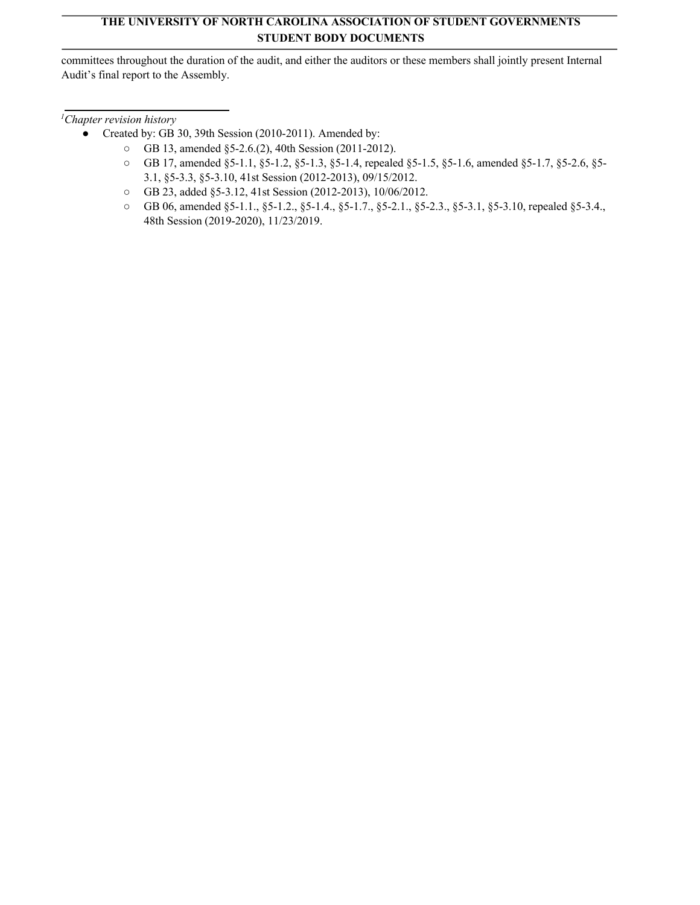committees throughout the duration of the audit, and either the auditors or these members shall jointly present Internal Audit's final report to the Assembly.

---

[1] *Chapter revision history*

- Created by: GB 30, 39th Session (2010-2011). Amended by:
  - GB 13, amended §5-2.6.(2), 40th Session (2011-2012).
  - GB 17, amended §5-1.1, §5-1.2, §5-1.3, §5-1.4, repealed §5-1.5, §5-1.6, amended §5-1.7, §5-2.6, §5-3.1, §5-3.3, §5-3.10, 41st Session (2012-2013), 09/15/2012.
  - GB 23, added §5-3.12, 41st Session (2012-2013), 10/06/2012.
  - GB 06, amended §5-1.1., §5-1.2., §5-1.4., §5-1.7., §5-2.1., §5-2.3., §5-3.1, §5-3.10, repealed §5-3.4., 48th Session (2019-2020), 11/23/2019.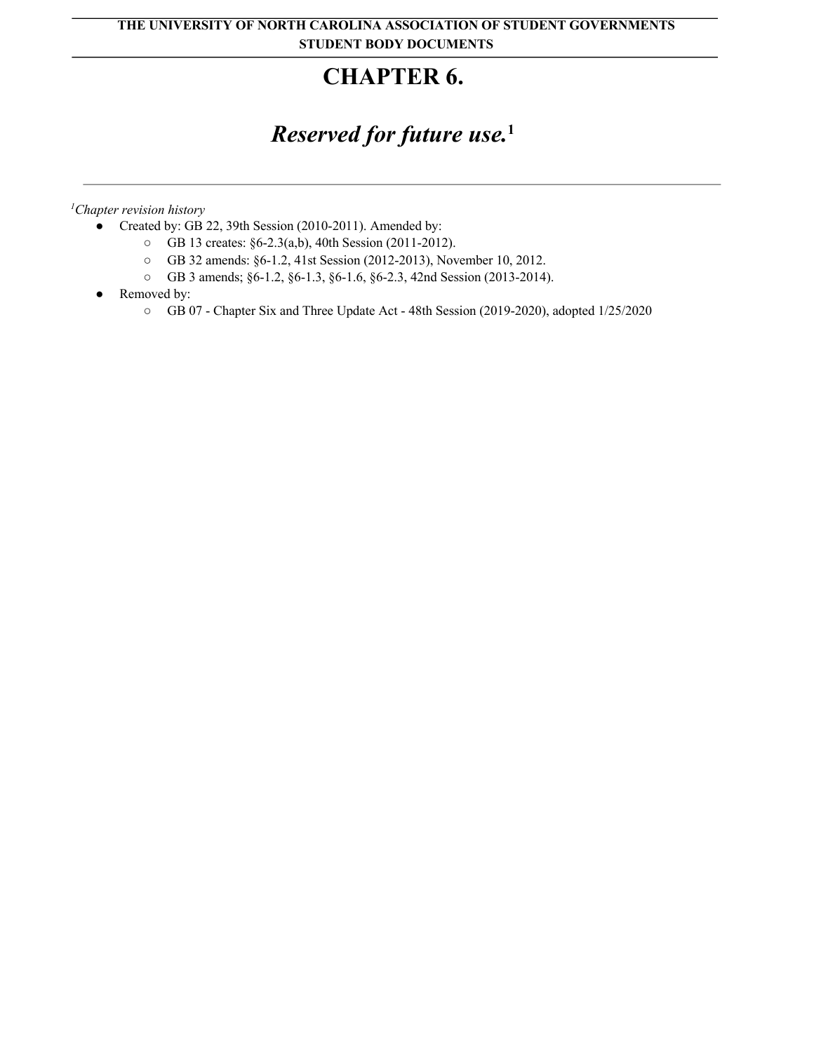# CHAPTER 6.

## *Reserved for future use.*[1]

---

[1]*Chapter revision history*

- Created by: GB 22, 39th Session (2010-2011). Amended by:
  - GB 13 creates: §6-2.3(a,b), 40th Session (2011-2012).
  - GB 32 amends: §6-1.2, 41st Session (2012-2013), November 10, 2012.
  - GB 3 amends; §6-1.2, §6-1.3, §6-1.6, §6-2.3, 42nd Session (2013-2014).
- Removed by:
  - GB 07 - Chapter Six and Three Update Act - 48th Session (2019-2020), adopted 1/25/2020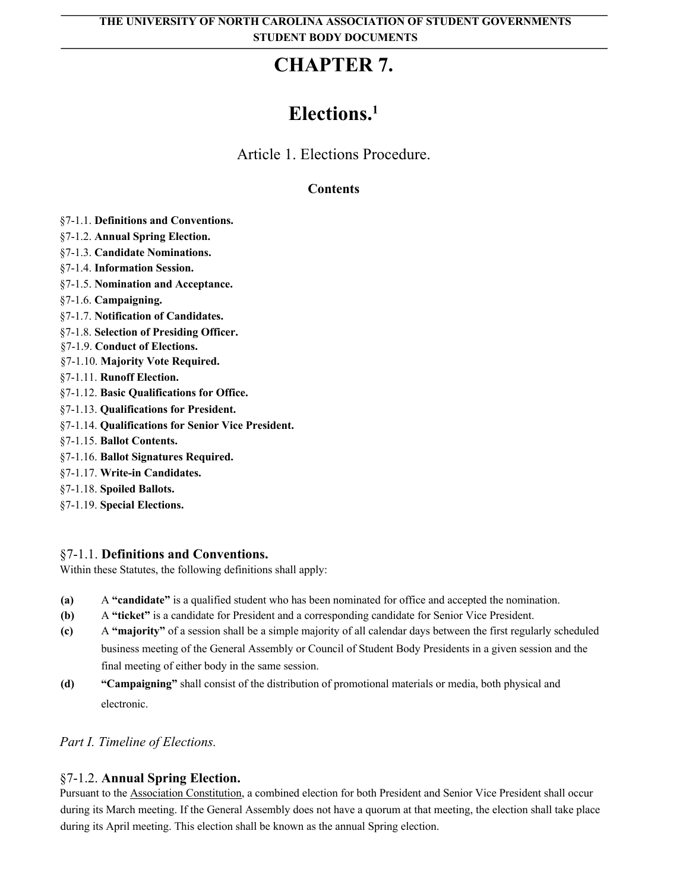# CHAPTER 7.

# Elections.[1]

## Article 1. Elections Procedure.

### Contents

§7-1.1. **Definitions and Conventions.**
§7-1.2. **Annual Spring Election.**
§7-1.3. **Candidate Nominations.**
§7-1.4. **Information Session.**
§7-1.5. **Nomination and Acceptance.**
§7-1.6. **Campaigning.**
§7-1.7. **Notification of Candidates.**
§7-1.8. **Selection of Presiding Officer.**
§7-1.9. **Conduct of Elections.**
§7-1.10. **Majority Vote Required.**
§7-1.11. **Runoff Election.**
§7-1.12. **Basic Qualifications for Office.**
§7-1.13. **Qualifications for President.**
§7-1.14. **Qualifications for Senior Vice President.**
§7-1.15. **Ballot Contents.**
§7-1.16. **Ballot Signatures Required.**
§7-1.17. **Write-in Candidates.**
§7-1.18. **Spoiled Ballots.**
§7-1.19. **Special Elections.**

### §7-1.1. Definitions and Conventions.

Within these Statutes, the following definitions shall apply:

**(a)** A **"candidate"** is a qualified student who has been nominated for office and accepted the nomination.
**(b)** A **"ticket"** is a candidate for President and a corresponding candidate for Senior Vice President.
**(c)** A **"majority"** of a session shall be a simple majority of all calendar days between the first regularly scheduled business meeting of the General Assembly or Council of Student Body Presidents in a given session and the final meeting of either body in the same session.
**(d)** **"Campaigning"** shall consist of the distribution of promotional materials or media, both physical and electronic.

*Part I. Timeline of Elections.*

### §7-1.2. Annual Spring Election.

Pursuant to the Association Constitution, a combined election for both President and Senior Vice President shall occur during its March meeting. If the General Assembly does not have a quorum at that meeting, the election shall take place during its April meeting. This election shall be known as the annual Spring election.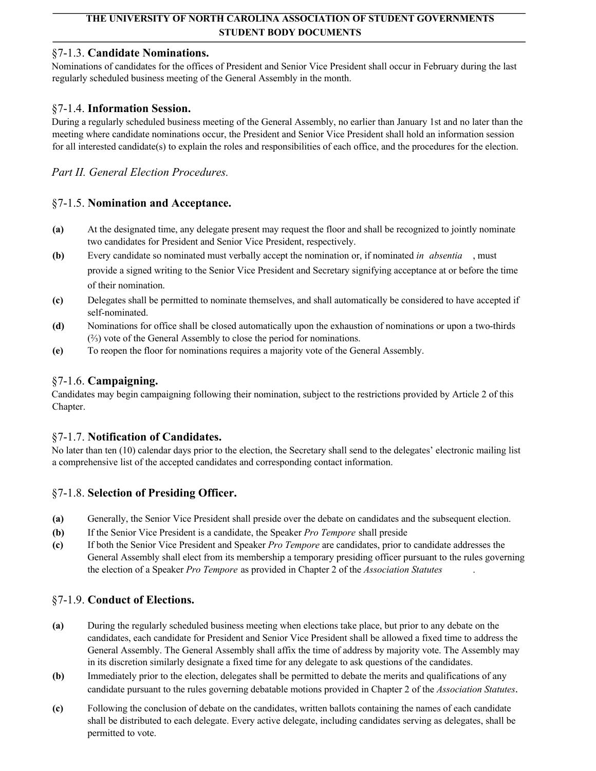### §7-1.3. **Candidate Nominations.**

Nominations of candidates for the offices of President and Senior Vice President shall occur in February during the last regularly scheduled business meeting of the General Assembly in the month.

### §7-1.4. **Information Session.**

During a regularly scheduled business meeting of the General Assembly, no earlier than January 1st and no later than the meeting where candidate nominations occur, the President and Senior Vice President shall hold an information session for all interested candidate(s) to explain the roles and responsibilities of each office, and the procedures for the election.

## *Part II. General Election Procedures.*

### §7-1.5. **Nomination and Acceptance.**

**(a)** At the designated time, any delegate present may request the floor and shall be recognized to jointly nominate two candidates for President and Senior Vice President, respectively.

**(b)** Every candidate so nominated must verbally accept the nomination or, if nominated *in absentia*, must provide a signed writing to the Senior Vice President and Secretary signifying acceptance at or before the time of their nomination.

**(c)** Delegates shall be permitted to nominate themselves, and shall automatically be considered to have accepted if self-nominated.

**(d)** Nominations for office shall be closed automatically upon the exhaustion of nominations or upon a two-thirds (⅔) vote of the General Assembly to close the period for nominations.

**(e)** To reopen the floor for nominations requires a majority vote of the General Assembly.

### §7-1.6. **Campaigning.**

Candidates may begin campaigning following their nomination, subject to the restrictions provided by Article 2 of this Chapter.

### §7-1.7. **Notification of Candidates.**

No later than ten (10) calendar days prior to the election, the Secretary shall send to the delegates' electronic mailing list a comprehensive list of the accepted candidates and corresponding contact information.

### §7-1.8. **Selection of Presiding Officer.**

**(a)** Generally, the Senior Vice President shall preside over the debate on candidates and the subsequent election.

**(b)** If the Senior Vice President is a candidate, the Speaker *Pro Tempore* shall preside

**(c)** If both the Senior Vice President and Speaker *Pro Tempore* are candidates, prior to candidate addresses the General Assembly shall elect from its membership a temporary presiding officer pursuant to the rules governing the election of a Speaker *Pro Tempore* as provided in Chapter 2 of the *Association Statutes*.

### §7-1.9. **Conduct of Elections.**

**(a)** During the regularly scheduled business meeting when elections take place, but prior to any debate on the candidates, each candidate for President and Senior Vice President shall be allowed a fixed time to address the General Assembly. The General Assembly shall affix the time of address by majority vote. The Assembly may in its discretion similarly designate a fixed time for any delegate to ask questions of the candidates.

**(b)** Immediately prior to the election, delegates shall be permitted to debate the merits and qualifications of any candidate pursuant to the rules governing debatable motions provided in Chapter 2 of the *Association Statutes*.

**(c)** Following the conclusion of debate on the candidates, written ballots containing the names of each candidate shall be distributed to each delegate. Every active delegate, including candidates serving as delegates, shall be permitted to vote.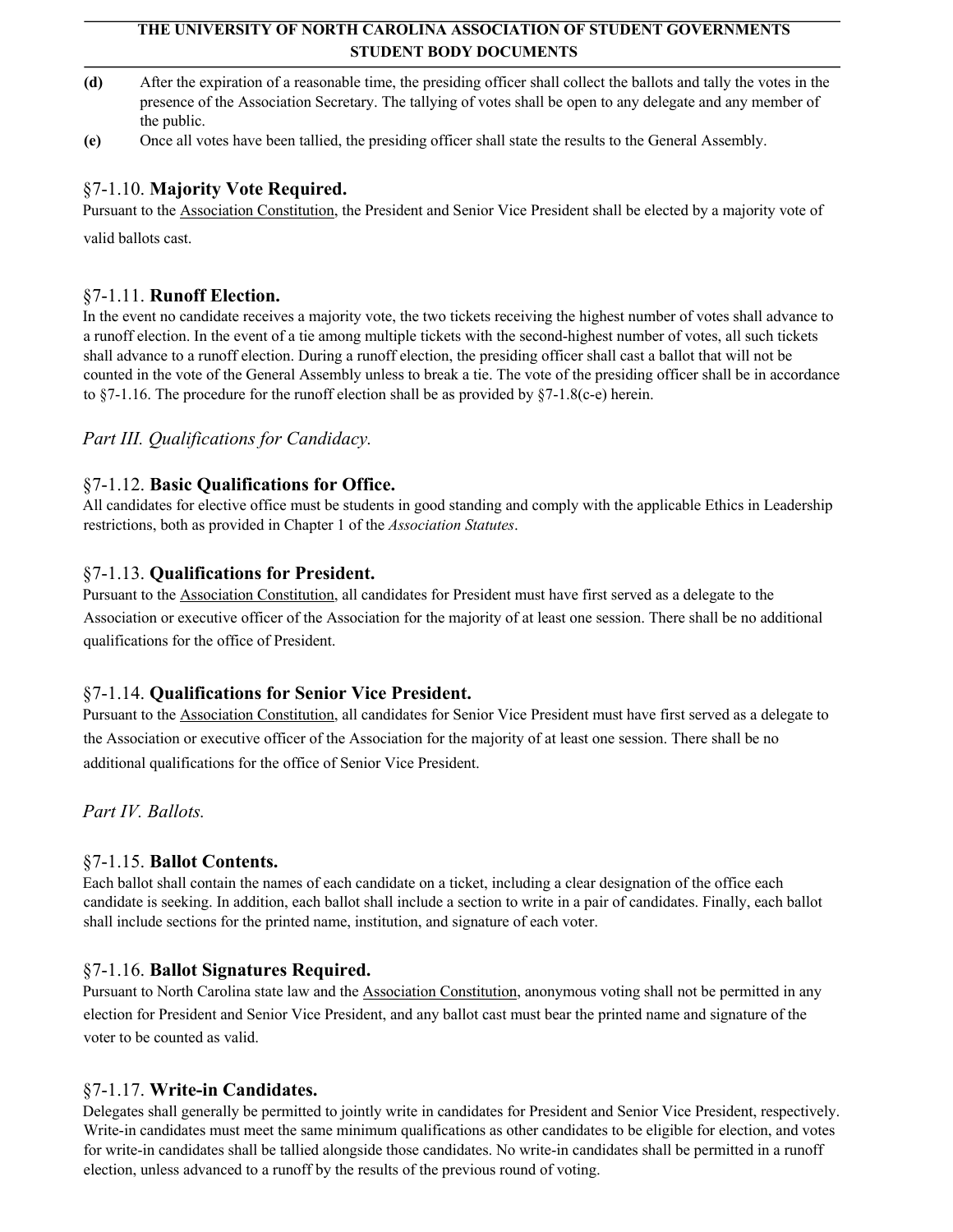**(d)** After the expiration of a reasonable time, the presiding officer shall collect the ballots and tally the votes in the presence of the Association Secretary. The tallying of votes shall be open to any delegate and any member of the public.

**(e)** Once all votes have been tallied, the presiding officer shall state the results to the General Assembly.

### §7-1.10. **Majority Vote Required.**

Pursuant to the Association Constitution, the President and Senior Vice President shall be elected by a majority vote of valid ballots cast.

### §7-1.11. **Runoff Election.**

In the event no candidate receives a majority vote, the two tickets receiving the highest number of votes shall advance to a runoff election. In the event of a tie among multiple tickets with the second-highest number of votes, all such tickets shall advance to a runoff election. During a runoff election, the presiding officer shall cast a ballot that will not be counted in the vote of the General Assembly unless to break a tie. The vote of the presiding officer shall be in accordance to §7-1.16. The procedure for the runoff election shall be as provided by §7-1.8(c-e) herein.

## *Part III. Qualifications for Candidacy.*

### §7-1.12. **Basic Qualifications for Office.**

All candidates for elective office must be students in good standing and comply with the applicable Ethics in Leadership restrictions, both as provided in Chapter 1 of the *Association Statutes*.

### §7-1.13. **Qualifications for President.**

Pursuant to the Association Constitution, all candidates for President must have first served as a delegate to the Association or executive officer of the Association for the majority of at least one session. There shall be no additional qualifications for the office of President.

### §7-1.14. **Qualifications for Senior Vice President.**

Pursuant to the Association Constitution, all candidates for Senior Vice President must have first served as a delegate to the Association or executive officer of the Association for the majority of at least one session. There shall be no additional qualifications for the office of Senior Vice President.

## *Part IV. Ballots.*

### §7-1.15. **Ballot Contents.**

Each ballot shall contain the names of each candidate on a ticket, including a clear designation of the office each candidate is seeking. In addition, each ballot shall include a section to write in a pair of candidates. Finally, each ballot shall include sections for the printed name, institution, and signature of each voter.

### §7-1.16. **Ballot Signatures Required.**

Pursuant to North Carolina state law and the Association Constitution, anonymous voting shall not be permitted in any election for President and Senior Vice President, and any ballot cast must bear the printed name and signature of the voter to be counted as valid.

### §7-1.17. **Write-in Candidates.**

Delegates shall generally be permitted to jointly write in candidates for President and Senior Vice President, respectively. Write-in candidates must meet the same minimum qualifications as other candidates to be eligible for election, and votes for write-in candidates shall be tallied alongside those candidates. No write-in candidates shall be permitted in a runoff election, unless advanced to a runoff by the results of the previous round of voting.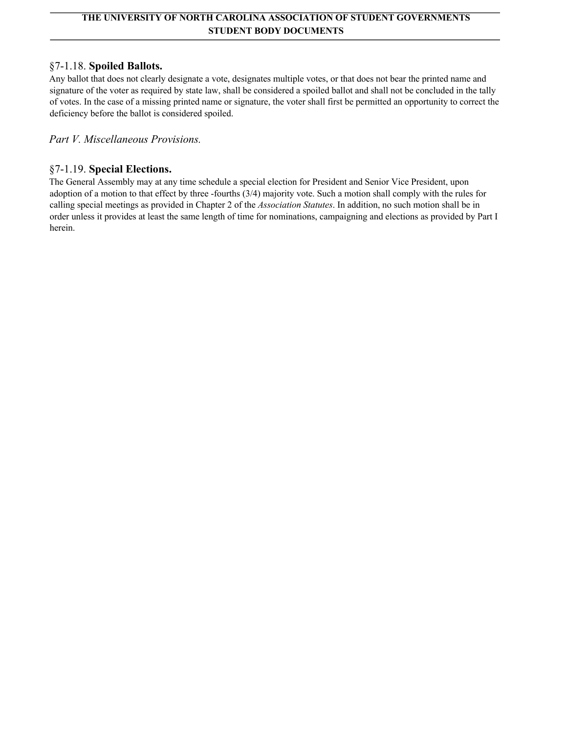### §7-1.18. **Spoiled Ballots.**

Any ballot that does not clearly designate a vote, designates multiple votes, or that does not bear the printed name and signature of the voter as required by state law, shall be considered a spoiled ballot and shall not be concluded in the tally of votes. In the case of a missing printed name or signature, the voter shall first be permitted an opportunity to correct the deficiency before the ballot is considered spoiled.

## *Part V. Miscellaneous Provisions.*

### §7-1.19. **Special Elections.**

The General Assembly may at any time schedule a special election for President and Senior Vice President, upon adoption of a motion to that effect by three -fourths (3/4) majority vote. Such a motion shall comply with the rules for calling special meetings as provided in Chapter 2 of the *Association Statutes*. In addition, no such motion shall be in order unless it provides at least the same length of time for nominations, campaigning and elections as provided by Part I herein.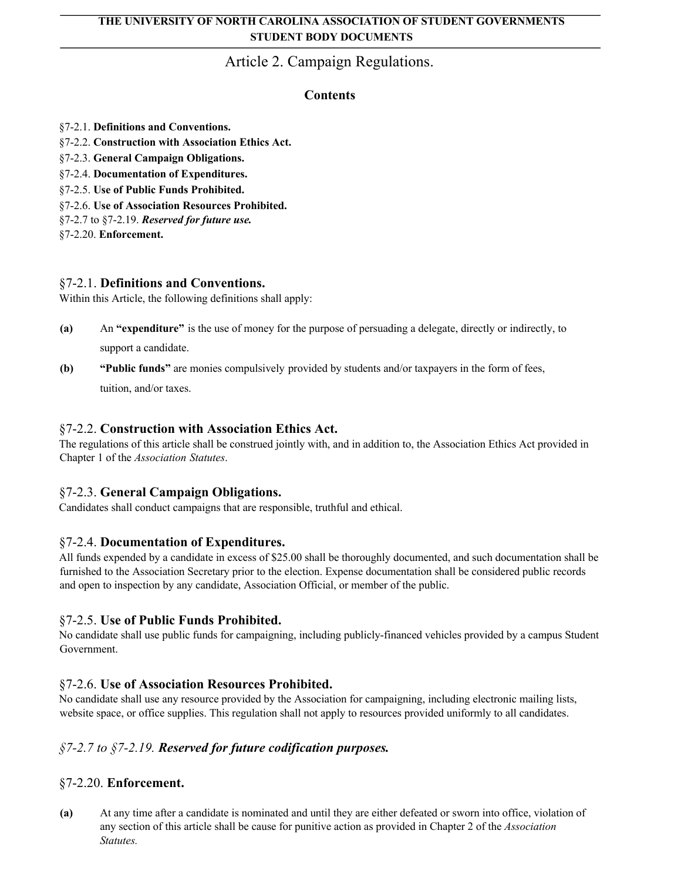# Article 2. Campaign Regulations.

### Contents

§7-2.1. **Definitions and Conventions.**
§7-2.2. **Construction with Association Ethics Act.**
§7-2.3. **General Campaign Obligations.**
§7-2.4. **Documentation of Expenditures.**
§7-2.5. **Use of Public Funds Prohibited.**
§7-2.6. **Use of Association Resources Prohibited.**
§7-2.7 to §7-2.19. ***Reserved for future use.***
§7-2.20. **Enforcement.**

## §7-2.1. Definitions and Conventions.

Within this Article, the following definitions shall apply:

**(a)** An **"expenditure"** is the use of money for the purpose of persuading a delegate, directly or indirectly, to support a candidate.

**(b)** **"Public funds"** are monies compulsively provided by students and/or taxpayers in the form of fees, tuition, and/or taxes.

## §7-2.2. Construction with Association Ethics Act.

The regulations of this article shall be construed jointly with, and in addition to, the Association Ethics Act provided in Chapter 1 of the *Association Statutes*.

## §7-2.3. General Campaign Obligations.

Candidates shall conduct campaigns that are responsible, truthful and ethical.

## §7-2.4. Documentation of Expenditures.

All funds expended by a candidate in excess of $25.00 shall be thoroughly documented, and such documentation shall be furnished to the Association Secretary prior to the election. Expense documentation shall be considered public records and open to inspection by any candidate, Association Official, or member of the public.

## §7-2.5. Use of Public Funds Prohibited.

No candidate shall use public funds for campaigning, including publicly-financed vehicles provided by a campus Student Government.

## §7-2.6. Use of Association Resources Prohibited.

No candidate shall use any resource provided by the Association for campaigning, including electronic mailing lists, website space, or office supplies. This regulation shall not apply to resources provided uniformly to all candidates.

## *§7-2.7 to §7-2.19.* ***Reserved for future codification purposes.***

## §7-2.20. Enforcement.

**(a)** At any time after a candidate is nominated and until they are either defeated or sworn into office, violation of any section of this article shall be cause for punitive action as provided in Chapter 2 of the *Association Statutes.*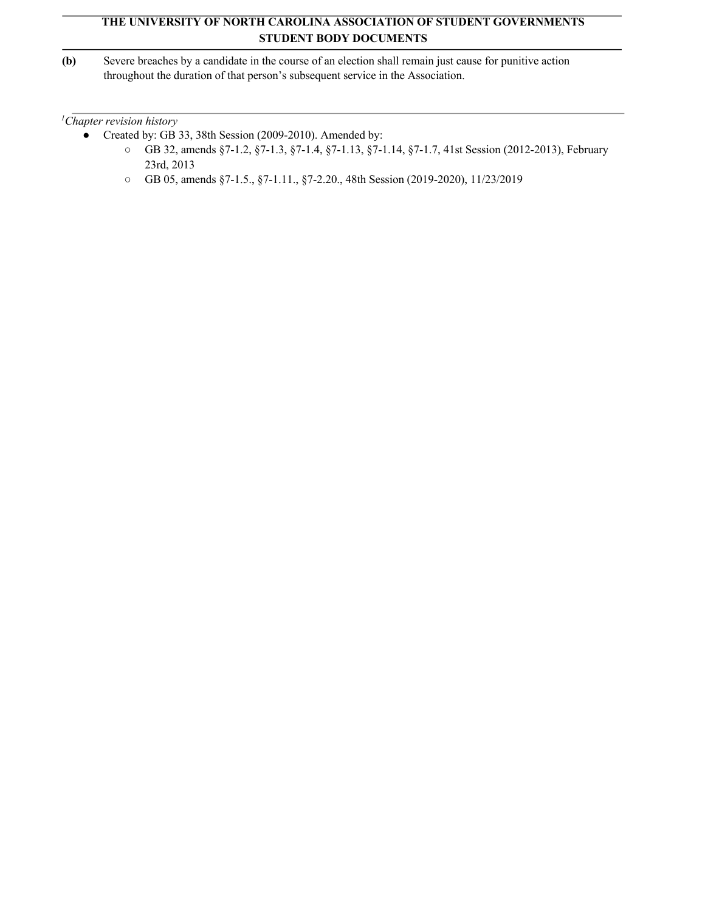**(b)** Severe breaches by a candidate in the course of an election shall remain just cause for punitive action throughout the duration of that person's subsequent service in the Association.

---

[1] *Chapter revision history*

- Created by: GB 33, 38th Session (2009-2010). Amended by:
  - GB 32, amends §7-1.2, §7-1.3, §7-1.4, §7-1.13, §7-1.14, §7-1.7, 41st Session (2012-2013), February 23rd, 2013
  - GB 05, amends §7-1.5., §7-1.11., §7-2.20., 48th Session (2019-2020), 11/23/2019